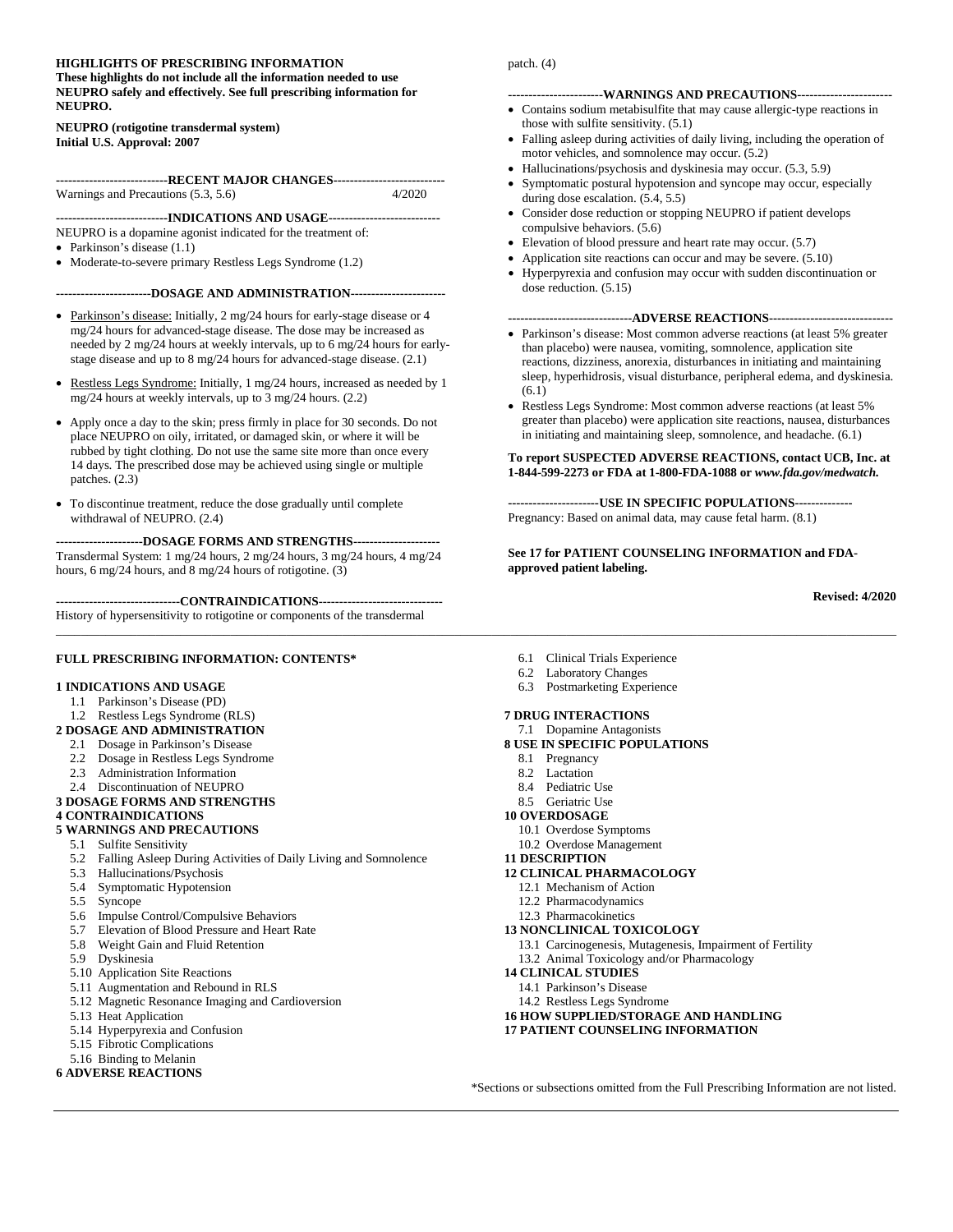**HIGHLIGHTS OF PRESCRIBING INFORMATION**
**These highlights do not include all the information needed to use NEUPRO safely and effectively. See full prescribing information for NEUPRO.**

**NEUPRO (rotigotine transdermal system)**
**Initial U.S. Approval: 2007**

**---------------------------RECENT MAJOR CHANGES---------------------------**

Warnings and Precautions (5.3, 5.6) 4/2020

**---------------------------INDICATIONS AND USAGE---------------------------**

NEUPRO is a dopamine agonist indicated for the treatment of:

- Parkinson's disease (1.1)
- Moderate-to-severe primary Restless Legs Syndrome (1.2)

**-----------------------DOSAGE AND ADMINISTRATION-----------------------**

- Parkinson's disease: Initially, 2 mg/24 hours for early-stage disease or 4 mg/24 hours for advanced-stage disease. The dose may be increased as needed by 2 mg/24 hours at weekly intervals, up to 6 mg/24 hours for early-stage disease and up to 8 mg/24 hours for advanced-stage disease. (2.1)
- Restless Legs Syndrome: Initially, 1 mg/24 hours, increased as needed by 1 mg/24 hours at weekly intervals, up to 3 mg/24 hours. (2.2)
- Apply once a day to the skin; press firmly in place for 30 seconds. Do not place NEUPRO on oily, irritated, or damaged skin, or where it will be rubbed by tight clothing. Do not use the same site more than once every 14 days. The prescribed dose may be achieved using single or multiple patches. (2.3)
- To discontinue treatment, reduce the dose gradually until complete withdrawal of NEUPRO. (2.4)

**---------------------DOSAGE FORMS AND STRENGTHS---------------------**

Transdermal System: 1 mg/24 hours, 2 mg/24 hours, 3 mg/24 hours, 4 mg/24 hours, 6 mg/24 hours, and 8 mg/24 hours of rotigotine. (3)

**------------------------------CONTRAINDICATIONS------------------------------**

History of hypersensitivity to rotigotine or components of the transdermal patch. (4)

**-----------------------WARNINGS AND PRECAUTIONS-----------------------**

- Contains sodium metabisulfite that may cause allergic-type reactions in those with sulfite sensitivity. (5.1)
- Falling asleep during activities of daily living, including the operation of motor vehicles, and somnolence may occur. (5.2)
- Hallucinations/psychosis and dyskinesia may occur. (5.3, 5.9)
- Symptomatic postural hypotension and syncope may occur, especially during dose escalation. (5.4, 5.5)
- Consider dose reduction or stopping NEUPRO if patient develops compulsive behaviors. (5.6)
- Elevation of blood pressure and heart rate may occur. (5.7)
- Application site reactions can occur and may be severe. (5.10)
- Hyperpyrexia and confusion may occur with sudden discontinuation or dose reduction. (5.15)

**------------------------------ADVERSE REACTIONS------------------------------**

- Parkinson's disease: Most common adverse reactions (at least 5% greater than placebo) were nausea, vomiting, somnolence, application site reactions, dizziness, anorexia, disturbances in initiating and maintaining sleep, hyperhidrosis, visual disturbance, peripheral edema, and dyskinesia. (6.1)
- Restless Legs Syndrome: Most common adverse reactions (at least 5% greater than placebo) were application site reactions, nausea, disturbances in initiating and maintaining sleep, somnolence, and headache. (6.1)

**To report SUSPECTED ADVERSE REACTIONS, contact UCB, Inc. at 1-844-599-2273 or FDA at 1-800-FDA-1088 or *www.fda.gov/medwatch.***

**----------------------USE IN SPECIFIC POPULATIONS--------------**

Pregnancy: Based on animal data, may cause fetal harm. (8.1)

**See 17 for PATIENT COUNSELING INFORMATION and FDA-approved patient labeling.**

**Revised: 4/2020**

---

**FULL PRESCRIBING INFORMATION: CONTENTS***

**1 INDICATIONS AND USAGE**
- 1.1 Parkinson's Disease (PD)
- 1.2 Restless Legs Syndrome (RLS)

**2 DOSAGE AND ADMINISTRATION**
- 2.1 Dosage in Parkinson's Disease
- 2.2 Dosage in Restless Legs Syndrome
- 2.3 Administration Information
- 2.4 Discontinuation of NEUPRO

**3 DOSAGE FORMS AND STRENGTHS**

**4 CONTRAINDICATIONS**

**5 WARNINGS AND PRECAUTIONS**
- 5.1 Sulfite Sensitivity
- 5.2 Falling Asleep During Activities of Daily Living and Somnolence
- 5.3 Hallucinations/Psychosis
- 5.4 Symptomatic Hypotension
- 5.5 Syncope
- 5.6 Impulse Control/Compulsive Behaviors
- 5.7 Elevation of Blood Pressure and Heart Rate
- 5.8 Weight Gain and Fluid Retention
- 5.9 Dyskinesia
- 5.10 Application Site Reactions
- 5.11 Augmentation and Rebound in RLS
- 5.12 Magnetic Resonance Imaging and Cardioversion
- 5.13 Heat Application
- 5.14 Hyperpyrexia and Confusion
- 5.15 Fibrotic Complications
- 5.16 Binding to Melanin

**6 ADVERSE REACTIONS**
- 6.1 Clinical Trials Experience
- 6.2 Laboratory Changes
- 6.3 Postmarketing Experience

**7 DRUG INTERACTIONS**
- 7.1 Dopamine Antagonists

**8 USE IN SPECIFIC POPULATIONS**
- 8.1 Pregnancy
- 8.2 Lactation
- 8.4 Pediatric Use
- 8.5 Geriatric Use

**10 OVERDOSAGE**
- 10.1 Overdose Symptoms
- 10.2 Overdose Management

**11 DESCRIPTION**

**12 CLINICAL PHARMACOLOGY**
- 12.1 Mechanism of Action
- 12.2 Pharmacodynamics
- 12.3 Pharmacokinetics

**13 NONCLINICAL TOXICOLOGY**
- 13.1 Carcinogenesis, Mutagenesis, Impairment of Fertility
- 13.2 Animal Toxicology and/or Pharmacology

**14 CLINICAL STUDIES**
- 14.1 Parkinson's Disease
- 14.2 Restless Legs Syndrome

**16 HOW SUPPLIED/STORAGE AND HANDLING**

**17 PATIENT COUNSELING INFORMATION**

*Sections or subsections omitted from the Full Prescribing Information are not listed.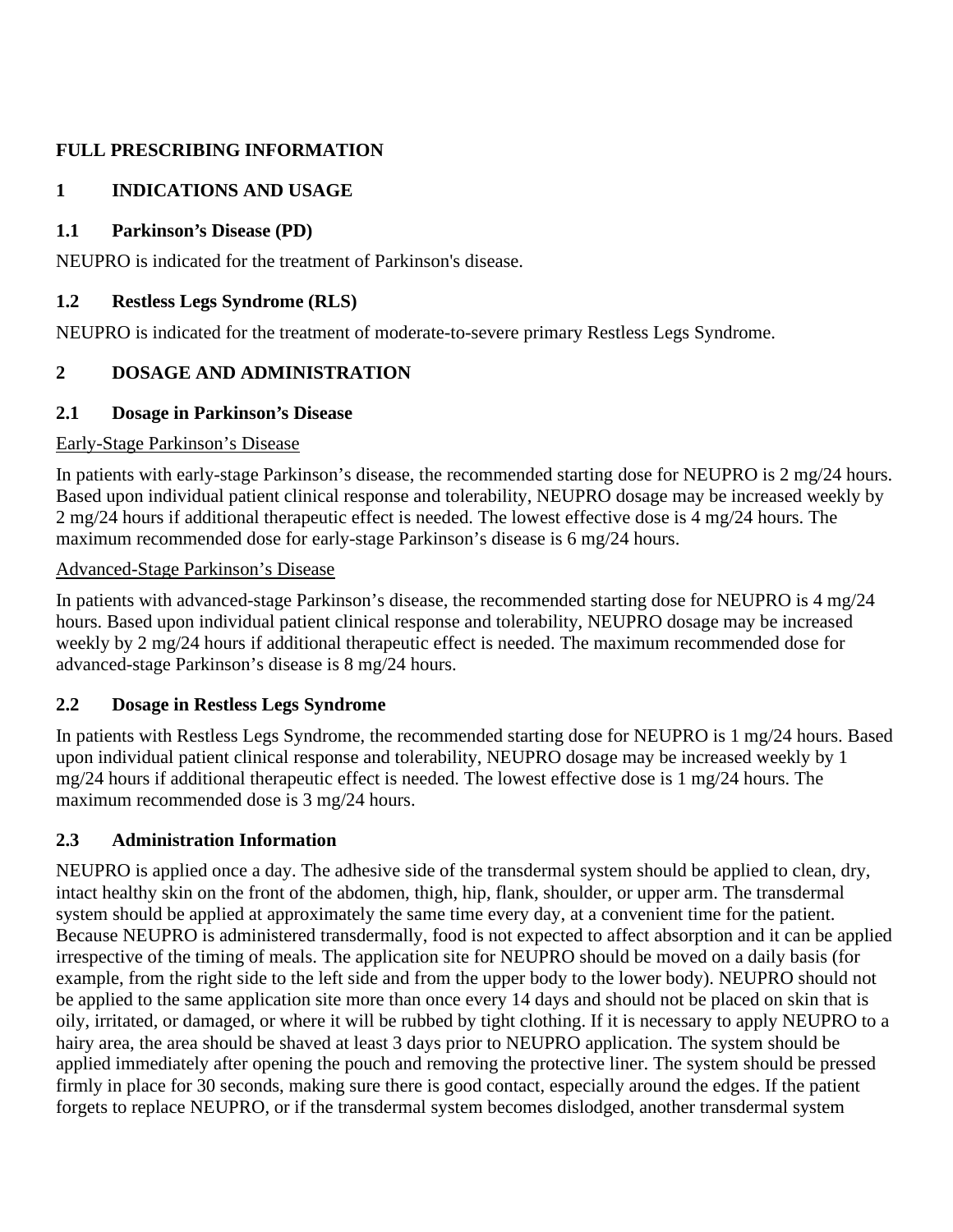## FULL PRESCRIBING INFORMATION

## 1 INDICATIONS AND USAGE

### 1.1 Parkinson's Disease (PD)

NEUPRO is indicated for the treatment of Parkinson's disease.

### 1.2 Restless Legs Syndrome (RLS)

NEUPRO is indicated for the treatment of moderate-to-severe primary Restless Legs Syndrome.

## 2 DOSAGE AND ADMINISTRATION

### 2.1 Dosage in Parkinson's Disease

Early-Stage Parkinson's Disease

In patients with early-stage Parkinson's disease, the recommended starting dose for NEUPRO is 2 mg/24 hours. Based upon individual patient clinical response and tolerability, NEUPRO dosage may be increased weekly by 2 mg/24 hours if additional therapeutic effect is needed. The lowest effective dose is 4 mg/24 hours. The maximum recommended dose for early-stage Parkinson's disease is 6 mg/24 hours.

Advanced-Stage Parkinson's Disease

In patients with advanced-stage Parkinson's disease, the recommended starting dose for NEUPRO is 4 mg/24 hours. Based upon individual patient clinical response and tolerability, NEUPRO dosage may be increased weekly by 2 mg/24 hours if additional therapeutic effect is needed. The maximum recommended dose for advanced-stage Parkinson's disease is 8 mg/24 hours.

### 2.2 Dosage in Restless Legs Syndrome

In patients with Restless Legs Syndrome, the recommended starting dose for NEUPRO is 1 mg/24 hours. Based upon individual patient clinical response and tolerability, NEUPRO dosage may be increased weekly by 1 mg/24 hours if additional therapeutic effect is needed. The lowest effective dose is 1 mg/24 hours. The maximum recommended dose is 3 mg/24 hours.

### 2.3 Administration Information

NEUPRO is applied once a day. The adhesive side of the transdermal system should be applied to clean, dry, intact healthy skin on the front of the abdomen, thigh, hip, flank, shoulder, or upper arm. The transdermal system should be applied at approximately the same time every day, at a convenient time for the patient. Because NEUPRO is administered transdermally, food is not expected to affect absorption and it can be applied irrespective of the timing of meals. The application site for NEUPRO should be moved on a daily basis (for example, from the right side to the left side and from the upper body to the lower body). NEUPRO should not be applied to the same application site more than once every 14 days and should not be placed on skin that is oily, irritated, or damaged, or where it will be rubbed by tight clothing. If it is necessary to apply NEUPRO to a hairy area, the area should be shaved at least 3 days prior to NEUPRO application. The system should be applied immediately after opening the pouch and removing the protective liner. The system should be pressed firmly in place for 30 seconds, making sure there is good contact, especially around the edges. If the patient forgets to replace NEUPRO, or if the transdermal system becomes dislodged, another transdermal system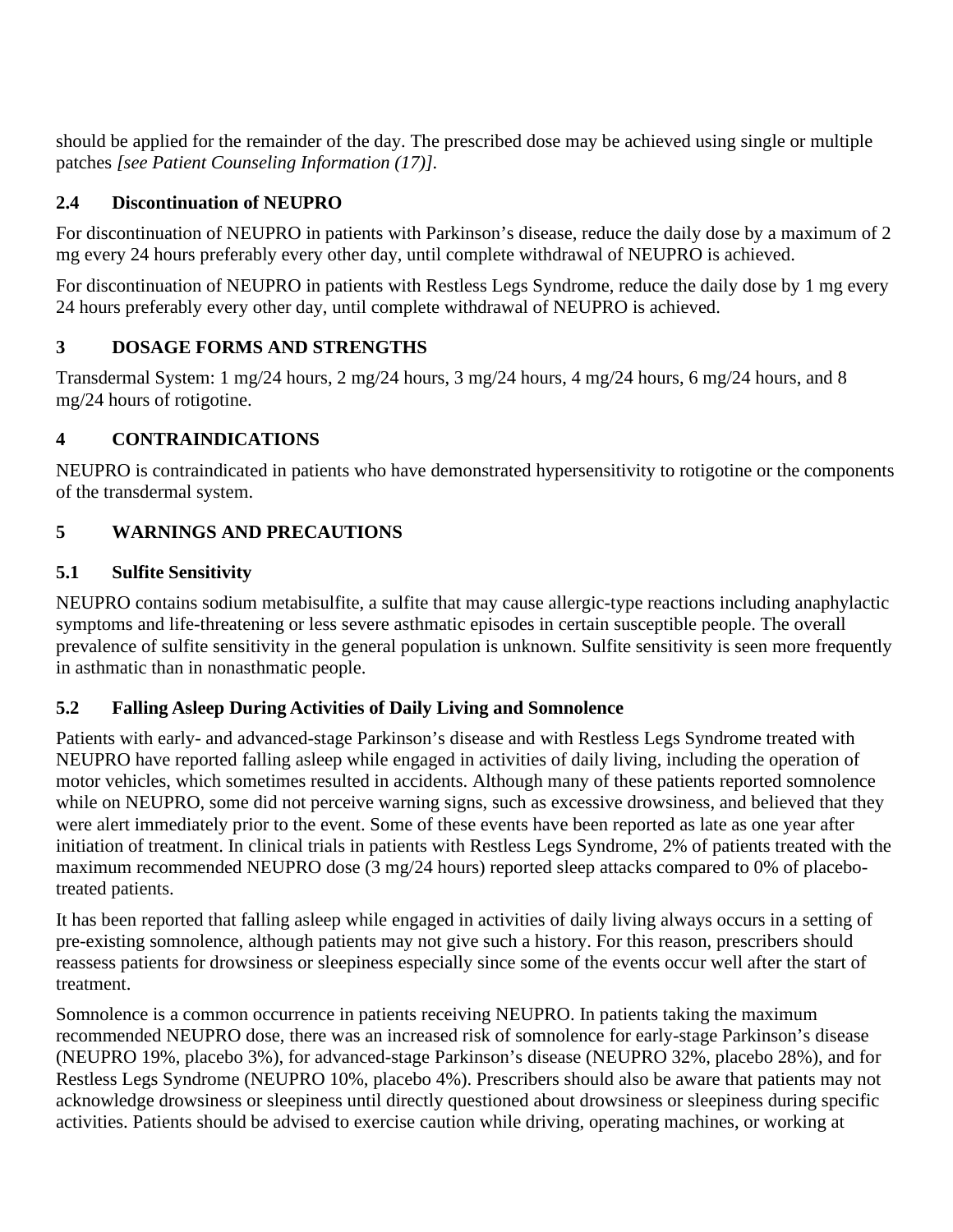should be applied for the remainder of the day. The prescribed dose may be achieved using single or multiple patches *[see Patient Counseling Information (17)]*.

### 2.4 Discontinuation of NEUPRO

For discontinuation of NEUPRO in patients with Parkinson's disease, reduce the daily dose by a maximum of 2 mg every 24 hours preferably every other day, until complete withdrawal of NEUPRO is achieved.

For discontinuation of NEUPRO in patients with Restless Legs Syndrome, reduce the daily dose by 1 mg every 24 hours preferably every other day, until complete withdrawal of NEUPRO is achieved.

## 3 DOSAGE FORMS AND STRENGTHS

Transdermal System: 1 mg/24 hours, 2 mg/24 hours, 3 mg/24 hours, 4 mg/24 hours, 6 mg/24 hours, and 8 mg/24 hours of rotigotine.

## 4 CONTRAINDICATIONS

NEUPRO is contraindicated in patients who have demonstrated hypersensitivity to rotigotine or the components of the transdermal system.

## 5 WARNINGS AND PRECAUTIONS

### 5.1 Sulfite Sensitivity

NEUPRO contains sodium metabisulfite, a sulfite that may cause allergic-type reactions including anaphylactic symptoms and life-threatening or less severe asthmatic episodes in certain susceptible people. The overall prevalence of sulfite sensitivity in the general population is unknown. Sulfite sensitivity is seen more frequently in asthmatic than in nonasthmatic people.

### 5.2 Falling Asleep During Activities of Daily Living and Somnolence

Patients with early- and advanced-stage Parkinson's disease and with Restless Legs Syndrome treated with NEUPRO have reported falling asleep while engaged in activities of daily living, including the operation of motor vehicles, which sometimes resulted in accidents. Although many of these patients reported somnolence while on NEUPRO, some did not perceive warning signs, such as excessive drowsiness, and believed that they were alert immediately prior to the event. Some of these events have been reported as late as one year after initiation of treatment. In clinical trials in patients with Restless Legs Syndrome, 2% of patients treated with the maximum recommended NEUPRO dose (3 mg/24 hours) reported sleep attacks compared to 0% of placebo-treated patients.

It has been reported that falling asleep while engaged in activities of daily living always occurs in a setting of pre-existing somnolence, although patients may not give such a history. For this reason, prescribers should reassess patients for drowsiness or sleepiness especially since some of the events occur well after the start of treatment.

Somnolence is a common occurrence in patients receiving NEUPRO. In patients taking the maximum recommended NEUPRO dose, there was an increased risk of somnolence for early-stage Parkinson's disease (NEUPRO 19%, placebo 3%), for advanced-stage Parkinson's disease (NEUPRO 32%, placebo 28%), and for Restless Legs Syndrome (NEUPRO 10%, placebo 4%). Prescribers should also be aware that patients may not acknowledge drowsiness or sleepiness until directly questioned about drowsiness or sleepiness during specific activities. Patients should be advised to exercise caution while driving, operating machines, or working at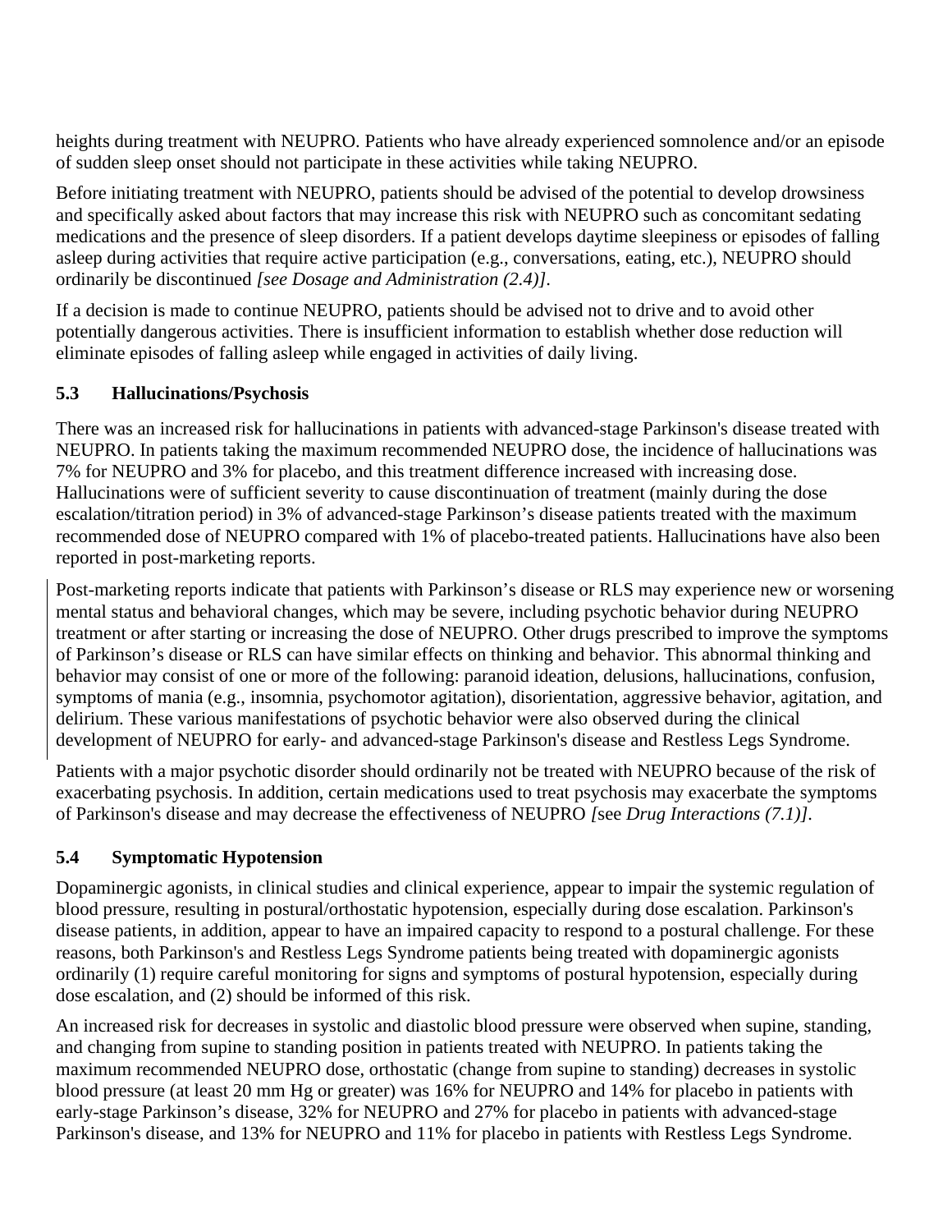heights during treatment with NEUPRO. Patients who have already experienced somnolence and/or an episode of sudden sleep onset should not participate in these activities while taking NEUPRO.

Before initiating treatment with NEUPRO, patients should be advised of the potential to develop drowsiness and specifically asked about factors that may increase this risk with NEUPRO such as concomitant sedating medications and the presence of sleep disorders. If a patient develops daytime sleepiness or episodes of falling asleep during activities that require active participation (e.g., conversations, eating, etc.), NEUPRO should ordinarily be discontinued *[see Dosage and Administration (2.4)]*.

If a decision is made to continue NEUPRO, patients should be advised not to drive and to avoid other potentially dangerous activities. There is insufficient information to establish whether dose reduction will eliminate episodes of falling asleep while engaged in activities of daily living.

### 5.3 Hallucinations/Psychosis

There was an increased risk for hallucinations in patients with advanced-stage Parkinson's disease treated with NEUPRO. In patients taking the maximum recommended NEUPRO dose, the incidence of hallucinations was 7% for NEUPRO and 3% for placebo, and this treatment difference increased with increasing dose. Hallucinations were of sufficient severity to cause discontinuation of treatment (mainly during the dose escalation/titration period) in 3% of advanced-stage Parkinson's disease patients treated with the maximum recommended dose of NEUPRO compared with 1% of placebo-treated patients. Hallucinations have also been reported in post-marketing reports.

Post-marketing reports indicate that patients with Parkinson's disease or RLS may experience new or worsening mental status and behavioral changes, which may be severe, including psychotic behavior during NEUPRO treatment or after starting or increasing the dose of NEUPRO. Other drugs prescribed to improve the symptoms of Parkinson's disease or RLS can have similar effects on thinking and behavior. This abnormal thinking and behavior may consist of one or more of the following: paranoid ideation, delusions, hallucinations, confusion, symptoms of mania (e.g., insomnia, psychomotor agitation), disorientation, aggressive behavior, agitation, and delirium. These various manifestations of psychotic behavior were also observed during the clinical development of NEUPRO for early- and advanced-stage Parkinson's disease and Restless Legs Syndrome.

Patients with a major psychotic disorder should ordinarily not be treated with NEUPRO because of the risk of exacerbating psychosis. In addition, certain medications used to treat psychosis may exacerbate the symptoms of Parkinson's disease and may decrease the effectiveness of NEUPRO *[*see *Drug Interactions (7.1)]*.

### 5.4 Symptomatic Hypotension

Dopaminergic agonists, in clinical studies and clinical experience, appear to impair the systemic regulation of blood pressure, resulting in postural/orthostatic hypotension, especially during dose escalation. Parkinson's disease patients, in addition, appear to have an impaired capacity to respond to a postural challenge. For these reasons, both Parkinson's and Restless Legs Syndrome patients being treated with dopaminergic agonists ordinarily (1) require careful monitoring for signs and symptoms of postural hypotension, especially during dose escalation, and (2) should be informed of this risk.

An increased risk for decreases in systolic and diastolic blood pressure were observed when supine, standing, and changing from supine to standing position in patients treated with NEUPRO. In patients taking the maximum recommended NEUPRO dose, orthostatic (change from supine to standing) decreases in systolic blood pressure (at least 20 mm Hg or greater) was 16% for NEUPRO and 14% for placebo in patients with early-stage Parkinson's disease, 32% for NEUPRO and 27% for placebo in patients with advanced-stage Parkinson's disease, and 13% for NEUPRO and 11% for placebo in patients with Restless Legs Syndrome.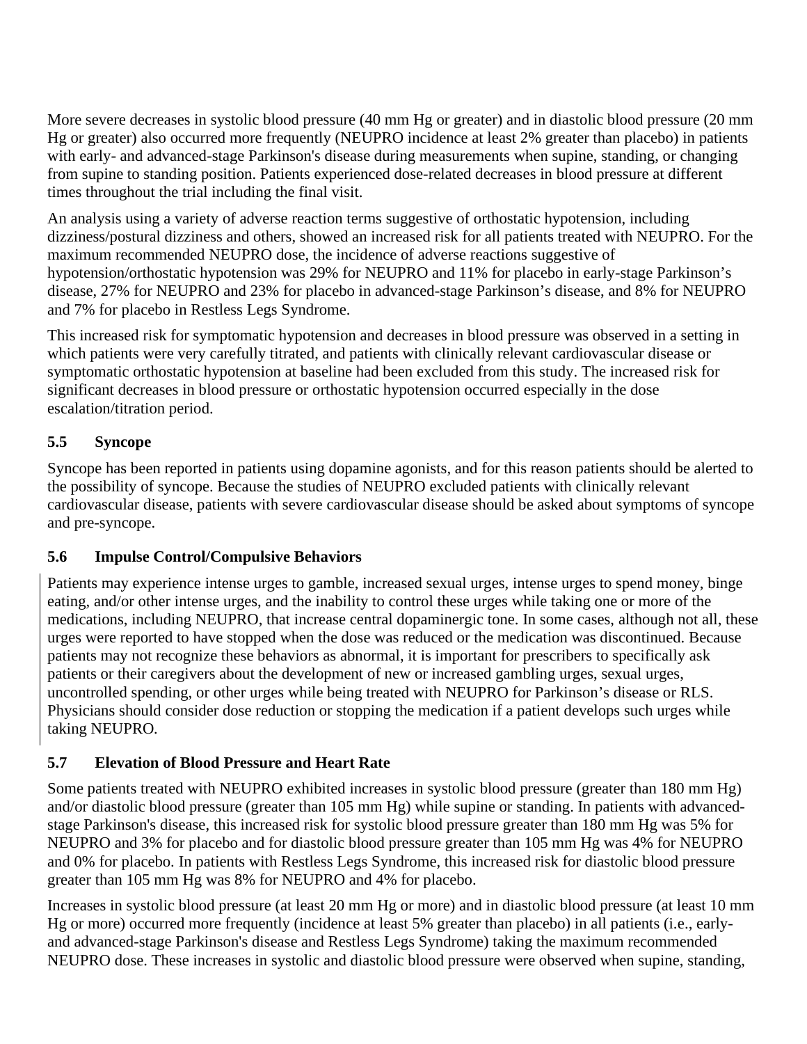More severe decreases in systolic blood pressure (40 mm Hg or greater) and in diastolic blood pressure (20 mm Hg or greater) also occurred more frequently (NEUPRO incidence at least 2% greater than placebo) in patients with early- and advanced-stage Parkinson's disease during measurements when supine, standing, or changing from supine to standing position. Patients experienced dose-related decreases in blood pressure at different times throughout the trial including the final visit.

An analysis using a variety of adverse reaction terms suggestive of orthostatic hypotension, including dizziness/postural dizziness and others, showed an increased risk for all patients treated with NEUPRO. For the maximum recommended NEUPRO dose, the incidence of adverse reactions suggestive of hypotension/orthostatic hypotension was 29% for NEUPRO and 11% for placebo in early-stage Parkinson's disease, 27% for NEUPRO and 23% for placebo in advanced-stage Parkinson's disease, and 8% for NEUPRO and 7% for placebo in Restless Legs Syndrome.

This increased risk for symptomatic hypotension and decreases in blood pressure was observed in a setting in which patients were very carefully titrated, and patients with clinically relevant cardiovascular disease or symptomatic orthostatic hypotension at baseline had been excluded from this study. The increased risk for significant decreases in blood pressure or orthostatic hypotension occurred especially in the dose escalation/titration period.

### 5.5 Syncope

Syncope has been reported in patients using dopamine agonists, and for this reason patients should be alerted to the possibility of syncope. Because the studies of NEUPRO excluded patients with clinically relevant cardiovascular disease, patients with severe cardiovascular disease should be asked about symptoms of syncope and pre-syncope.

### 5.6 Impulse Control/Compulsive Behaviors

Patients may experience intense urges to gamble, increased sexual urges, intense urges to spend money, binge eating, and/or other intense urges, and the inability to control these urges while taking one or more of the medications, including NEUPRO, that increase central dopaminergic tone. In some cases, although not all, these urges were reported to have stopped when the dose was reduced or the medication was discontinued. Because patients may not recognize these behaviors as abnormal, it is important for prescribers to specifically ask patients or their caregivers about the development of new or increased gambling urges, sexual urges, uncontrolled spending, or other urges while being treated with NEUPRO for Parkinson's disease or RLS. Physicians should consider dose reduction or stopping the medication if a patient develops such urges while taking NEUPRO.

### 5.7 Elevation of Blood Pressure and Heart Rate

Some patients treated with NEUPRO exhibited increases in systolic blood pressure (greater than 180 mm Hg) and/or diastolic blood pressure (greater than 105 mm Hg) while supine or standing. In patients with advanced-stage Parkinson's disease, this increased risk for systolic blood pressure greater than 180 mm Hg was 5% for NEUPRO and 3% for placebo and for diastolic blood pressure greater than 105 mm Hg was 4% for NEUPRO and 0% for placebo. In patients with Restless Legs Syndrome, this increased risk for diastolic blood pressure greater than 105 mm Hg was 8% for NEUPRO and 4% for placebo.

Increases in systolic blood pressure (at least 20 mm Hg or more) and in diastolic blood pressure (at least 10 mm Hg or more) occurred more frequently (incidence at least 5% greater than placebo) in all patients (i.e., early- and advanced-stage Parkinson's disease and Restless Legs Syndrome) taking the maximum recommended NEUPRO dose. These increases in systolic and diastolic blood pressure were observed when supine, standing,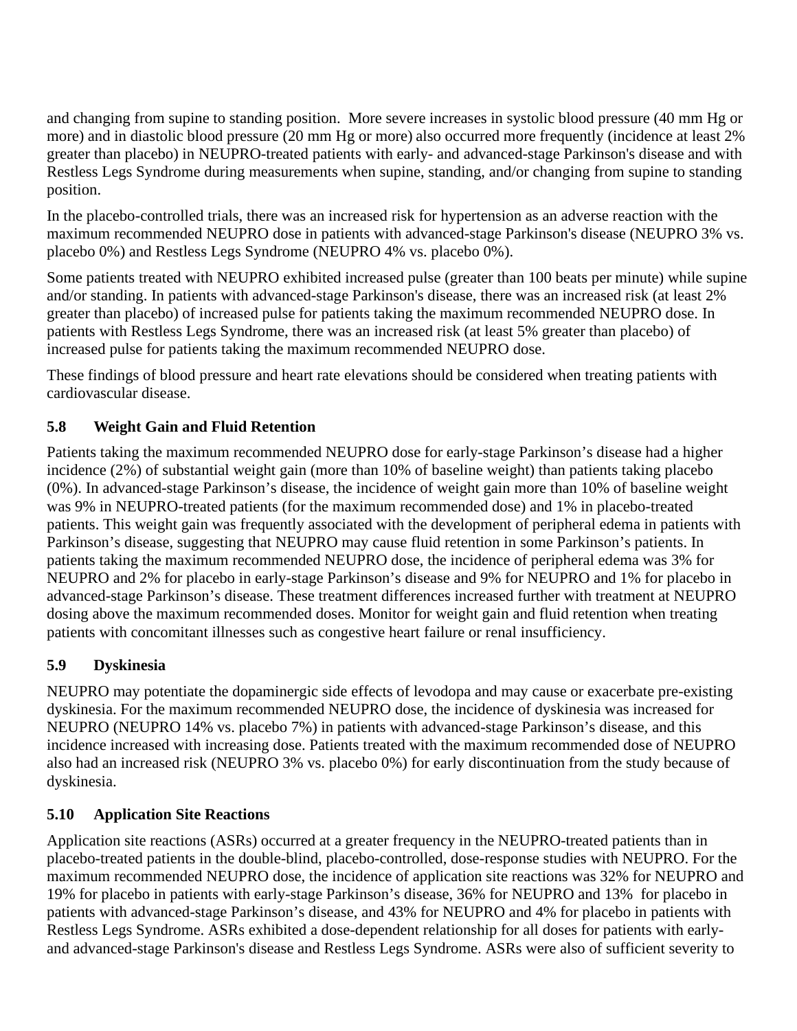and changing from supine to standing position. More severe increases in systolic blood pressure (40 mm Hg or more) and in diastolic blood pressure (20 mm Hg or more) also occurred more frequently (incidence at least 2% greater than placebo) in NEUPRO-treated patients with early- and advanced-stage Parkinson's disease and with Restless Legs Syndrome during measurements when supine, standing, and/or changing from supine to standing position.

In the placebo-controlled trials, there was an increased risk for hypertension as an adverse reaction with the maximum recommended NEUPRO dose in patients with advanced-stage Parkinson's disease (NEUPRO 3% vs. placebo 0%) and Restless Legs Syndrome (NEUPRO 4% vs. placebo 0%).

Some patients treated with NEUPRO exhibited increased pulse (greater than 100 beats per minute) while supine and/or standing. In patients with advanced-stage Parkinson's disease, there was an increased risk (at least 2% greater than placebo) of increased pulse for patients taking the maximum recommended NEUPRO dose. In patients with Restless Legs Syndrome, there was an increased risk (at least 5% greater than placebo) of increased pulse for patients taking the maximum recommended NEUPRO dose.

These findings of blood pressure and heart rate elevations should be considered when treating patients with cardiovascular disease.

### 5.8 Weight Gain and Fluid Retention

Patients taking the maximum recommended NEUPRO dose for early-stage Parkinson's disease had a higher incidence (2%) of substantial weight gain (more than 10% of baseline weight) than patients taking placebo (0%). In advanced-stage Parkinson's disease, the incidence of weight gain more than 10% of baseline weight was 9% in NEUPRO-treated patients (for the maximum recommended dose) and 1% in placebo-treated patients. This weight gain was frequently associated with the development of peripheral edema in patients with Parkinson's disease, suggesting that NEUPRO may cause fluid retention in some Parkinson's patients. In patients taking the maximum recommended NEUPRO dose, the incidence of peripheral edema was 3% for NEUPRO and 2% for placebo in early-stage Parkinson's disease and 9% for NEUPRO and 1% for placebo in advanced-stage Parkinson's disease. These treatment differences increased further with treatment at NEUPRO dosing above the maximum recommended doses. Monitor for weight gain and fluid retention when treating patients with concomitant illnesses such as congestive heart failure or renal insufficiency.

### 5.9 Dyskinesia

NEUPRO may potentiate the dopaminergic side effects of levodopa and may cause or exacerbate pre-existing dyskinesia. For the maximum recommended NEUPRO dose, the incidence of dyskinesia was increased for NEUPRO (NEUPRO 14% vs. placebo 7%) in patients with advanced-stage Parkinson's disease, and this incidence increased with increasing dose. Patients treated with the maximum recommended dose of NEUPRO also had an increased risk (NEUPRO 3% vs. placebo 0%) for early discontinuation from the study because of dyskinesia.

### 5.10 Application Site Reactions

Application site reactions (ASRs) occurred at a greater frequency in the NEUPRO-treated patients than in placebo-treated patients in the double-blind, placebo-controlled, dose-response studies with NEUPRO. For the maximum recommended NEUPRO dose, the incidence of application site reactions was 32% for NEUPRO and 19% for placebo in patients with early-stage Parkinson's disease, 36% for NEUPRO and 13% for placebo in patients with advanced-stage Parkinson's disease, and 43% for NEUPRO and 4% for placebo in patients with Restless Legs Syndrome. ASRs exhibited a dose-dependent relationship for all doses for patients with early- and advanced-stage Parkinson's disease and Restless Legs Syndrome. ASRs were also of sufficient severity to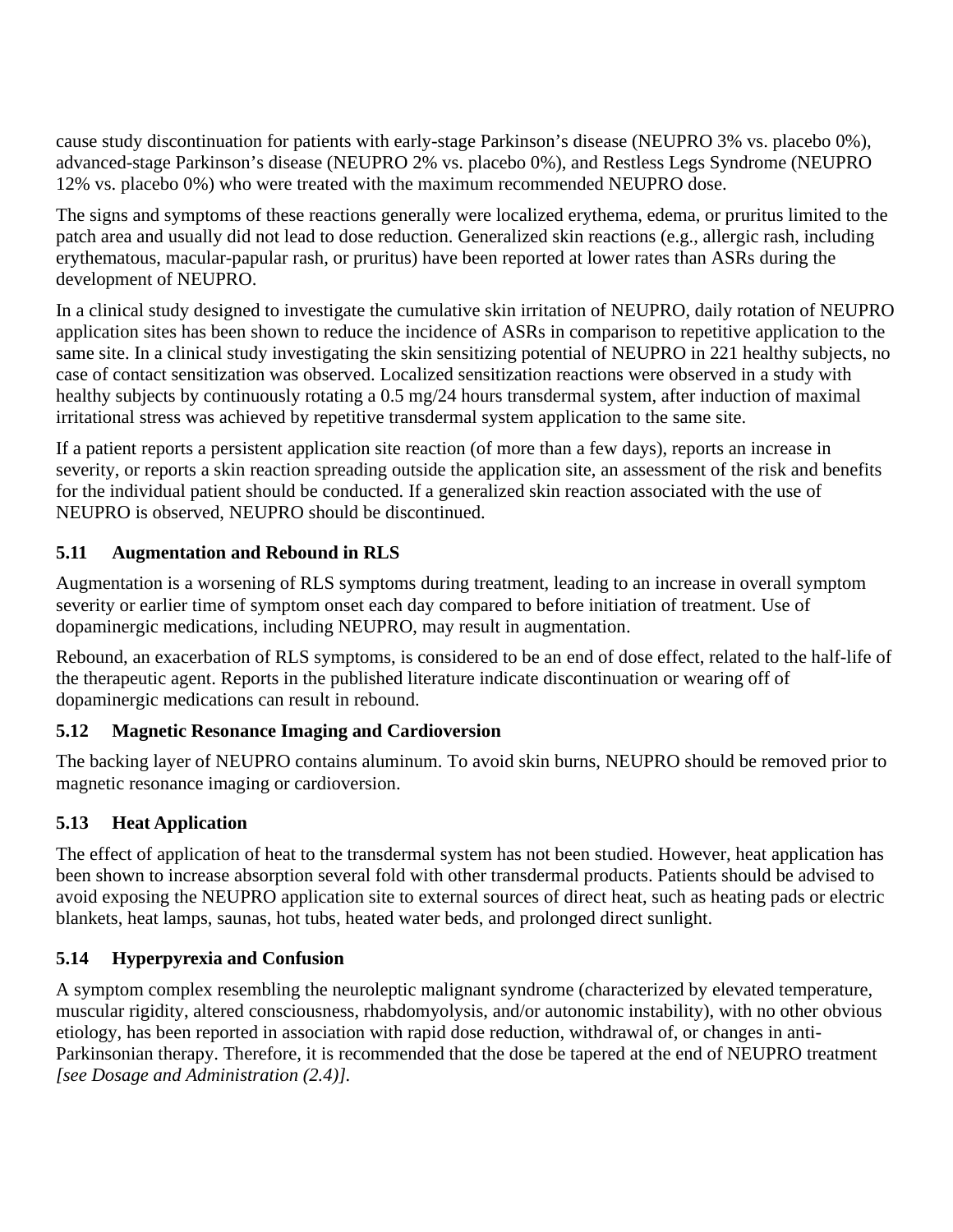cause study discontinuation for patients with early-stage Parkinson's disease (NEUPRO 3% vs. placebo 0%), advanced-stage Parkinson's disease (NEUPRO 2% vs. placebo 0%), and Restless Legs Syndrome (NEUPRO 12% vs. placebo 0%) who were treated with the maximum recommended NEUPRO dose.

The signs and symptoms of these reactions generally were localized erythema, edema, or pruritus limited to the patch area and usually did not lead to dose reduction. Generalized skin reactions (e.g., allergic rash, including erythematous, macular-papular rash, or pruritus) have been reported at lower rates than ASRs during the development of NEUPRO.

In a clinical study designed to investigate the cumulative skin irritation of NEUPRO, daily rotation of NEUPRO application sites has been shown to reduce the incidence of ASRs in comparison to repetitive application to the same site. In a clinical study investigating the skin sensitizing potential of NEUPRO in 221 healthy subjects, no case of contact sensitization was observed. Localized sensitization reactions were observed in a study with healthy subjects by continuously rotating a 0.5 mg/24 hours transdermal system, after induction of maximal irritational stress was achieved by repetitive transdermal system application to the same site.

If a patient reports a persistent application site reaction (of more than a few days), reports an increase in severity, or reports a skin reaction spreading outside the application site, an assessment of the risk and benefits for the individual patient should be conducted. If a generalized skin reaction associated with the use of NEUPRO is observed, NEUPRO should be discontinued.

### 5.11 Augmentation and Rebound in RLS

Augmentation is a worsening of RLS symptoms during treatment, leading to an increase in overall symptom severity or earlier time of symptom onset each day compared to before initiation of treatment. Use of dopaminergic medications, including NEUPRO, may result in augmentation.

Rebound, an exacerbation of RLS symptoms, is considered to be an end of dose effect, related to the half-life of the therapeutic agent. Reports in the published literature indicate discontinuation or wearing off of dopaminergic medications can result in rebound.

### 5.12 Magnetic Resonance Imaging and Cardioversion

The backing layer of NEUPRO contains aluminum. To avoid skin burns, NEUPRO should be removed prior to magnetic resonance imaging or cardioversion.

### 5.13 Heat Application

The effect of application of heat to the transdermal system has not been studied. However, heat application has been shown to increase absorption several fold with other transdermal products. Patients should be advised to avoid exposing the NEUPRO application site to external sources of direct heat, such as heating pads or electric blankets, heat lamps, saunas, hot tubs, heated water beds, and prolonged direct sunlight.

### 5.14 Hyperpyrexia and Confusion

A symptom complex resembling the neuroleptic malignant syndrome (characterized by elevated temperature, muscular rigidity, altered consciousness, rhabdomyolysis, and/or autonomic instability), with no other obvious etiology, has been reported in association with rapid dose reduction, withdrawal of, or changes in anti-Parkinsonian therapy. Therefore, it is recommended that the dose be tapered at the end of NEUPRO treatment *[see Dosage and Administration (2.4)]*.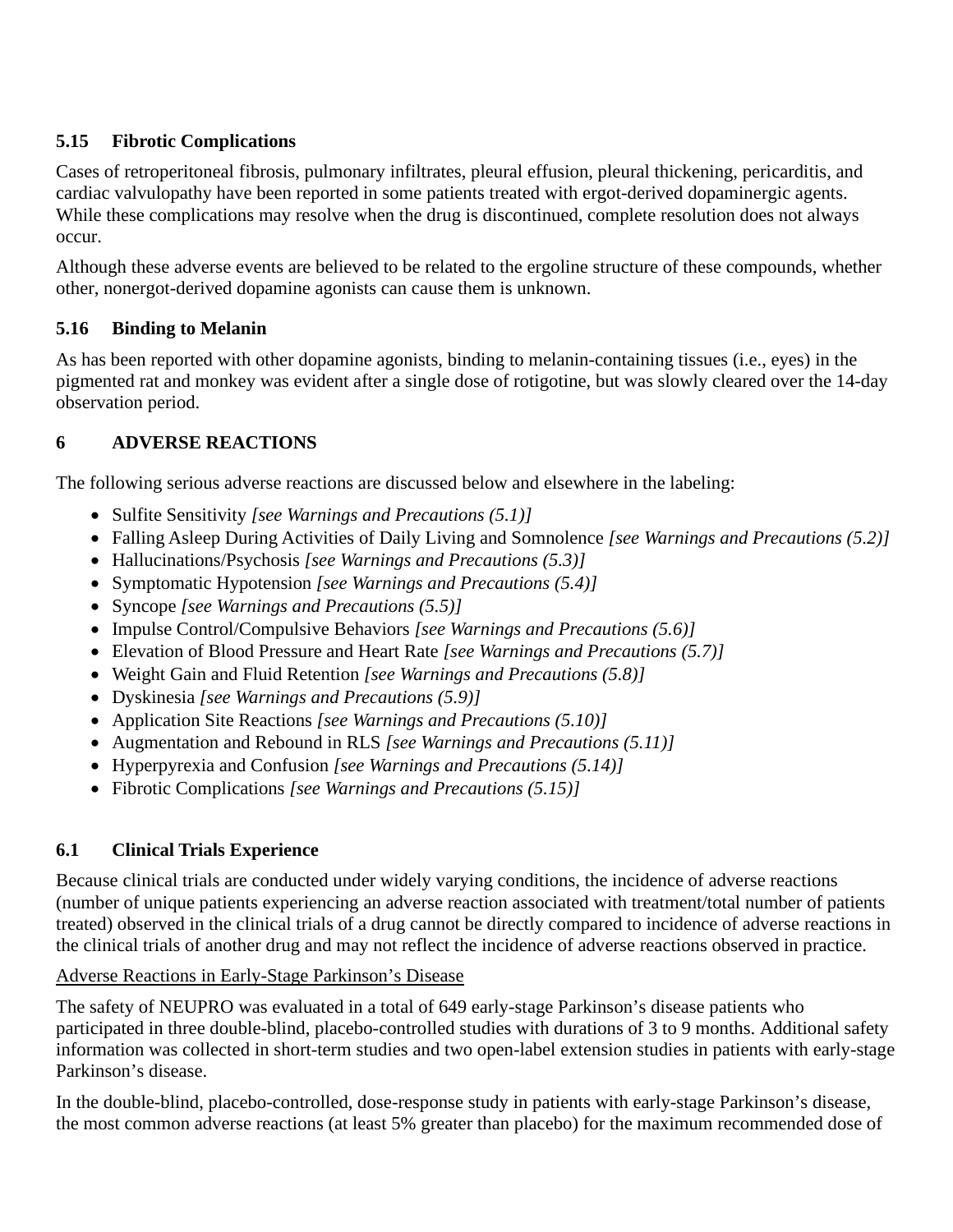### 5.15 Fibrotic Complications

Cases of retroperitoneal fibrosis, pulmonary infiltrates, pleural effusion, pleural thickening, pericarditis, and cardiac valvulopathy have been reported in some patients treated with ergot-derived dopaminergic agents. While these complications may resolve when the drug is discontinued, complete resolution does not always occur.

Although these adverse events are believed to be related to the ergoline structure of these compounds, whether other, nonergot-derived dopamine agonists can cause them is unknown.

### 5.16 Binding to Melanin

As has been reported with other dopamine agonists, binding to melanin-containing tissues (i.e., eyes) in the pigmented rat and monkey was evident after a single dose of rotigotine, but was slowly cleared over the 14-day observation period.

## 6 ADVERSE REACTIONS

The following serious adverse reactions are discussed below and elsewhere in the labeling:

- Sulfite Sensitivity *[see Warnings and Precautions (5.1)]*
- Falling Asleep During Activities of Daily Living and Somnolence *[see Warnings and Precautions (5.2)]*
- Hallucinations/Psychosis *[see Warnings and Precautions (5.3)]*
- Symptomatic Hypotension *[see Warnings and Precautions (5.4)]*
- Syncope *[see Warnings and Precautions (5.5)]*
- Impulse Control/Compulsive Behaviors *[see Warnings and Precautions (5.6)]*
- Elevation of Blood Pressure and Heart Rate *[see Warnings and Precautions (5.7)]*
- Weight Gain and Fluid Retention *[see Warnings and Precautions (5.8)]*
- Dyskinesia *[see Warnings and Precautions (5.9)]*
- Application Site Reactions *[see Warnings and Precautions (5.10)]*
- Augmentation and Rebound in RLS *[see Warnings and Precautions (5.11)]*
- Hyperpyrexia and Confusion *[see Warnings and Precautions (5.14)]*
- Fibrotic Complications *[see Warnings and Precautions (5.15)]*

### 6.1 Clinical Trials Experience

Because clinical trials are conducted under widely varying conditions, the incidence of adverse reactions (number of unique patients experiencing an adverse reaction associated with treatment/total number of patients treated) observed in the clinical trials of a drug cannot be directly compared to incidence of adverse reactions in the clinical trials of another drug and may not reflect the incidence of adverse reactions observed in practice.

<u>Adverse Reactions in Early-Stage Parkinson's Disease</u>

The safety of NEUPRO was evaluated in a total of 649 early-stage Parkinson's disease patients who participated in three double-blind, placebo-controlled studies with durations of 3 to 9 months. Additional safety information was collected in short-term studies and two open-label extension studies in patients with early-stage Parkinson's disease.

In the double-blind, placebo-controlled, dose-response study in patients with early-stage Parkinson's disease, the most common adverse reactions (at least 5% greater than placebo) for the maximum recommended dose of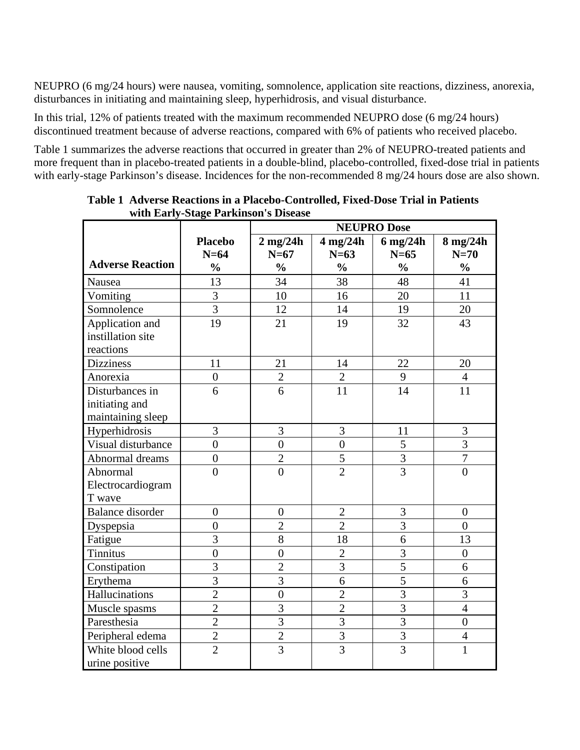NEUPRO (6 mg/24 hours) were nausea, vomiting, somnolence, application site reactions, dizziness, anorexia, disturbances in initiating and maintaining sleep, hyperhidrosis, and visual disturbance.

In this trial, 12% of patients treated with the maximum recommended NEUPRO dose (6 mg/24 hours) discontinued treatment because of adverse reactions, compared with 6% of patients who received placebo.

Table 1 summarizes the adverse reactions that occurred in greater than 2% of NEUPRO-treated patients and more frequent than in placebo-treated patients in a double-blind, placebo-controlled, fixed-dose trial in patients with early-stage Parkinson's disease. Incidences for the non-recommended 8 mg/24 hours dose are also shown.

**Table 1 Adverse Reactions in a Placebo-Controlled, Fixed-Dose Trial in Patients with Early-Stage Parkinson's Disease**

| | | NEUPRO Dose | | | |
|---|---|---|---|---|---|
| **Adverse Reaction** | **Placebo N=64 %** | **2 mg/24h N=67 %** | **4 mg/24h N=63 %** | **6 mg/24h N=65 %** | **8 mg/24h N=70 %** |
| Nausea | 13 | 34 | 38 | 48 | 41 |
| Vomiting | 3 | 10 | 16 | 20 | 11 |
| Somnolence | 3 | 12 | 14 | 19 | 20 |
| Application and instillation site reactions | 19 | 21 | 19 | 32 | 43 |
| Dizziness | 11 | 21 | 14 | 22 | 20 |
| Anorexia | 0 | 2 | 2 | 9 | 4 |
| Disturbances in initiating and maintaining sleep | 6 | 6 | 11 | 14 | 11 |
| Hyperhidrosis | 3 | 3 | 3 | 11 | 3 |
| Visual disturbance | 0 | 0 | 0 | 5 | 3 |
| Abnormal dreams | 0 | 2 | 5 | 3 | 7 |
| Abnormal Electrocardiogram T wave | 0 | 0 | 2 | 3 | 0 |
| Balance disorder | 0 | 0 | 2 | 3 | 0 |
| Dyspepsia | 0 | 2 | 2 | 3 | 0 |
| Fatigue | 3 | 8 | 18 | 6 | 13 |
| Tinnitus | 0 | 0 | 2 | 3 | 0 |
| Constipation | 3 | 2 | 3 | 5 | 6 |
| Erythema | 3 | 3 | 6 | 5 | 6 |
| Hallucinations | 2 | 0 | 2 | 3 | 3 |
| Muscle spasms | 2 | 3 | 2 | 3 | 4 |
| Paresthesia | 2 | 3 | 3 | 3 | 0 |
| Peripheral edema | 2 | 2 | 3 | 3 | 4 |
| White blood cells urine positive | 2 | 3 | 3 | 3 | 1 |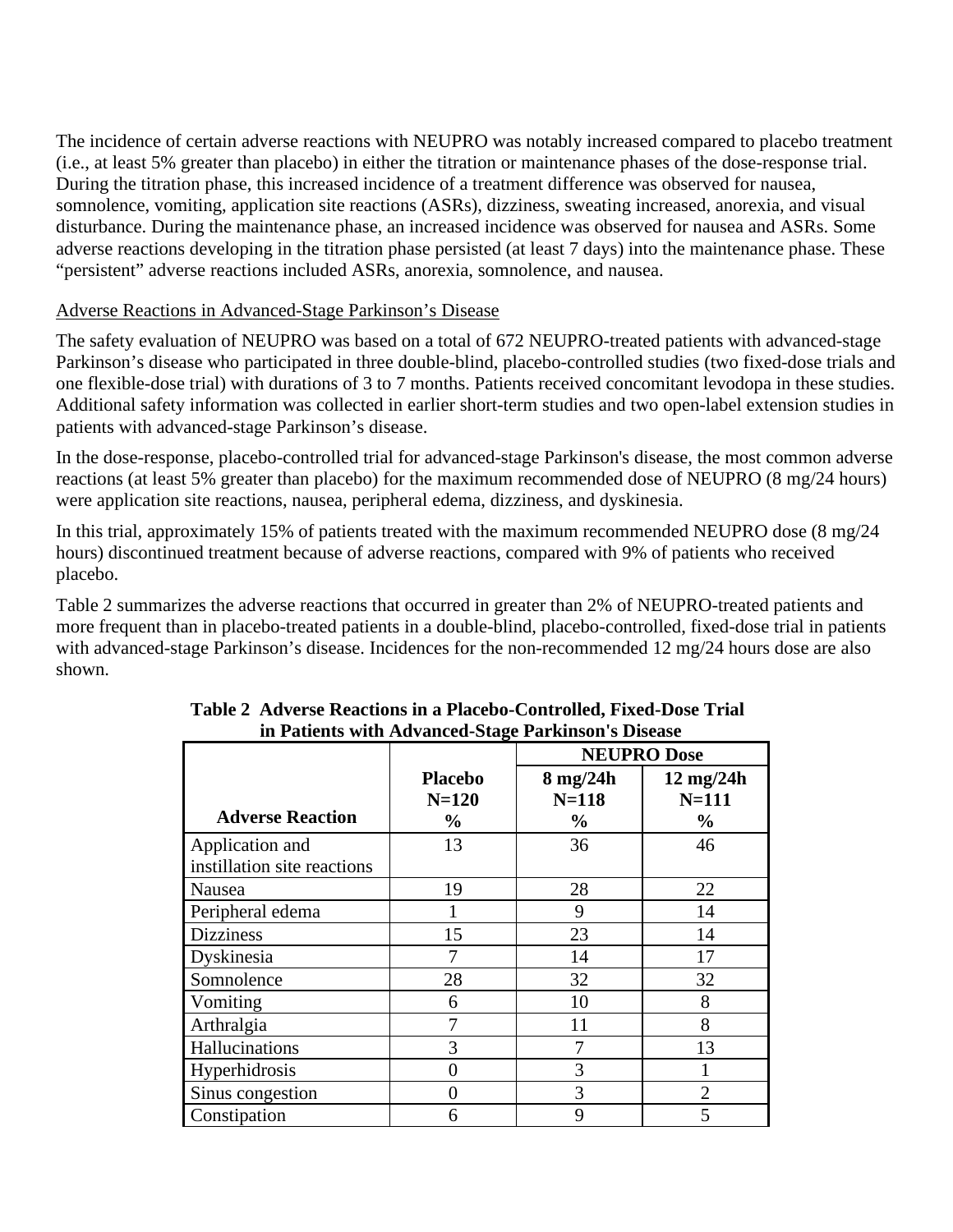The incidence of certain adverse reactions with NEUPRO was notably increased compared to placebo treatment (i.e., at least 5% greater than placebo) in either the titration or maintenance phases of the dose-response trial. During the titration phase, this increased incidence of a treatment difference was observed for nausea, somnolence, vomiting, application site reactions (ASRs), dizziness, sweating increased, anorexia, and visual disturbance. During the maintenance phase, an increased incidence was observed for nausea and ASRs. Some adverse reactions developing in the titration phase persisted (at least 7 days) into the maintenance phase. These "persistent" adverse reactions included ASRs, anorexia, somnolence, and nausea.

Adverse Reactions in Advanced-Stage Parkinson's Disease

The safety evaluation of NEUPRO was based on a total of 672 NEUPRO-treated patients with advanced-stage Parkinson's disease who participated in three double-blind, placebo-controlled studies (two fixed-dose trials and one flexible-dose trial) with durations of 3 to 7 months. Patients received concomitant levodopa in these studies. Additional safety information was collected in earlier short-term studies and two open-label extension studies in patients with advanced-stage Parkinson's disease.

In the dose-response, placebo-controlled trial for advanced-stage Parkinson's disease, the most common adverse reactions (at least 5% greater than placebo) for the maximum recommended dose of NEUPRO (8 mg/24 hours) were application site reactions, nausea, peripheral edema, dizziness, and dyskinesia.

In this trial, approximately 15% of patients treated with the maximum recommended NEUPRO dose (8 mg/24 hours) discontinued treatment because of adverse reactions, compared with 9% of patients who received placebo.

Table 2 summarizes the adverse reactions that occurred in greater than 2% of NEUPRO-treated patients and more frequent than in placebo-treated patients in a double-blind, placebo-controlled, fixed-dose trial in patients with advanced-stage Parkinson's disease. Incidences for the non-recommended 12 mg/24 hours dose are also shown.

**Table 2 Adverse Reactions in a Placebo-Controlled, Fixed-Dose Trial in Patients with Advanced-Stage Parkinson's Disease**

| | | NEUPRO Dose | |
|---|---|---|---|
| **Adverse Reaction** | **Placebo N=120 %** | **8 mg/24h N=118 %** | **12 mg/24h N=111 %** |
| Application and instillation site reactions | 13 | 36 | 46 |
| Nausea | 19 | 28 | 22 |
| Peripheral edema | 1 | 9 | 14 |
| Dizziness | 15 | 23 | 14 |
| Dyskinesia | 7 | 14 | 17 |
| Somnolence | 28 | 32 | 32 |
| Vomiting | 6 | 10 | 8 |
| Arthralgia | 7 | 11 | 8 |
| Hallucinations | 3 | 7 | 13 |
| Hyperhidrosis | 0 | 3 | 1 |
| Sinus congestion | 0 | 3 | 2 |
| Constipation | 6 | 9 | 5 |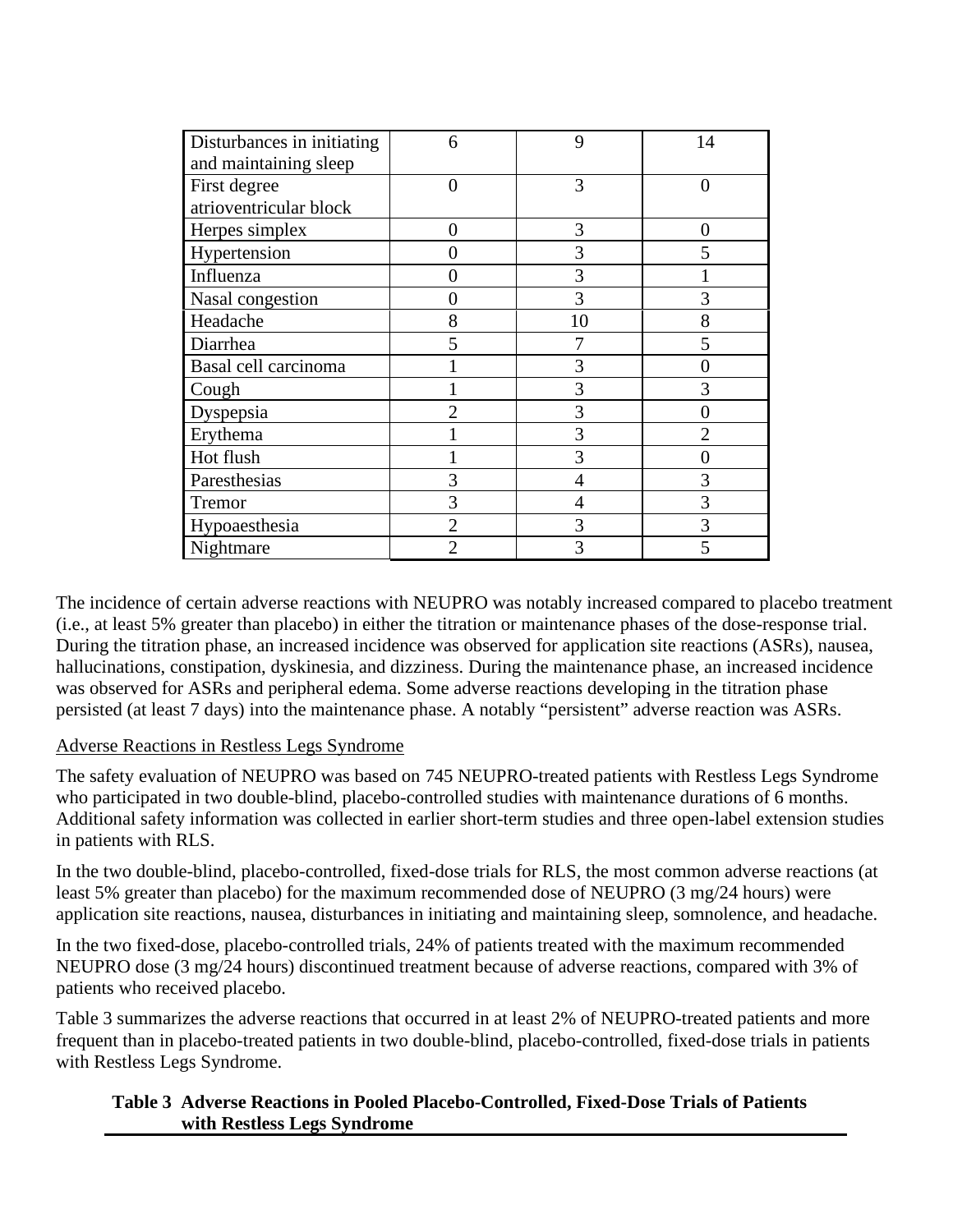| | | | |
|---|---|---|---|
| Disturbances in initiating and maintaining sleep | 6 | 9 | 14 |
| First degree atrioventricular block | 0 | 3 | 0 |
| Herpes simplex | 0 | 3 | 0 |
| Hypertension | 0 | 3 | 5 |
| Influenza | 0 | 3 | 1 |
| Nasal congestion | 0 | 3 | 3 |
| Headache | 8 | 10 | 8 |
| Diarrhea | 5 | 7 | 5 |
| Basal cell carcinoma | 1 | 3 | 0 |
| Cough | 1 | 3 | 3 |
| Dyspepsia | 2 | 3 | 0 |
| Erythema | 1 | 3 | 2 |
| Hot flush | 1 | 3 | 0 |
| Paresthesias | 3 | 4 | 3 |
| Tremor | 3 | 4 | 3 |
| Hypoaesthesia | 2 | 3 | 3 |
| Nightmare | 2 | 3 | 5 |

The incidence of certain adverse reactions with NEUPRO was notably increased compared to placebo treatment (i.e., at least 5% greater than placebo) in either the titration or maintenance phases of the dose-response trial. During the titration phase, an increased incidence was observed for application site reactions (ASRs), nausea, hallucinations, constipation, dyskinesia, and dizziness. During the maintenance phase, an increased incidence was observed for ASRs and peripheral edema. Some adverse reactions developing in the titration phase persisted (at least 7 days) into the maintenance phase. A notably "persistent" adverse reaction was ASRs.

Adverse Reactions in Restless Legs Syndrome

The safety evaluation of NEUPRO was based on 745 NEUPRO-treated patients with Restless Legs Syndrome who participated in two double-blind, placebo-controlled studies with maintenance durations of 6 months. Additional safety information was collected in earlier short-term studies and three open-label extension studies in patients with RLS.

In the two double-blind, placebo-controlled, fixed-dose trials for RLS, the most common adverse reactions (at least 5% greater than placebo) for the maximum recommended dose of NEUPRO (3 mg/24 hours) were application site reactions, nausea, disturbances in initiating and maintaining sleep, somnolence, and headache.

In the two fixed-dose, placebo-controlled trials, 24% of patients treated with the maximum recommended NEUPRO dose (3 mg/24 hours) discontinued treatment because of adverse reactions, compared with 3% of patients who received placebo.

Table 3 summarizes the adverse reactions that occurred in at least 2% of NEUPRO-treated patients and more frequent than in placebo-treated patients in two double-blind, placebo-controlled, fixed-dose trials in patients with Restless Legs Syndrome.

**Table 3 Adverse Reactions in Pooled Placebo-Controlled, Fixed-Dose Trials of Patients with Restless Legs Syndrome**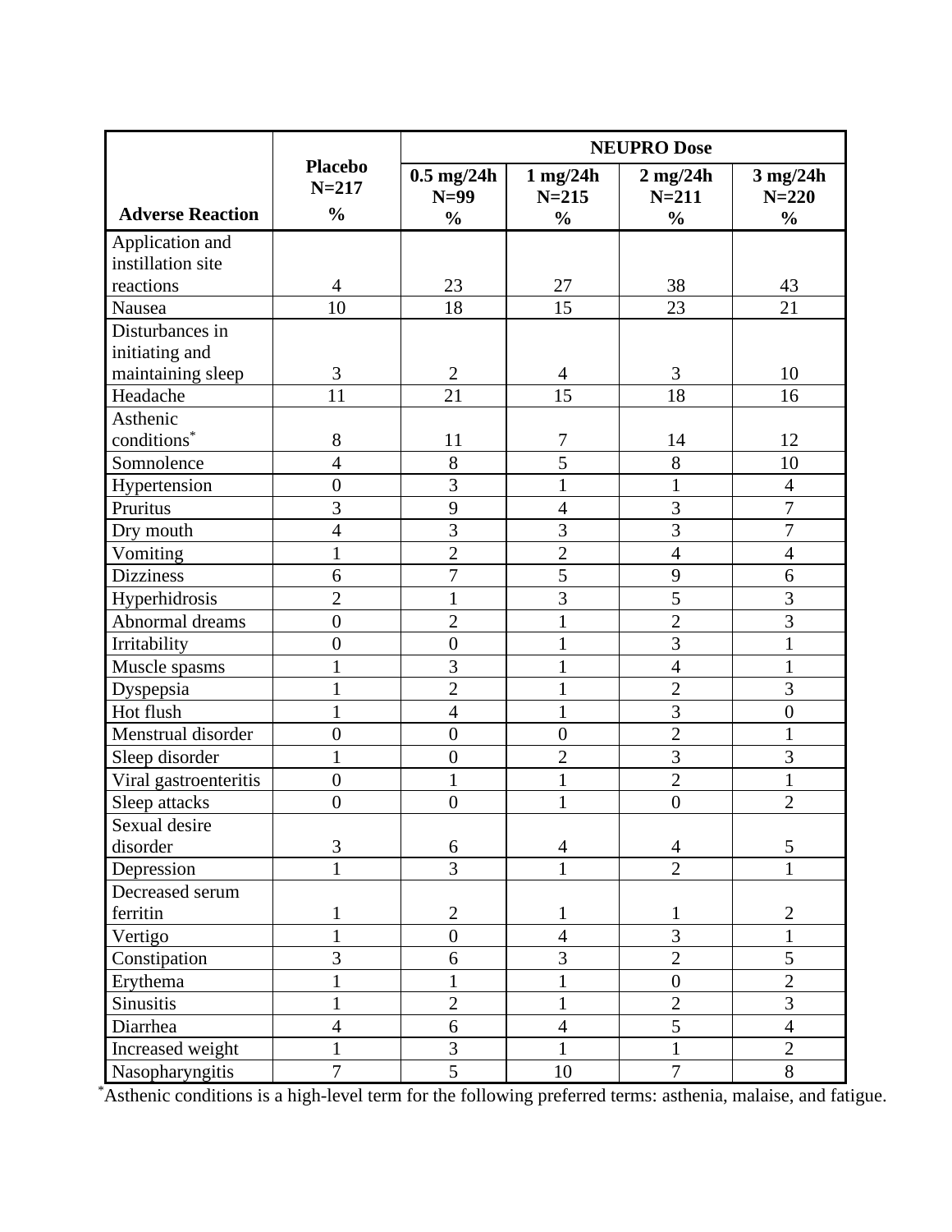| Adverse Reaction | Placebo N=217 % | NEUPRO Dose 0.5 mg/24h N=99 % | 1 mg/24h N=215 % | 2 mg/24h N=211 % | 3 mg/24h N=220 % |
|---|---|---|---|---|---|
| Application and instillation site reactions | 4 | 23 | 27 | 38 | 43 |
| Nausea | 10 | 18 | 15 | 23 | 21 |
| Disturbances in initiating and maintaining sleep | 3 | 2 | 4 | 3 | 10 |
| Headache | 11 | 21 | 15 | 18 | 16 |
| Asthenic conditions* | 8 | 11 | 7 | 14 | 12 |
| Somnolence | 4 | 8 | 5 | 8 | 10 |
| Hypertension | 0 | 3 | 1 | 1 | 4 |
| Pruritus | 3 | 9 | 4 | 3 | 7 |
| Dry mouth | 4 | 3 | 3 | 3 | 7 |
| Vomiting | 1 | 2 | 2 | 4 | 4 |
| Dizziness | 6 | 7 | 5 | 9 | 6 |
| Hyperhidrosis | 2 | 1 | 3 | 5 | 3 |
| Abnormal dreams | 0 | 2 | 1 | 2 | 3 |
| Irritability | 0 | 0 | 1 | 3 | 1 |
| Muscle spasms | 1 | 3 | 1 | 4 | 1 |
| Dyspepsia | 1 | 2 | 1 | 2 | 3 |
| Hot flush | 1 | 4 | 1 | 3 | 0 |
| Menstrual disorder | 0 | 0 | 0 | 2 | 1 |
| Sleep disorder | 1 | 0 | 2 | 3 | 3 |
| Viral gastroenteritis | 0 | 1 | 1 | 2 | 1 |
| Sleep attacks | 0 | 0 | 1 | 0 | 2 |
| Sexual desire disorder | 3 | 6 | 4 | 4 | 5 |
| Depression | 1 | 3 | 1 | 2 | 1 |
| Decreased serum ferritin | 1 | 2 | 1 | 1 | 2 |
| Vertigo | 1 | 0 | 4 | 3 | 1 |
| Constipation | 3 | 6 | 3 | 2 | 5 |
| Erythema | 1 | 1 | 1 | 0 | 2 |
| Sinusitis | 1 | 2 | 1 | 2 | 3 |
| Diarrhea | 4 | 6 | 4 | 5 | 4 |
| Increased weight | 1 | 3 | 1 | 1 | 2 |
| Nasopharyngitis | 7 | 5 | 10 | 7 | 8 |

*Asthenic conditions is a high-level term for the following preferred terms: asthenia, malaise, and fatigue.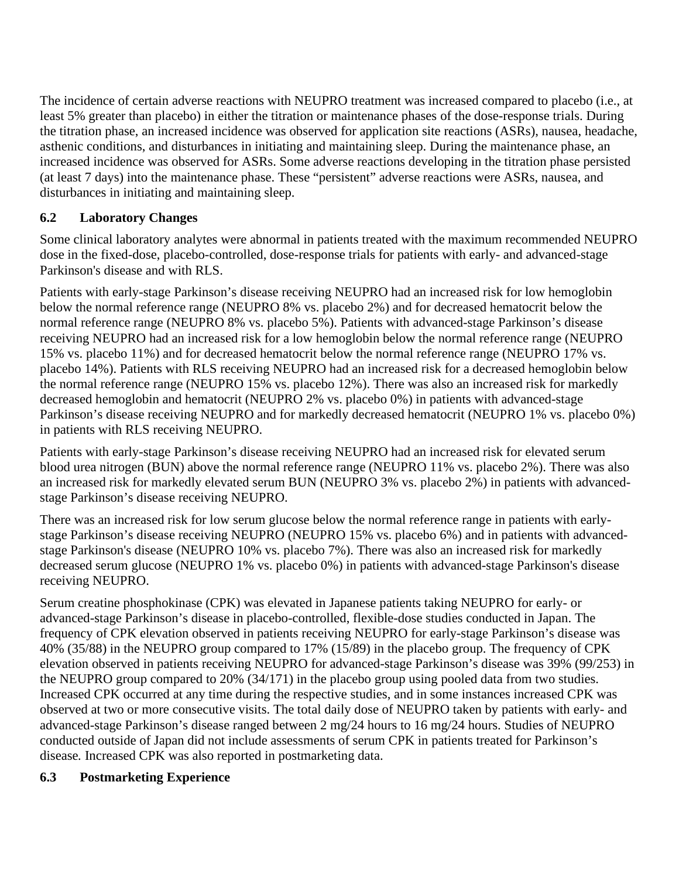The incidence of certain adverse reactions with NEUPRO treatment was increased compared to placebo (i.e., at least 5% greater than placebo) in either the titration or maintenance phases of the dose-response trials. During the titration phase, an increased incidence was observed for application site reactions (ASRs), nausea, headache, asthenic conditions, and disturbances in initiating and maintaining sleep. During the maintenance phase, an increased incidence was observed for ASRs. Some adverse reactions developing in the titration phase persisted (at least 7 days) into the maintenance phase. These "persistent" adverse reactions were ASRs, nausea, and disturbances in initiating and maintaining sleep.

## 6.2 Laboratory Changes

Some clinical laboratory analytes were abnormal in patients treated with the maximum recommended NEUPRO dose in the fixed-dose, placebo-controlled, dose-response trials for patients with early- and advanced-stage Parkinson's disease and with RLS.

Patients with early-stage Parkinson's disease receiving NEUPRO had an increased risk for low hemoglobin below the normal reference range (NEUPRO 8% vs. placebo 2%) and for decreased hematocrit below the normal reference range (NEUPRO 8% vs. placebo 5%). Patients with advanced-stage Parkinson's disease receiving NEUPRO had an increased risk for a low hemoglobin below the normal reference range (NEUPRO 15% vs. placebo 11%) and for decreased hematocrit below the normal reference range (NEUPRO 17% vs. placebo 14%). Patients with RLS receiving NEUPRO had an increased risk for a decreased hemoglobin below the normal reference range (NEUPRO 15% vs. placebo 12%). There was also an increased risk for markedly decreased hemoglobin and hematocrit (NEUPRO 2% vs. placebo 0%) in patients with advanced-stage Parkinson's disease receiving NEUPRO and for markedly decreased hematocrit (NEUPRO 1% vs. placebo 0%) in patients with RLS receiving NEUPRO.

Patients with early-stage Parkinson's disease receiving NEUPRO had an increased risk for elevated serum blood urea nitrogen (BUN) above the normal reference range (NEUPRO 11% vs. placebo 2%). There was also an increased risk for markedly elevated serum BUN (NEUPRO 3% vs. placebo 2%) in patients with advanced-stage Parkinson's disease receiving NEUPRO.

There was an increased risk for low serum glucose below the normal reference range in patients with early-stage Parkinson's disease receiving NEUPRO (NEUPRO 15% vs. placebo 6%) and in patients with advanced-stage Parkinson's disease (NEUPRO 10% vs. placebo 7%). There was also an increased risk for markedly decreased serum glucose (NEUPRO 1% vs. placebo 0%) in patients with advanced-stage Parkinson's disease receiving NEUPRO.

Serum creatine phosphokinase (CPK) was elevated in Japanese patients taking NEUPRO for early- or advanced-stage Parkinson's disease in placebo-controlled, flexible-dose studies conducted in Japan. The frequency of CPK elevation observed in patients receiving NEUPRO for early-stage Parkinson's disease was 40% (35/88) in the NEUPRO group compared to 17% (15/89) in the placebo group. The frequency of CPK elevation observed in patients receiving NEUPRO for advanced-stage Parkinson's disease was 39% (99/253) in the NEUPRO group compared to 20% (34/171) in the placebo group using pooled data from two studies. Increased CPK occurred at any time during the respective studies, and in some instances increased CPK was observed at two or more consecutive visits. The total daily dose of NEUPRO taken by patients with early- and advanced-stage Parkinson's disease ranged between 2 mg/24 hours to 16 mg/24 hours. Studies of NEUPRO conducted outside of Japan did not include assessments of serum CPK in patients treated for Parkinson's disease. Increased CPK was also reported in postmarketing data.

## 6.3 Postmarketing Experience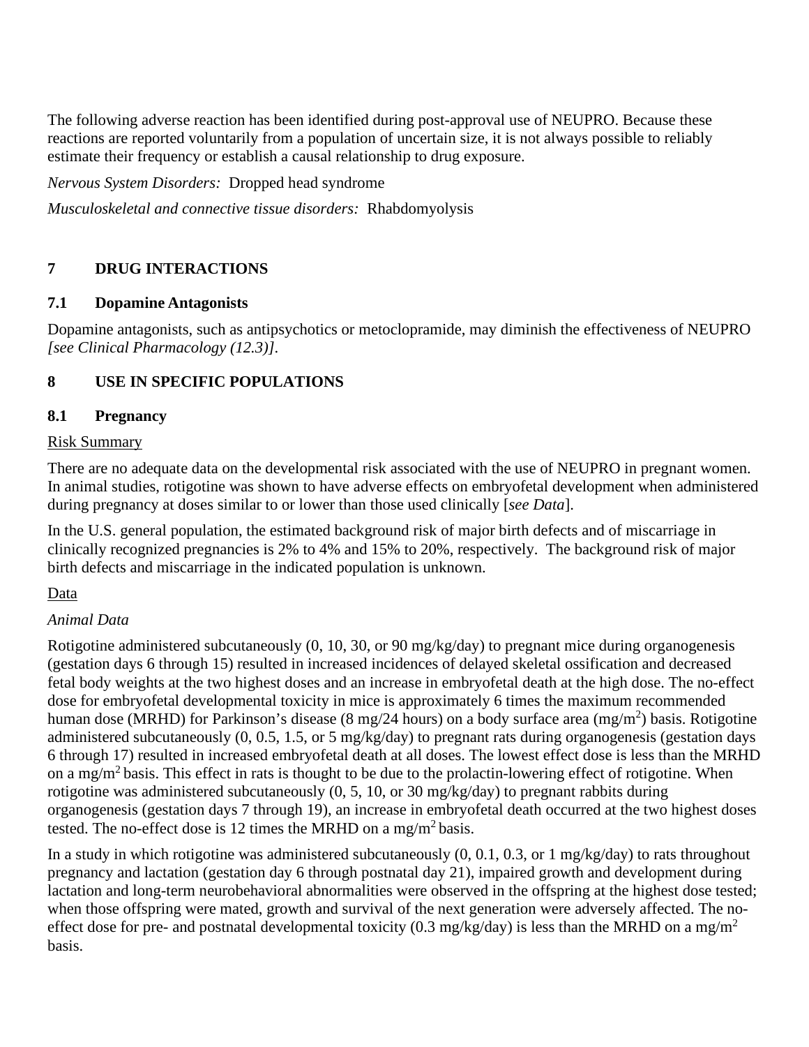The following adverse reaction has been identified during post-approval use of NEUPRO. Because these reactions are reported voluntarily from a population of uncertain size, it is not always possible to reliably estimate their frequency or establish a causal relationship to drug exposure.

*Nervous System Disorders:* Dropped head syndrome

*Musculoskeletal and connective tissue disorders:* Rhabdomyolysis

## 7 DRUG INTERACTIONS

### 7.1 Dopamine Antagonists

Dopamine antagonists, such as antipsychotics or metoclopramide, may diminish the effectiveness of NEUPRO *[see Clinical Pharmacology (12.3)]*.

## 8 USE IN SPECIFIC POPULATIONS

### 8.1 Pregnancy

Risk Summary

There are no adequate data on the developmental risk associated with the use of NEUPRO in pregnant women. In animal studies, rotigotine was shown to have adverse effects on embryofetal development when administered during pregnancy at doses similar to or lower than those used clinically [*see Data*].

In the U.S. general population, the estimated background risk of major birth defects and of miscarriage in clinically recognized pregnancies is 2% to 4% and 15% to 20%, respectively. The background risk of major birth defects and miscarriage in the indicated population is unknown.

Data

*Animal Data*

Rotigotine administered subcutaneously (0, 10, 30, or 90 mg/kg/day) to pregnant mice during organogenesis (gestation days 6 through 15) resulted in increased incidences of delayed skeletal ossification and decreased fetal body weights at the two highest doses and an increase in embryofetal death at the high dose. The no-effect dose for embryofetal developmental toxicity in mice is approximately 6 times the maximum recommended human dose (MRHD) for Parkinson's disease (8 mg/24 hours) on a body surface area (mg/m$^2$) basis. Rotigotine administered subcutaneously (0, 0.5, 1.5, or 5 mg/kg/day) to pregnant rats during organogenesis (gestation days 6 through 17) resulted in increased embryofetal death at all doses. The lowest effect dose is less than the MRHD on a mg/m$^2$ basis. This effect in rats is thought to be due to the prolactin-lowering effect of rotigotine. When rotigotine was administered subcutaneously (0, 5, 10, or 30 mg/kg/day) to pregnant rabbits during organogenesis (gestation days 7 through 19), an increase in embryofetal death occurred at the two highest doses tested. The no-effect dose is 12 times the MRHD on a mg/m$^2$ basis.

In a study in which rotigotine was administered subcutaneously (0, 0.1, 0.3, or 1 mg/kg/day) to rats throughout pregnancy and lactation (gestation day 6 through postnatal day 21), impaired growth and development during lactation and long-term neurobehavioral abnormalities were observed in the offspring at the highest dose tested; when those offspring were mated, growth and survival of the next generation were adversely affected. The no-effect dose for pre- and postnatal developmental toxicity (0.3 mg/kg/day) is less than the MRHD on a mg/m$^2$ basis.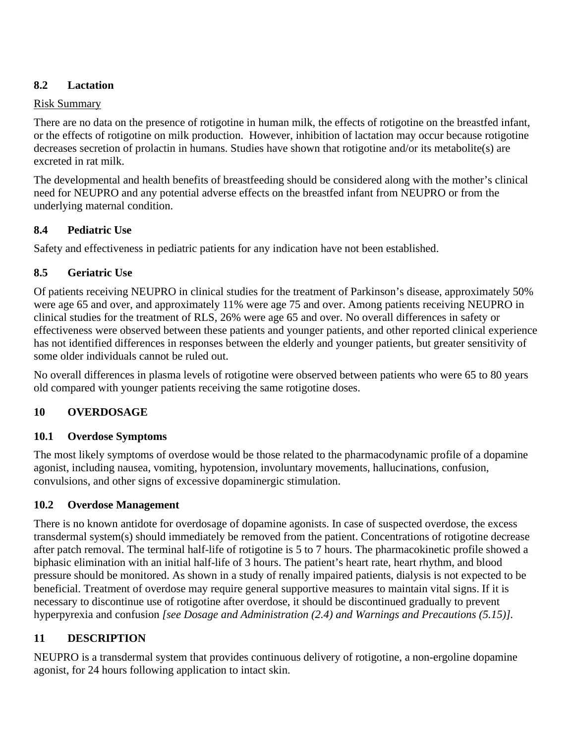### 8.2 Lactation

Risk Summary

There are no data on the presence of rotigotine in human milk, the effects of rotigotine on the breastfed infant, or the effects of rotigotine on milk production. However, inhibition of lactation may occur because rotigotine decreases secretion of prolactin in humans. Studies have shown that rotigotine and/or its metabolite(s) are excreted in rat milk.

The developmental and health benefits of breastfeeding should be considered along with the mother's clinical need for NEUPRO and any potential adverse effects on the breastfed infant from NEUPRO or from the underlying maternal condition.

### 8.4 Pediatric Use

Safety and effectiveness in pediatric patients for any indication have not been established.

### 8.5 Geriatric Use

Of patients receiving NEUPRO in clinical studies for the treatment of Parkinson's disease, approximately 50% were age 65 and over, and approximately 11% were age 75 and over. Among patients receiving NEUPRO in clinical studies for the treatment of RLS, 26% were age 65 and over. No overall differences in safety or effectiveness were observed between these patients and younger patients, and other reported clinical experience has not identified differences in responses between the elderly and younger patients, but greater sensitivity of some older individuals cannot be ruled out.

No overall differences in plasma levels of rotigotine were observed between patients who were 65 to 80 years old compared with younger patients receiving the same rotigotine doses.

## 10 OVERDOSAGE

### 10.1 Overdose Symptoms

The most likely symptoms of overdose would be those related to the pharmacodynamic profile of a dopamine agonist, including nausea, vomiting, hypotension, involuntary movements, hallucinations, confusion, convulsions, and other signs of excessive dopaminergic stimulation.

### 10.2 Overdose Management

There is no known antidote for overdosage of dopamine agonists. In case of suspected overdose, the excess transdermal system(s) should immediately be removed from the patient. Concentrations of rotigotine decrease after patch removal. The terminal half-life of rotigotine is 5 to 7 hours. The pharmacokinetic profile showed a biphasic elimination with an initial half-life of 3 hours. The patient's heart rate, heart rhythm, and blood pressure should be monitored. As shown in a study of renally impaired patients, dialysis is not expected to be beneficial. Treatment of overdose may require general supportive measures to maintain vital signs. If it is necessary to discontinue use of rotigotine after overdose, it should be discontinued gradually to prevent hyperpyrexia and confusion *[see Dosage and Administration (2.4) and Warnings and Precautions (5.15)]*.

## 11 DESCRIPTION

NEUPRO is a transdermal system that provides continuous delivery of rotigotine, a non-ergoline dopamine agonist, for 24 hours following application to intact skin.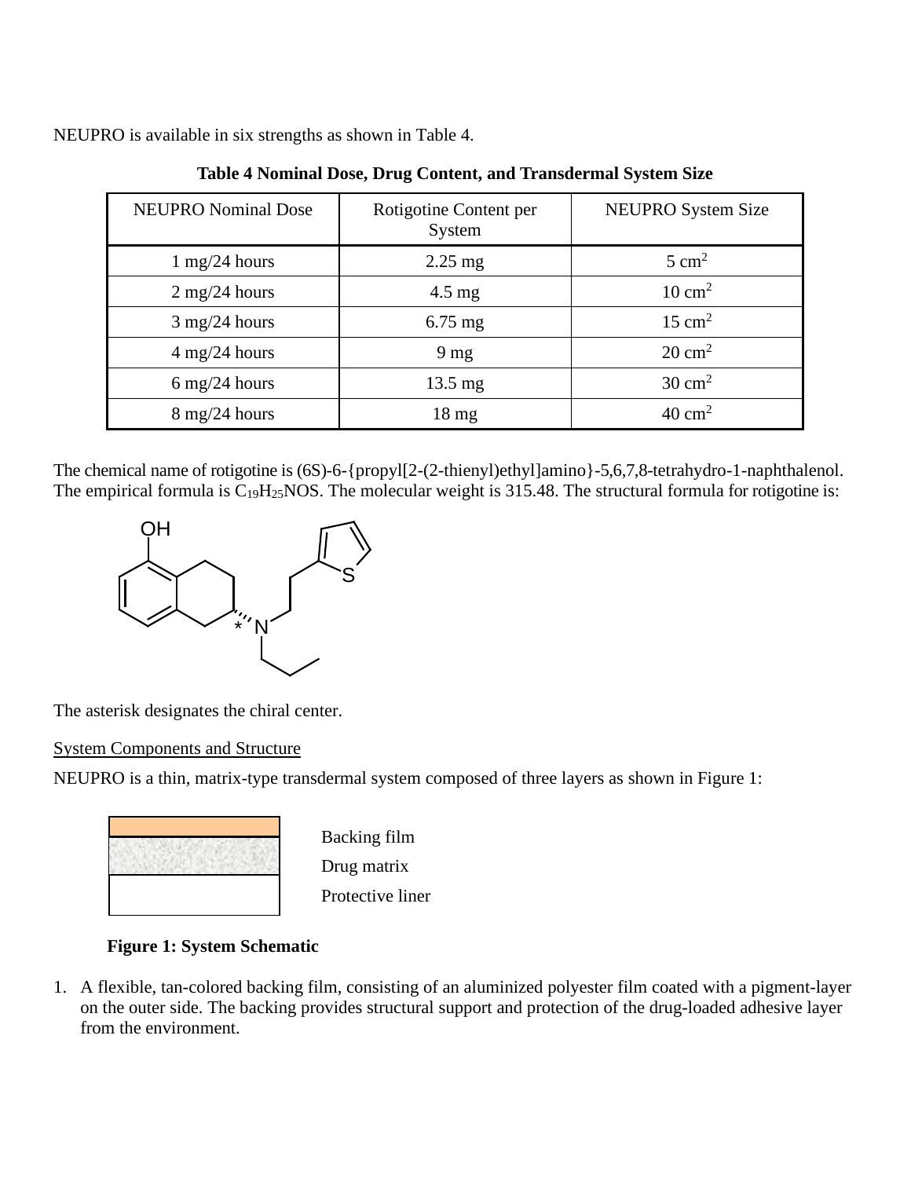NEUPRO is available in six strengths as shown in Table 4.

**Table 4 Nominal Dose, Drug Content, and Transdermal System Size**

| NEUPRO Nominal Dose | Rotigotine Content per System | NEUPRO System Size |
|---|---|---|
| 1 mg/24 hours | 2.25 mg | 5 $cm^2$ |
| 2 mg/24 hours | 4.5 mg | 10 $cm^2$ |
| 3 mg/24 hours | 6.75 mg | 15 $cm^2$ |
| 4 mg/24 hours | 9 mg | 20 $cm^2$ |
| 6 mg/24 hours | 13.5 mg | 30 $cm^2$ |
| 8 mg/24 hours | 18 mg | 40 $cm^2$ |

The chemical name of rotigotine is (6S)-6-{propyl[2-(2-thienyl)ethyl]amino}-5,6,7,8-tetrahydro-1-naphthalenol. The empirical formula is $C_{19}H_{25}NOS$. The molecular weight is 315.48. The structural formula for rotigotine is:

The asterisk designates the chiral center.

System Components and Structure

NEUPRO is a thin, matrix-type transdermal system composed of three layers as shown in Figure 1:

Backing film

Drug matrix

Protective liner

**Figure 1: System Schematic**

1. A flexible, tan-colored backing film, consisting of an aluminized polyester film coated with a pigment-layer on the outer side. The backing provides structural support and protection of the drug-loaded adhesive layer from the environment.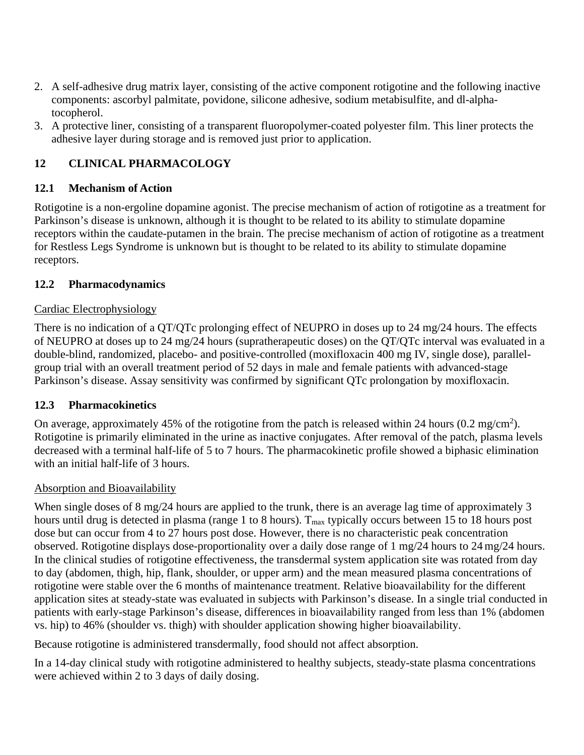2. A self-adhesive drug matrix layer, consisting of the active component rotigotine and the following inactive components: ascorbyl palmitate, povidone, silicone adhesive, sodium metabisulfite, and dl-alpha-tocopherol.
3. A protective liner, consisting of a transparent fluoropolymer-coated polyester film. This liner protects the adhesive layer during storage and is removed just prior to application.

## 12 CLINICAL PHARMACOLOGY

### 12.1 Mechanism of Action

Rotigotine is a non-ergoline dopamine agonist. The precise mechanism of action of rotigotine as a treatment for Parkinson's disease is unknown, although it is thought to be related to its ability to stimulate dopamine receptors within the caudate-putamen in the brain. The precise mechanism of action of rotigotine as a treatment for Restless Legs Syndrome is unknown but is thought to be related to its ability to stimulate dopamine receptors.

### 12.2 Pharmacodynamics

Cardiac Electrophysiology

There is no indication of a QT/QTc prolonging effect of NEUPRO in doses up to 24 mg/24 hours. The effects of NEUPRO at doses up to 24 mg/24 hours (supratherapeutic doses) on the QT/QTc interval was evaluated in a double-blind, randomized, placebo- and positive-controlled (moxifloxacin 400 mg IV, single dose), parallel-group trial with an overall treatment period of 52 days in male and female patients with advanced-stage Parkinson's disease. Assay sensitivity was confirmed by significant QTc prolongation by moxifloxacin.

### 12.3 Pharmacokinetics

On average, approximately 45% of the rotigotine from the patch is released within 24 hours (0.2 mg/cm$^2$). Rotigotine is primarily eliminated in the urine as inactive conjugates. After removal of the patch, plasma levels decreased with a terminal half-life of 5 to 7 hours. The pharmacokinetic profile showed a biphasic elimination with an initial half-life of 3 hours.

Absorption and Bioavailability

When single doses of 8 mg/24 hours are applied to the trunk, there is an average lag time of approximately 3 hours until drug is detected in plasma (range 1 to 8 hours). $T_{max}$ typically occurs between 15 to 18 hours post dose but can occur from 4 to 27 hours post dose. However, there is no characteristic peak concentration observed. Rotigotine displays dose-proportionality over a daily dose range of 1 mg/24 hours to 24 mg/24 hours. In the clinical studies of rotigotine effectiveness, the transdermal system application site was rotated from day to day (abdomen, thigh, hip, flank, shoulder, or upper arm) and the mean measured plasma concentrations of rotigotine were stable over the 6 months of maintenance treatment. Relative bioavailability for the different application sites at steady-state was evaluated in subjects with Parkinson's disease. In a single trial conducted in patients with early-stage Parkinson's disease, differences in bioavailability ranged from less than 1% (abdomen vs. hip) to 46% (shoulder vs. thigh) with shoulder application showing higher bioavailability.

Because rotigotine is administered transdermally, food should not affect absorption.

In a 14-day clinical study with rotigotine administered to healthy subjects, steady-state plasma concentrations were achieved within 2 to 3 days of daily dosing.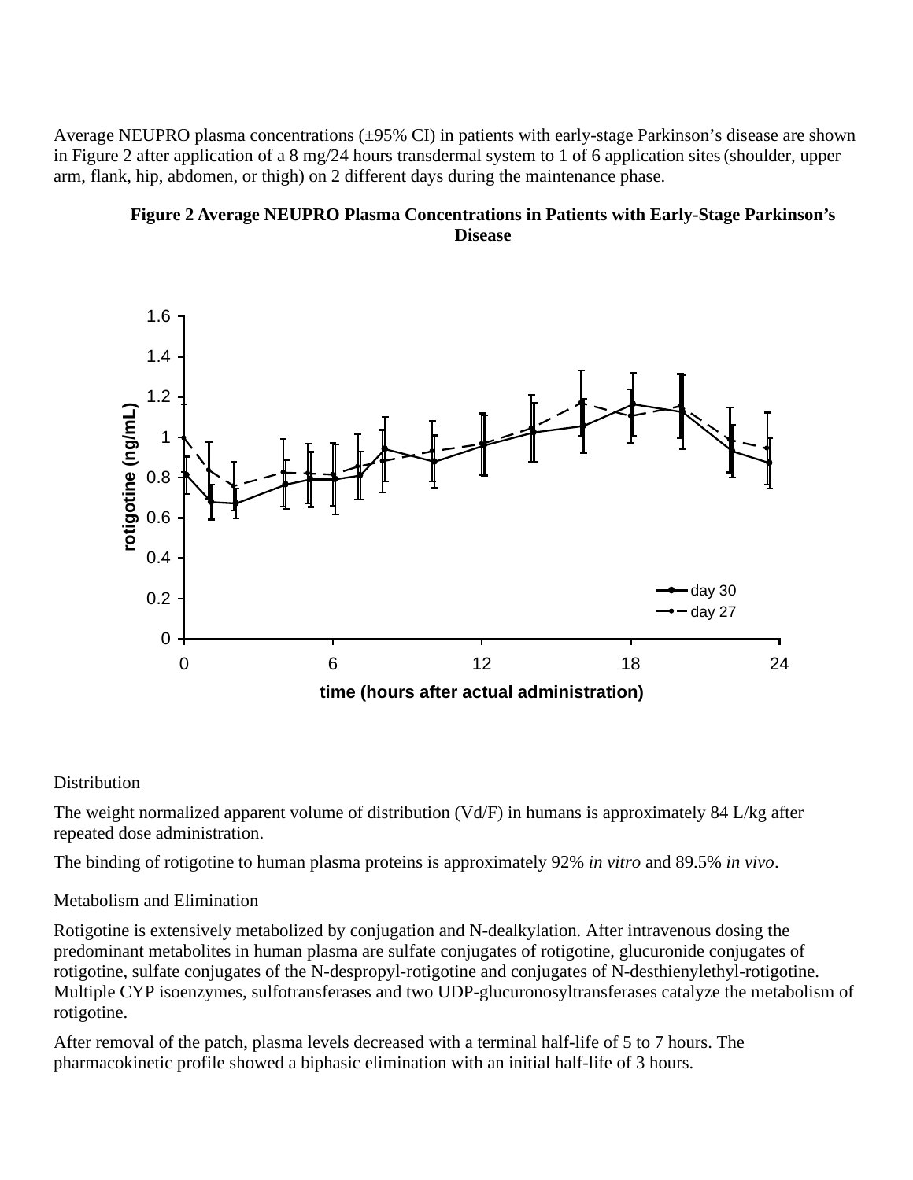Average NEUPRO plasma concentrations (±95% CI) in patients with early-stage Parkinson's disease are shown in Figure 2 after application of a 8 mg/24 hours transdermal system to 1 of 6 application sites (shoulder, upper arm, flank, hip, abdomen, or thigh) on 2 different days during the maintenance phase.

**Figure 2 Average NEUPRO Plasma Concentrations in Patients with Early-Stage Parkinson's Disease**

Distribution

The weight normalized apparent volume of distribution (Vd/F) in humans is approximately 84 L/kg after repeated dose administration.

The binding of rotigotine to human plasma proteins is approximately 92% *in vitro* and 89.5% *in vivo*.

Metabolism and Elimination

Rotigotine is extensively metabolized by conjugation and N-dealkylation. After intravenous dosing the predominant metabolites in human plasma are sulfate conjugates of rotigotine, glucuronide conjugates of rotigotine, sulfate conjugates of the N-despropyl-rotigotine and conjugates of N-desthienylethyl-rotigotine. Multiple CYP isoenzymes, sulfotransferases and two UDP-glucuronosyltransferases catalyze the metabolism of rotigotine.

After removal of the patch, plasma levels decreased with a terminal half-life of 5 to 7 hours. The pharmacokinetic profile showed a biphasic elimination with an initial half-life of 3 hours.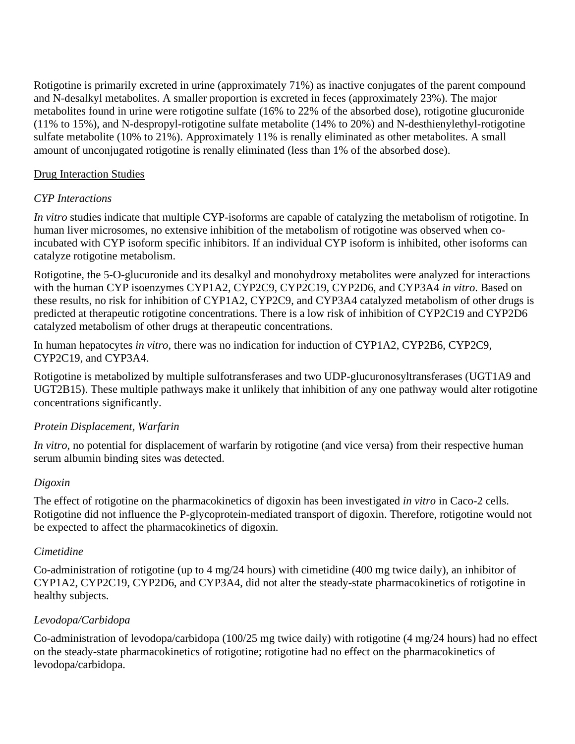Rotigotine is primarily excreted in urine (approximately 71%) as inactive conjugates of the parent compound and N-desalkyl metabolites. A smaller proportion is excreted in feces (approximately 23%). The major metabolites found in urine were rotigotine sulfate (16% to 22% of the absorbed dose), rotigotine glucuronide (11% to 15%), and N-despropyl-rotigotine sulfate metabolite (14% to 20%) and N-desthienylethyl-rotigotine sulfate metabolite (10% to 21%). Approximately 11% is renally eliminated as other metabolites. A small amount of unconjugated rotigotine is renally eliminated (less than 1% of the absorbed dose).

Drug Interaction Studies

*CYP Interactions*

*In vitro* studies indicate that multiple CYP-isoforms are capable of catalyzing the metabolism of rotigotine. In human liver microsomes, no extensive inhibition of the metabolism of rotigotine was observed when co-incubated with CYP isoform specific inhibitors. If an individual CYP isoform is inhibited, other isoforms can catalyze rotigotine metabolism.

Rotigotine, the 5-O-glucuronide and its desalkyl and monohydroxy metabolites were analyzed for interactions with the human CYP isoenzymes CYP1A2, CYP2C9, CYP2C19, CYP2D6, and CYP3A4 *in vitro*. Based on these results, no risk for inhibition of CYP1A2, CYP2C9, and CYP3A4 catalyzed metabolism of other drugs is predicted at therapeutic rotigotine concentrations. There is a low risk of inhibition of CYP2C19 and CYP2D6 catalyzed metabolism of other drugs at therapeutic concentrations.

In human hepatocytes *in vitro*, there was no indication for induction of CYP1A2, CYP2B6, CYP2C9, CYP2C19, and CYP3A4.

Rotigotine is metabolized by multiple sulfotransferases and two UDP-glucuronosyltransferases (UGT1A9 and UGT2B15). These multiple pathways make it unlikely that inhibition of any one pathway would alter rotigotine concentrations significantly.

*Protein Displacement, Warfarin*

*In vitro*, no potential for displacement of warfarin by rotigotine (and vice versa) from their respective human serum albumin binding sites was detected.

*Digoxin*

The effect of rotigotine on the pharmacokinetics of digoxin has been investigated *in vitro* in Caco-2 cells. Rotigotine did not influence the P-glycoprotein-mediated transport of digoxin. Therefore, rotigotine would not be expected to affect the pharmacokinetics of digoxin.

*Cimetidine*

Co-administration of rotigotine (up to 4 mg/24 hours) with cimetidine (400 mg twice daily), an inhibitor of CYP1A2, CYP2C19, CYP2D6, and CYP3A4, did not alter the steady-state pharmacokinetics of rotigotine in healthy subjects.

*Levodopa/Carbidopa*

Co-administration of levodopa/carbidopa (100/25 mg twice daily) with rotigotine (4 mg/24 hours) had no effect on the steady-state pharmacokinetics of rotigotine; rotigotine had no effect on the pharmacokinetics of levodopa/carbidopa.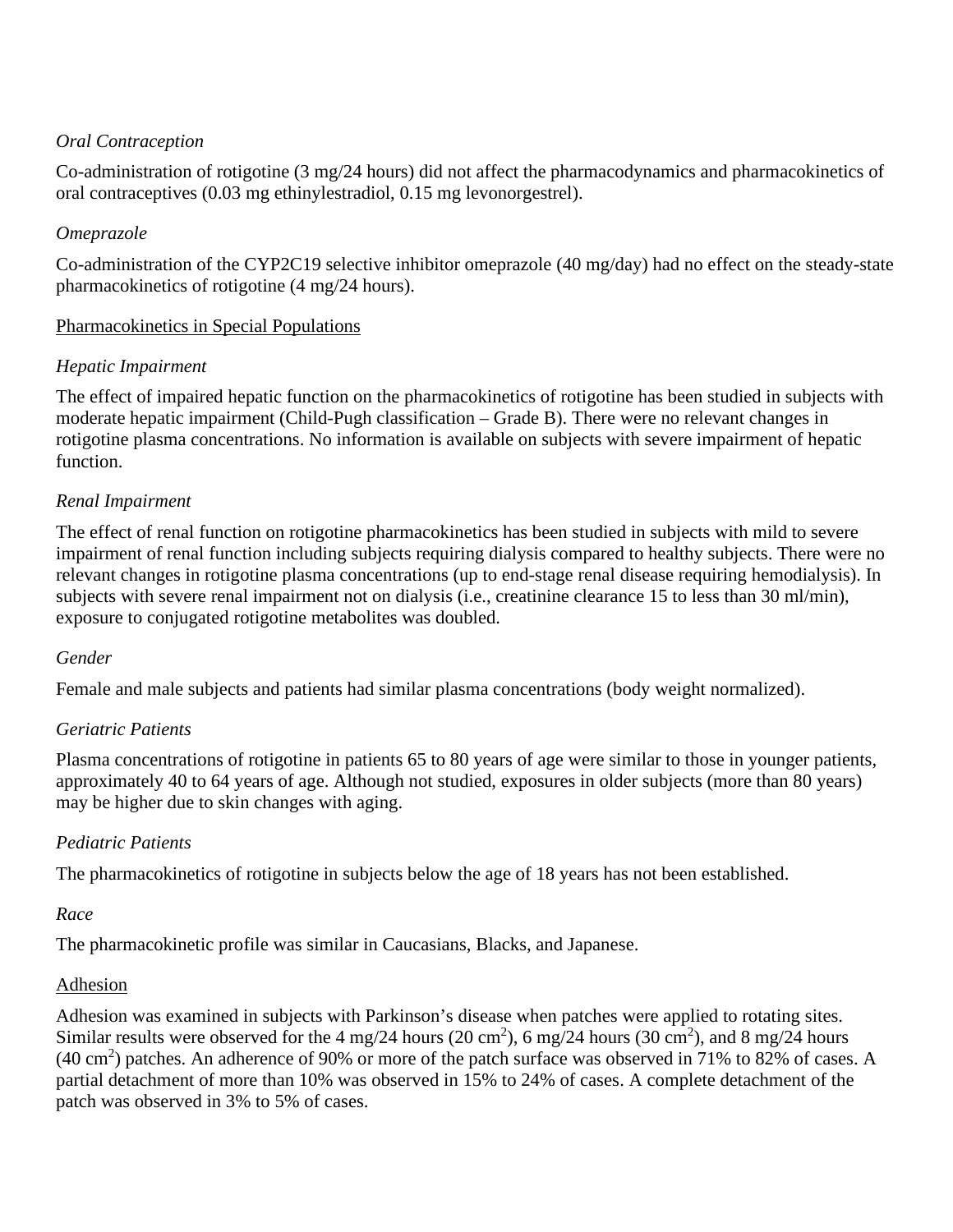*Oral Contraception*

Co-administration of rotigotine (3 mg/24 hours) did not affect the pharmacodynamics and pharmacokinetics of oral contraceptives (0.03 mg ethinylestradiol, 0.15 mg levonorgestrel).

*Omeprazole*

Co-administration of the CYP2C19 selective inhibitor omeprazole (40 mg/day) had no effect on the steady-state pharmacokinetics of rotigotine (4 mg/24 hours).

<u>Pharmacokinetics in Special Populations</u>

*Hepatic Impairment*

The effect of impaired hepatic function on the pharmacokinetics of rotigotine has been studied in subjects with moderate hepatic impairment (Child-Pugh classification – Grade B). There were no relevant changes in rotigotine plasma concentrations. No information is available on subjects with severe impairment of hepatic function.

*Renal Impairment*

The effect of renal function on rotigotine pharmacokinetics has been studied in subjects with mild to severe impairment of renal function including subjects requiring dialysis compared to healthy subjects. There were no relevant changes in rotigotine plasma concentrations (up to end-stage renal disease requiring hemodialysis). In subjects with severe renal impairment not on dialysis (i.e., creatinine clearance 15 to less than 30 ml/min), exposure to conjugated rotigotine metabolites was doubled.

*Gender*

Female and male subjects and patients had similar plasma concentrations (body weight normalized).

*Geriatric Patients*

Plasma concentrations of rotigotine in patients 65 to 80 years of age were similar to those in younger patients, approximately 40 to 64 years of age. Although not studied, exposures in older subjects (more than 80 years) may be higher due to skin changes with aging.

*Pediatric Patients*

The pharmacokinetics of rotigotine in subjects below the age of 18 years has not been established.

*Race*

The pharmacokinetic profile was similar in Caucasians, Blacks, and Japanese.

<u>Adhesion</u>

Adhesion was examined in subjects with Parkinson's disease when patches were applied to rotating sites. Similar results were observed for the 4 mg/24 hours (20 $cm^2$), 6 mg/24 hours (30 $cm^2$), and 8 mg/24 hours (40 $cm^2$) patches. An adherence of 90% or more of the patch surface was observed in 71% to 82% of cases. A partial detachment of more than 10% was observed in 15% to 24% of cases. A complete detachment of the patch was observed in 3% to 5% of cases.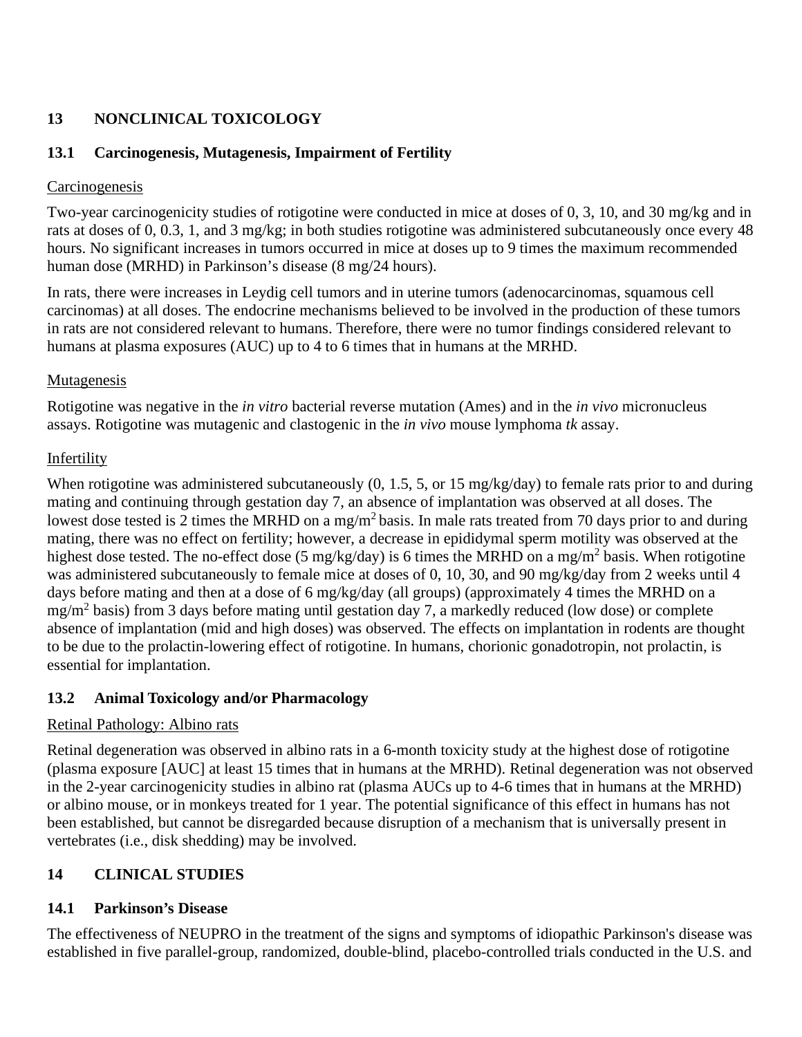## 13 NONCLINICAL TOXICOLOGY

### 13.1 Carcinogenesis, Mutagenesis, Impairment of Fertility

Carcinogenesis

Two-year carcinogenicity studies of rotigotine were conducted in mice at doses of 0, 3, 10, and 30 mg/kg and in rats at doses of 0, 0.3, 1, and 3 mg/kg; in both studies rotigotine was administered subcutaneously once every 48 hours. No significant increases in tumors occurred in mice at doses up to 9 times the maximum recommended human dose (MRHD) in Parkinson's disease (8 mg/24 hours).

In rats, there were increases in Leydig cell tumors and in uterine tumors (adenocarcinomas, squamous cell carcinomas) at all doses. The endocrine mechanisms believed to be involved in the production of these tumors in rats are not considered relevant to humans. Therefore, there were no tumor findings considered relevant to humans at plasma exposures (AUC) up to 4 to 6 times that in humans at the MRHD.

Mutagenesis

Rotigotine was negative in the *in vitro* bacterial reverse mutation (Ames) and in the *in vivo* micronucleus assays. Rotigotine was mutagenic and clastogenic in the *in vivo* mouse lymphoma *tk* assay.

Infertility

When rotigotine was administered subcutaneously (0, 1.5, 5, or 15 mg/kg/day) to female rats prior to and during mating and continuing through gestation day 7, an absence of implantation was observed at all doses. The lowest dose tested is 2 times the MRHD on a $mg/m^2$ basis. In male rats treated from 70 days prior to and during mating, there was no effect on fertility; however, a decrease in epididymal sperm motility was observed at the highest dose tested. The no-effect dose (5 mg/kg/day) is 6 times the MRHD on a $mg/m^2$ basis. When rotigotine was administered subcutaneously to female mice at doses of 0, 10, 30, and 90 mg/kg/day from 2 weeks until 4 days before mating and then at a dose of 6 mg/kg/day (all groups) (approximately 4 times the MRHD on a $mg/m^2$ basis) from 3 days before mating until gestation day 7, a markedly reduced (low dose) or complete absence of implantation (mid and high doses) was observed. The effects on implantation in rodents are thought to be due to the prolactin-lowering effect of rotigotine. In humans, chorionic gonadotropin, not prolactin, is essential for implantation.

### 13.2 Animal Toxicology and/or Pharmacology

Retinal Pathology: Albino rats

Retinal degeneration was observed in albino rats in a 6-month toxicity study at the highest dose of rotigotine (plasma exposure [AUC] at least 15 times that in humans at the MRHD). Retinal degeneration was not observed in the 2-year carcinogenicity studies in albino rat (plasma AUCs up to 4-6 times that in humans at the MRHD) or albino mouse, or in monkeys treated for 1 year. The potential significance of this effect in humans has not been established, but cannot be disregarded because disruption of a mechanism that is universally present in vertebrates (i.e., disk shedding) may be involved.

## 14 CLINICAL STUDIES

### 14.1 Parkinson's Disease

The effectiveness of NEUPRO in the treatment of the signs and symptoms of idiopathic Parkinson's disease was established in five parallel-group, randomized, double-blind, placebo-controlled trials conducted in the U.S. and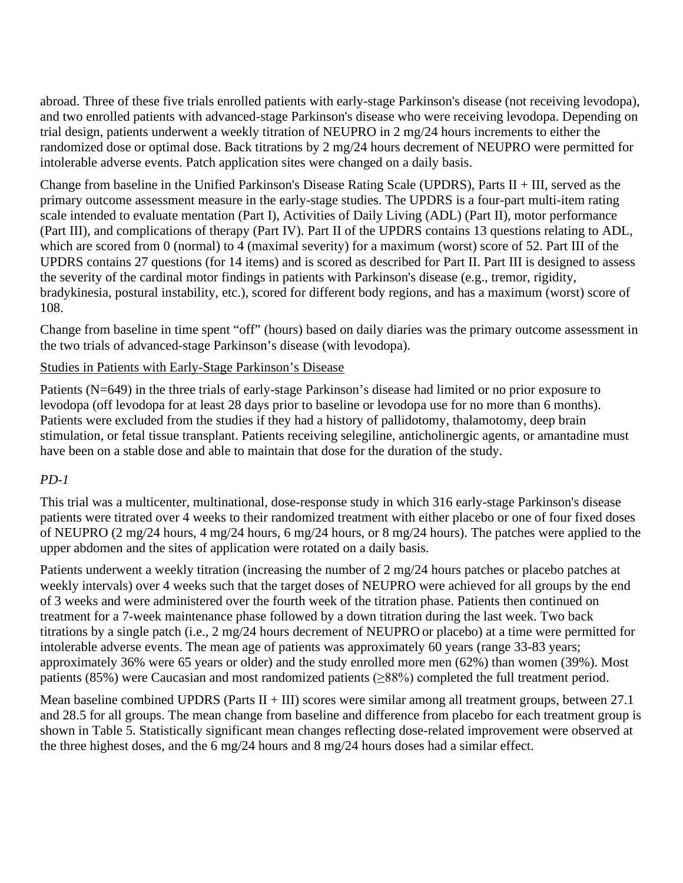abroad. Three of these five trials enrolled patients with early-stage Parkinson's disease (not receiving levodopa), and two enrolled patients with advanced-stage Parkinson's disease who were receiving levodopa. Depending on trial design, patients underwent a weekly titration of NEUPRO in 2 mg/24 hours increments to either the randomized dose or optimal dose. Back titrations by 2 mg/24 hours decrement of NEUPRO were permitted for intolerable adverse events. Patch application sites were changed on a daily basis.

Change from baseline in the Unified Parkinson's Disease Rating Scale (UPDRS), Parts II + III, served as the primary outcome assessment measure in the early-stage studies. The UPDRS is a four-part multi-item rating scale intended to evaluate mentation (Part I), Activities of Daily Living (ADL) (Part II), motor performance (Part III), and complications of therapy (Part IV). Part II of the UPDRS contains 13 questions relating to ADL, which are scored from 0 (normal) to 4 (maximal severity) for a maximum (worst) score of 52. Part III of the UPDRS contains 27 questions (for 14 items) and is scored as described for Part II. Part III is designed to assess the severity of the cardinal motor findings in patients with Parkinson's disease (e.g., tremor, rigidity, bradykinesia, postural instability, etc.), scored for different body regions, and has a maximum (worst) score of 108.

Change from baseline in time spent "off" (hours) based on daily diaries was the primary outcome assessment in the two trials of advanced-stage Parkinson's disease (with levodopa).

Studies in Patients with Early-Stage Parkinson's Disease

Patients (N=649) in the three trials of early-stage Parkinson's disease had limited or no prior exposure to levodopa (off levodopa for at least 28 days prior to baseline or levodopa use for no more than 6 months). Patients were excluded from the studies if they had a history of pallidotomy, thalamotomy, deep brain stimulation, or fetal tissue transplant. Patients receiving selegiline, anticholinergic agents, or amantadine must have been on a stable dose and able to maintain that dose for the duration of the study.

*PD-1*

This trial was a multicenter, multinational, dose-response study in which 316 early-stage Parkinson's disease patients were titrated over 4 weeks to their randomized treatment with either placebo or one of four fixed doses of NEUPRO (2 mg/24 hours, 4 mg/24 hours, 6 mg/24 hours, or 8 mg/24 hours). The patches were applied to the upper abdomen and the sites of application were rotated on a daily basis.

Patients underwent a weekly titration (increasing the number of 2 mg/24 hours patches or placebo patches at weekly intervals) over 4 weeks such that the target doses of NEUPRO were achieved for all groups by the end of 3 weeks and were administered over the fourth week of the titration phase. Patients then continued on treatment for a 7-week maintenance phase followed by a down titration during the last week. Two back titrations by a single patch (i.e., 2 mg/24 hours decrement of NEUPRO or placebo) at a time were permitted for intolerable adverse events. The mean age of patients was approximately 60 years (range 33-83 years; approximately 36% were 65 years or older) and the study enrolled more men (62%) than women (39%). Most patients (85%) were Caucasian and most randomized patients (≥88%) completed the full treatment period.

Mean baseline combined UPDRS (Parts II + III) scores were similar among all treatment groups, between 27.1 and 28.5 for all groups. The mean change from baseline and difference from placebo for each treatment group is shown in Table 5. Statistically significant mean changes reflecting dose-related improvement were observed at the three highest doses, and the 6 mg/24 hours and 8 mg/24 hours doses had a similar effect.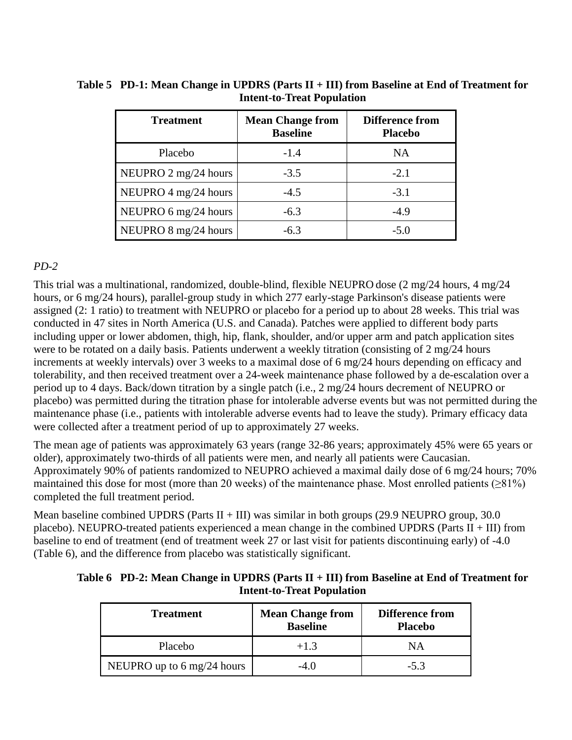**Table 5 PD-1: Mean Change in UPDRS (Parts II + III) from Baseline at End of Treatment for Intent-to-Treat Population**

| Treatment | Mean Change from Baseline | Difference from Placebo |
|---|---|---|
| Placebo | -1.4 | NA |
| NEUPRO 2 mg/24 hours | -3.5 | -2.1 |
| NEUPRO 4 mg/24 hours | -4.5 | -3.1 |
| NEUPRO 6 mg/24 hours | -6.3 | -4.9 |
| NEUPRO 8 mg/24 hours | -6.3 | -5.0 |

*PD-2*

This trial was a multinational, randomized, double-blind, flexible NEUPRO dose (2 mg/24 hours, 4 mg/24 hours, or 6 mg/24 hours), parallel-group study in which 277 early-stage Parkinson's disease patients were assigned (2: 1 ratio) to treatment with NEUPRO or placebo for a period up to about 28 weeks. This trial was conducted in 47 sites in North America (U.S. and Canada). Patches were applied to different body parts including upper or lower abdomen, thigh, hip, flank, shoulder, and/or upper arm and patch application sites were to be rotated on a daily basis. Patients underwent a weekly titration (consisting of 2 mg/24 hours increments at weekly intervals) over 3 weeks to a maximal dose of 6 mg/24 hours depending on efficacy and tolerability, and then received treatment over a 24-week maintenance phase followed by a de-escalation over a period up to 4 days. Back/down titration by a single patch (i.e., 2 mg/24 hours decrement of NEUPRO or placebo) was permitted during the titration phase for intolerable adverse events but was not permitted during the maintenance phase (i.e., patients with intolerable adverse events had to leave the study). Primary efficacy data were collected after a treatment period of up to approximately 27 weeks.

The mean age of patients was approximately 63 years (range 32-86 years; approximately 45% were 65 years or older), approximately two-thirds of all patients were men, and nearly all patients were Caucasian. Approximately 90% of patients randomized to NEUPRO achieved a maximal daily dose of 6 mg/24 hours; 70% maintained this dose for most (more than 20 weeks) of the maintenance phase. Most enrolled patients (≥81%) completed the full treatment period.

Mean baseline combined UPDRS (Parts II + III) was similar in both groups (29.9 NEUPRO group, 30.0 placebo). NEUPRO-treated patients experienced a mean change in the combined UPDRS (Parts II + III) from baseline to end of treatment (end of treatment week 27 or last visit for patients discontinuing early) of -4.0 (Table 6), and the difference from placebo was statistically significant.

**Table 6 PD-2: Mean Change in UPDRS (Parts II + III) from Baseline at End of Treatment for Intent-to-Treat Population**

| Treatment | Mean Change from Baseline | Difference from Placebo |
|---|---|---|
| Placebo | +1.3 | NA |
| NEUPRO up to 6 mg/24 hours | -4.0 | -5.3 |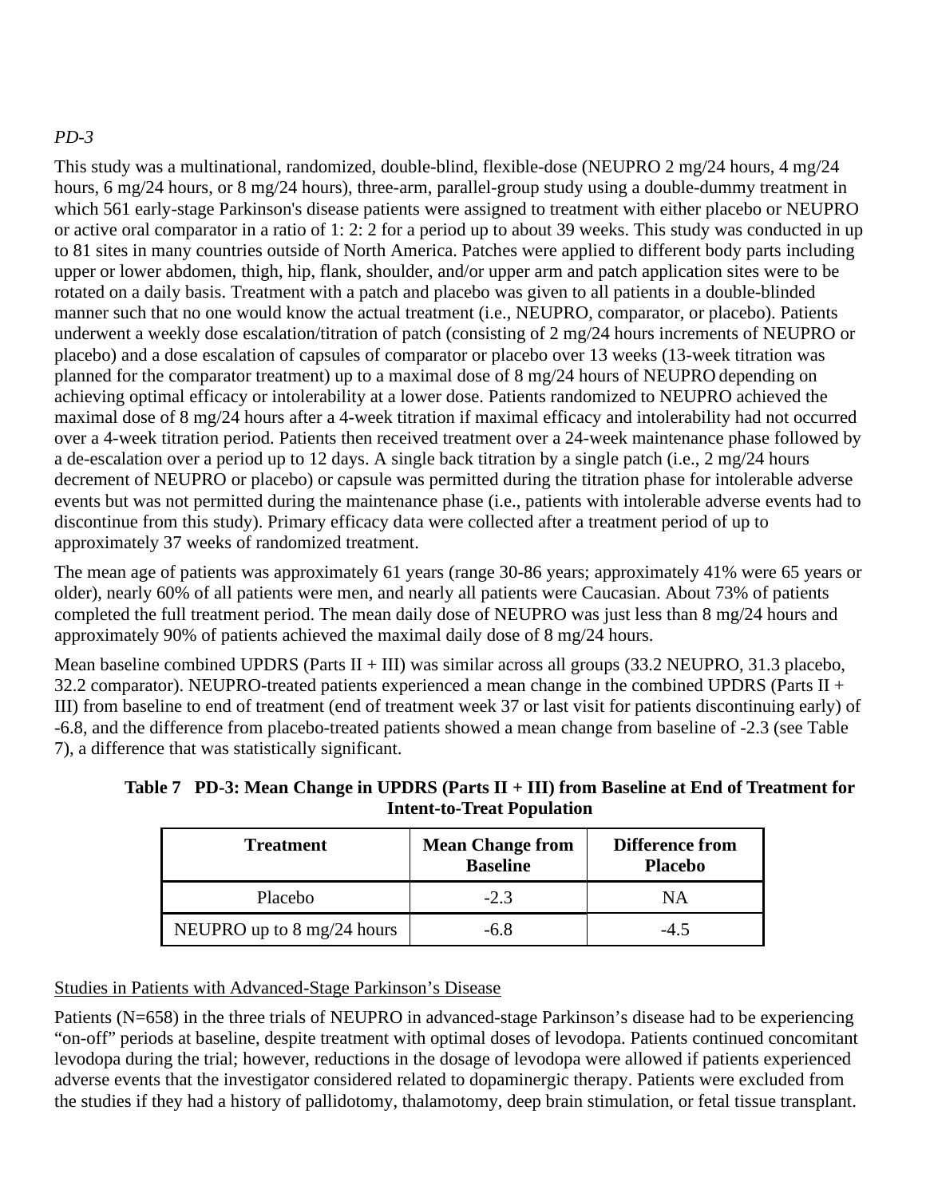*PD-3*

This study was a multinational, randomized, double-blind, flexible-dose (NEUPRO 2 mg/24 hours, 4 mg/24 hours, 6 mg/24 hours, or 8 mg/24 hours), three-arm, parallel-group study using a double-dummy treatment in which 561 early-stage Parkinson's disease patients were assigned to treatment with either placebo or NEUPRO or active oral comparator in a ratio of 1: 2: 2 for a period up to about 39 weeks. This study was conducted in up to 81 sites in many countries outside of North America. Patches were applied to different body parts including upper or lower abdomen, thigh, hip, flank, shoulder, and/or upper arm and patch application sites were to be rotated on a daily basis. Treatment with a patch and placebo was given to all patients in a double-blinded manner such that no one would know the actual treatment (i.e., NEUPRO, comparator, or placebo). Patients underwent a weekly dose escalation/titration of patch (consisting of 2 mg/24 hours increments of NEUPRO or placebo) and a dose escalation of capsules of comparator or placebo over 13 weeks (13-week titration was planned for the comparator treatment) up to a maximal dose of 8 mg/24 hours of NEUPRO depending on achieving optimal efficacy or intolerability at a lower dose. Patients randomized to NEUPRO achieved the maximal dose of 8 mg/24 hours after a 4-week titration if maximal efficacy and intolerability had not occurred over a 4-week titration period. Patients then received treatment over a 24-week maintenance phase followed by a de-escalation over a period up to 12 days. A single back titration by a single patch (i.e., 2 mg/24 hours decrement of NEUPRO or placebo) or capsule was permitted during the titration phase for intolerable adverse events but was not permitted during the maintenance phase (i.e., patients with intolerable adverse events had to discontinue from this study). Primary efficacy data were collected after a treatment period of up to approximately 37 weeks of randomized treatment.

The mean age of patients was approximately 61 years (range 30-86 years; approximately 41% were 65 years or older), nearly 60% of all patients were men, and nearly all patients were Caucasian. About 73% of patients completed the full treatment period. The mean daily dose of NEUPRO was just less than 8 mg/24 hours and approximately 90% of patients achieved the maximal daily dose of 8 mg/24 hours.

Mean baseline combined UPDRS (Parts II + III) was similar across all groups (33.2 NEUPRO, 31.3 placebo, 32.2 comparator). NEUPRO-treated patients experienced a mean change in the combined UPDRS (Parts II + III) from baseline to end of treatment (end of treatment week 37 or last visit for patients discontinuing early) of -6.8, and the difference from placebo-treated patients showed a mean change from baseline of -2.3 (see Table 7), a difference that was statistically significant.

**Table 7 PD-3: Mean Change in UPDRS (Parts II + III) from Baseline at End of Treatment for Intent-to-Treat Population**

| Treatment | Mean Change from Baseline | Difference from Placebo |
|---|---|---|
| Placebo | -2.3 | NA |
| NEUPRO up to 8 mg/24 hours | -6.8 | -4.5 |

Studies in Patients with Advanced-Stage Parkinson's Disease

Patients (N=658) in the three trials of NEUPRO in advanced-stage Parkinson's disease had to be experiencing "on-off" periods at baseline, despite treatment with optimal doses of levodopa. Patients continued concomitant levodopa during the trial; however, reductions in the dosage of levodopa were allowed if patients experienced adverse events that the investigator considered related to dopaminergic therapy. Patients were excluded from the studies if they had a history of pallidotomy, thalamotomy, deep brain stimulation, or fetal tissue transplant.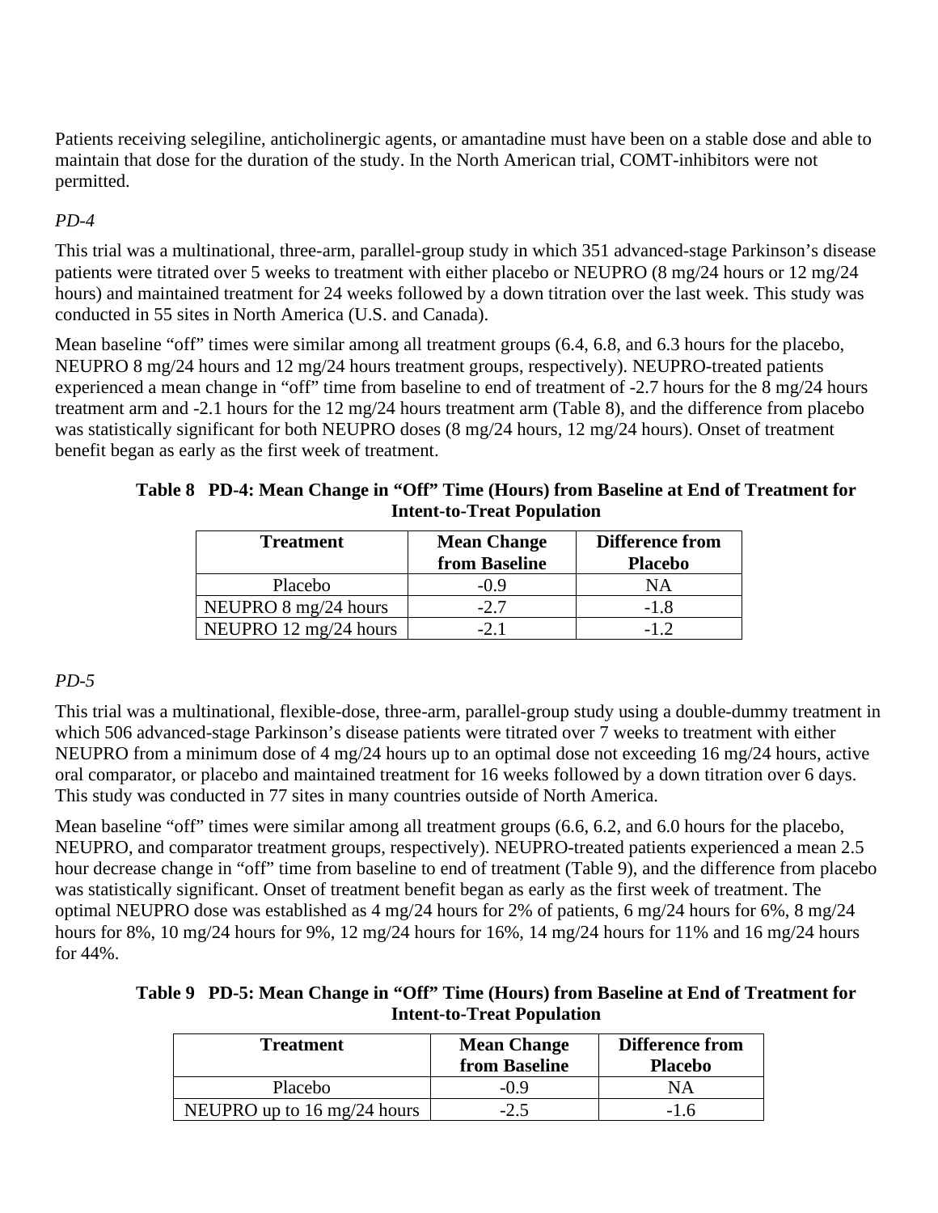Patients receiving selegiline, anticholinergic agents, or amantadine must have been on a stable dose and able to maintain that dose for the duration of the study. In the North American trial, COMT-inhibitors were not permitted.

*PD-4*

This trial was a multinational, three-arm, parallel-group study in which 351 advanced-stage Parkinson's disease patients were titrated over 5 weeks to treatment with either placebo or NEUPRO (8 mg/24 hours or 12 mg/24 hours) and maintained treatment for 24 weeks followed by a down titration over the last week. This study was conducted in 55 sites in North America (U.S. and Canada).

Mean baseline "off" times were similar among all treatment groups (6.4, 6.8, and 6.3 hours for the placebo, NEUPRO 8 mg/24 hours and 12 mg/24 hours treatment groups, respectively). NEUPRO-treated patients experienced a mean change in "off" time from baseline to end of treatment of -2.7 hours for the 8 mg/24 hours treatment arm and -2.1 hours for the 12 mg/24 hours treatment arm (Table 8), and the difference from placebo was statistically significant for both NEUPRO doses (8 mg/24 hours, 12 mg/24 hours). Onset of treatment benefit began as early as the first week of treatment.

**Table 8 PD-4: Mean Change in "Off" Time (Hours) from Baseline at End of Treatment for Intent-to-Treat Population**

| Treatment | Mean Change from Baseline | Difference from Placebo |
|---|---|---|
| Placebo | -0.9 | NA |
| NEUPRO 8 mg/24 hours | -2.7 | -1.8 |
| NEUPRO 12 mg/24 hours | -2.1 | -1.2 |

*PD-5*

This trial was a multinational, flexible-dose, three-arm, parallel-group study using a double-dummy treatment in which 506 advanced-stage Parkinson's disease patients were titrated over 7 weeks to treatment with either NEUPRO from a minimum dose of 4 mg/24 hours up to an optimal dose not exceeding 16 mg/24 hours, active oral comparator, or placebo and maintained treatment for 16 weeks followed by a down titration over 6 days. This study was conducted in 77 sites in many countries outside of North America.

Mean baseline "off" times were similar among all treatment groups (6.6, 6.2, and 6.0 hours for the placebo, NEUPRO, and comparator treatment groups, respectively). NEUPRO-treated patients experienced a mean 2.5 hour decrease change in "off" time from baseline to end of treatment (Table 9), and the difference from placebo was statistically significant. Onset of treatment benefit began as early as the first week of treatment. The optimal NEUPRO dose was established as 4 mg/24 hours for 2% of patients, 6 mg/24 hours for 6%, 8 mg/24 hours for 8%, 10 mg/24 hours for 9%, 12 mg/24 hours for 16%, 14 mg/24 hours for 11% and 16 mg/24 hours for 44%.

**Table 9 PD-5: Mean Change in "Off" Time (Hours) from Baseline at End of Treatment for Intent-to-Treat Population**

| Treatment | Mean Change from Baseline | Difference from Placebo |
|---|---|---|
| Placebo | -0.9 | NA |
| NEUPRO up to 16 mg/24 hours | -2.5 | -1.6 |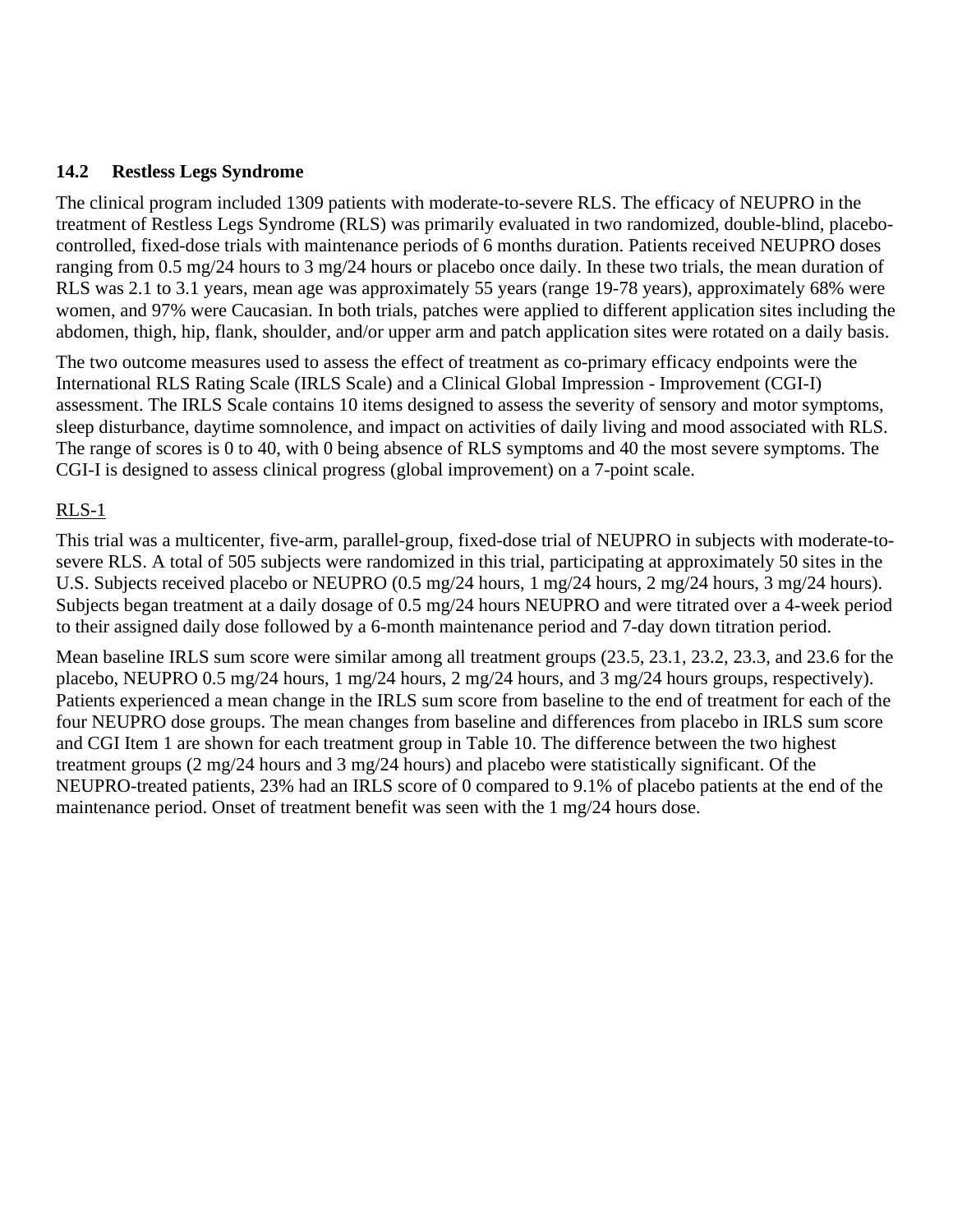### 14.2 Restless Legs Syndrome

The clinical program included 1309 patients with moderate-to-severe RLS. The efficacy of NEUPRO in the treatment of Restless Legs Syndrome (RLS) was primarily evaluated in two randomized, double-blind, placebo-controlled, fixed-dose trials with maintenance periods of 6 months duration. Patients received NEUPRO doses ranging from 0.5 mg/24 hours to 3 mg/24 hours or placebo once daily. In these two trials, the mean duration of RLS was 2.1 to 3.1 years, mean age was approximately 55 years (range 19-78 years), approximately 68% were women, and 97% were Caucasian. In both trials, patches were applied to different application sites including the abdomen, thigh, hip, flank, shoulder, and/or upper arm and patch application sites were rotated on a daily basis.

The two outcome measures used to assess the effect of treatment as co-primary efficacy endpoints were the International RLS Rating Scale (IRLS Scale) and a Clinical Global Impression - Improvement (CGI-I) assessment. The IRLS Scale contains 10 items designed to assess the severity of sensory and motor symptoms, sleep disturbance, daytime somnolence, and impact on activities of daily living and mood associated with RLS. The range of scores is 0 to 40, with 0 being absence of RLS symptoms and 40 the most severe symptoms. The CGI-I is designed to assess clinical progress (global improvement) on a 7-point scale.

RLS-1

This trial was a multicenter, five-arm, parallel-group, fixed-dose trial of NEUPRO in subjects with moderate-to-severe RLS. A total of 505 subjects were randomized in this trial, participating at approximately 50 sites in the U.S. Subjects received placebo or NEUPRO (0.5 mg/24 hours, 1 mg/24 hours, 2 mg/24 hours, 3 mg/24 hours). Subjects began treatment at a daily dosage of 0.5 mg/24 hours NEUPRO and were titrated over a 4-week period to their assigned daily dose followed by a 6-month maintenance period and 7-day down titration period.

Mean baseline IRLS sum score were similar among all treatment groups (23.5, 23.1, 23.2, 23.3, and 23.6 for the placebo, NEUPRO 0.5 mg/24 hours, 1 mg/24 hours, 2 mg/24 hours, and 3 mg/24 hours groups, respectively). Patients experienced a mean change in the IRLS sum score from baseline to the end of treatment for each of the four NEUPRO dose groups. The mean changes from baseline and differences from placebo in IRLS sum score and CGI Item 1 are shown for each treatment group in Table 10. The difference between the two highest treatment groups (2 mg/24 hours and 3 mg/24 hours) and placebo were statistically significant. Of the NEUPRO-treated patients, 23% had an IRLS score of 0 compared to 9.1% of placebo patients at the end of the maintenance period. Onset of treatment benefit was seen with the 1 mg/24 hours dose.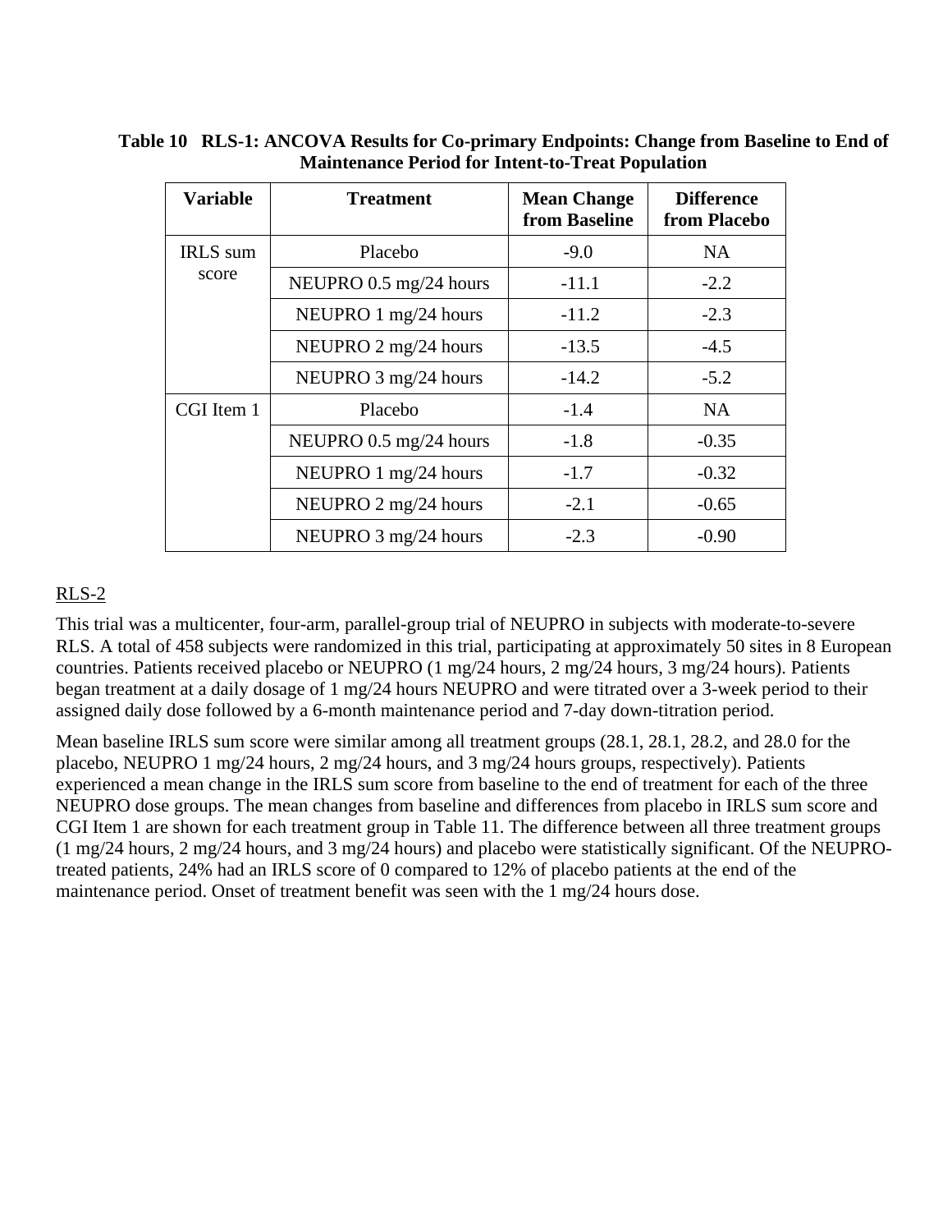**Table 10 RLS-1: ANCOVA Results for Co-primary Endpoints: Change from Baseline to End of Maintenance Period for Intent-to-Treat Population**

| Variable | Treatment | Mean Change from Baseline | Difference from Placebo |
|---|---|---|---|
| IRLS sum score | Placebo | -9.0 | NA |
| | NEUPRO 0.5 mg/24 hours | -11.1 | -2.2 |
| | NEUPRO 1 mg/24 hours | -11.2 | -2.3 |
| | NEUPRO 2 mg/24 hours | -13.5 | -4.5 |
| | NEUPRO 3 mg/24 hours | -14.2 | -5.2 |
| CGI Item 1 | Placebo | -1.4 | NA |
| | NEUPRO 0.5 mg/24 hours | -1.8 | -0.35 |
| | NEUPRO 1 mg/24 hours | -1.7 | -0.32 |
| | NEUPRO 2 mg/24 hours | -2.1 | -0.65 |
| | NEUPRO 3 mg/24 hours | -2.3 | -0.90 |

RLS-2

This trial was a multicenter, four-arm, parallel-group trial of NEUPRO in subjects with moderate-to-severe RLS. A total of 458 subjects were randomized in this trial, participating at approximately 50 sites in 8 European countries. Patients received placebo or NEUPRO (1 mg/24 hours, 2 mg/24 hours, 3 mg/24 hours). Patients began treatment at a daily dosage of 1 mg/24 hours NEUPRO and were titrated over a 3-week period to their assigned daily dose followed by a 6-month maintenance period and 7-day down-titration period.

Mean baseline IRLS sum score were similar among all treatment groups (28.1, 28.1, 28.2, and 28.0 for the placebo, NEUPRO 1 mg/24 hours, 2 mg/24 hours, and 3 mg/24 hours groups, respectively). Patients experienced a mean change in the IRLS sum score from baseline to the end of treatment for each of the three NEUPRO dose groups. The mean changes from baseline and differences from placebo in IRLS sum score and CGI Item 1 are shown for each treatment group in Table 11. The difference between all three treatment groups (1 mg/24 hours, 2 mg/24 hours, and 3 mg/24 hours) and placebo were statistically significant. Of the NEUPRO-treated patients, 24% had an IRLS score of 0 compared to 12% of placebo patients at the end of the maintenance period. Onset of treatment benefit was seen with the 1 mg/24 hours dose.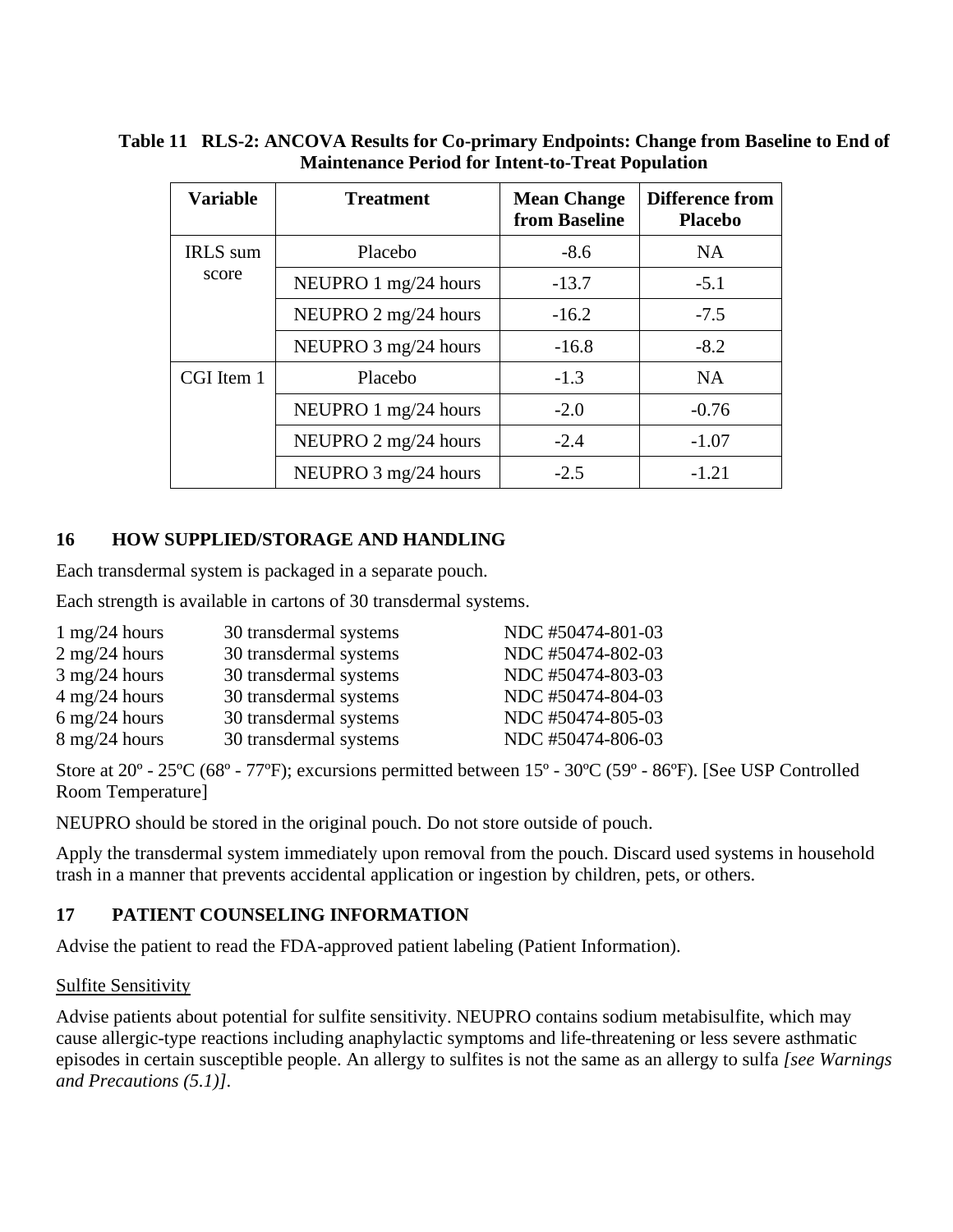**Table 11 RLS-2: ANCOVA Results for Co-primary Endpoints: Change from Baseline to End of Maintenance Period for Intent-to-Treat Population**

| Variable | Treatment | Mean Change from Baseline | Difference from Placebo |
|---|---|---|---|
| IRLS sum score | Placebo | -8.6 | NA |
| | NEUPRO 1 mg/24 hours | -13.7 | -5.1 |
| | NEUPRO 2 mg/24 hours | -16.2 | -7.5 |
| | NEUPRO 3 mg/24 hours | -16.8 | -8.2 |
| CGI Item 1 | Placebo | -1.3 | NA |
| | NEUPRO 1 mg/24 hours | -2.0 | -0.76 |
| | NEUPRO 2 mg/24 hours | -2.4 | -1.07 |
| | NEUPRO 3 mg/24 hours | -2.5 | -1.21 |

## 16 HOW SUPPLIED/STORAGE AND HANDLING

Each transdermal system is packaged in a separate pouch.

Each strength is available in cartons of 30 transdermal systems.

| | | |
|---|---|---|
| 1 mg/24 hours | 30 transdermal systems | NDC #50474-801-03 |
| 2 mg/24 hours | 30 transdermal systems | NDC #50474-802-03 |
| 3 mg/24 hours | 30 transdermal systems | NDC #50474-803-03 |
| 4 mg/24 hours | 30 transdermal systems | NDC #50474-804-03 |
| 6 mg/24 hours | 30 transdermal systems | NDC #50474-805-03 |
| 8 mg/24 hours | 30 transdermal systems | NDC #50474-806-03 |

Store at 20º - 25ºC (68º - 77ºF); excursions permitted between 15º - 30ºC (59º - 86ºF). [See USP Controlled Room Temperature]

NEUPRO should be stored in the original pouch. Do not store outside of pouch.

Apply the transdermal system immediately upon removal from the pouch. Discard used systems in household trash in a manner that prevents accidental application or ingestion by children, pets, or others.

## 17 PATIENT COUNSELING INFORMATION

Advise the patient to read the FDA-approved patient labeling (Patient Information).

Sulfite Sensitivity

Advise patients about potential for sulfite sensitivity. NEUPRO contains sodium metabisulfite, which may cause allergic-type reactions including anaphylactic symptoms and life-threatening or less severe asthmatic episodes in certain susceptible people. An allergy to sulfites is not the same as an allergy to sulfa *[see Warnings and Precautions (5.1)]*.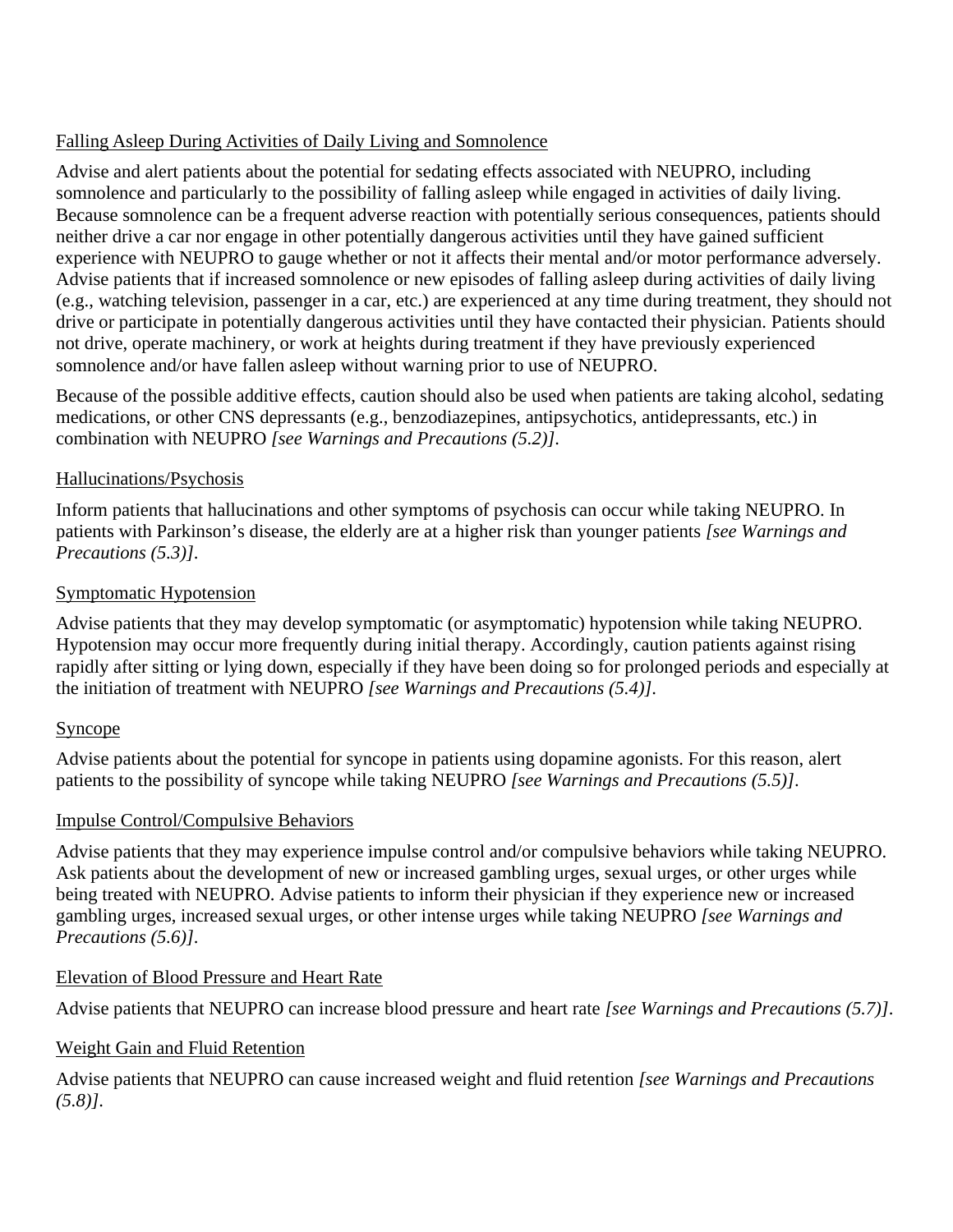Falling Asleep During Activities of Daily Living and Somnolence

Advise and alert patients about the potential for sedating effects associated with NEUPRO, including somnolence and particularly to the possibility of falling asleep while engaged in activities of daily living. Because somnolence can be a frequent adverse reaction with potentially serious consequences, patients should neither drive a car nor engage in other potentially dangerous activities until they have gained sufficient experience with NEUPRO to gauge whether or not it affects their mental and/or motor performance adversely. Advise patients that if increased somnolence or new episodes of falling asleep during activities of daily living (e.g., watching television, passenger in a car, etc.) are experienced at any time during treatment, they should not drive or participate in potentially dangerous activities until they have contacted their physician. Patients should not drive, operate machinery, or work at heights during treatment if they have previously experienced somnolence and/or have fallen asleep without warning prior to use of NEUPRO.

Because of the possible additive effects, caution should also be used when patients are taking alcohol, sedating medications, or other CNS depressants (e.g., benzodiazepines, antipsychotics, antidepressants, etc.) in combination with NEUPRO *[see Warnings and Precautions (5.2)]*.

Hallucinations/Psychosis

Inform patients that hallucinations and other symptoms of psychosis can occur while taking NEUPRO. In patients with Parkinson's disease, the elderly are at a higher risk than younger patients *[see Warnings and Precautions (5.3)]*.

Symptomatic Hypotension

Advise patients that they may develop symptomatic (or asymptomatic) hypotension while taking NEUPRO. Hypotension may occur more frequently during initial therapy. Accordingly, caution patients against rising rapidly after sitting or lying down, especially if they have been doing so for prolonged periods and especially at the initiation of treatment with NEUPRO *[see Warnings and Precautions (5.4)]*.

Syncope

Advise patients about the potential for syncope in patients using dopamine agonists. For this reason, alert patients to the possibility of syncope while taking NEUPRO *[see Warnings and Precautions (5.5)]*.

Impulse Control/Compulsive Behaviors

Advise patients that they may experience impulse control and/or compulsive behaviors while taking NEUPRO. Ask patients about the development of new or increased gambling urges, sexual urges, or other urges while being treated with NEUPRO. Advise patients to inform their physician if they experience new or increased gambling urges, increased sexual urges, or other intense urges while taking NEUPRO *[see Warnings and Precautions (5.6)]*.

Elevation of Blood Pressure and Heart Rate

Advise patients that NEUPRO can increase blood pressure and heart rate *[see Warnings and Precautions (5.7)]*.

Weight Gain and Fluid Retention

Advise patients that NEUPRO can cause increased weight and fluid retention *[see Warnings and Precautions (5.8)]*.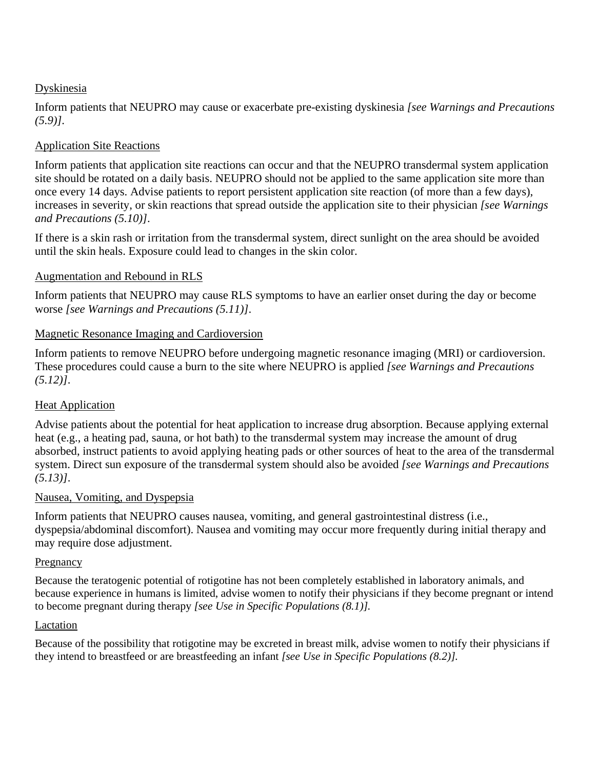Dyskinesia

Inform patients that NEUPRO may cause or exacerbate pre-existing dyskinesia *[see Warnings and Precautions (5.9)]*.

Application Site Reactions

Inform patients that application site reactions can occur and that the NEUPRO transdermal system application site should be rotated on a daily basis. NEUPRO should not be applied to the same application site more than once every 14 days. Advise patients to report persistent application site reaction (of more than a few days), increases in severity, or skin reactions that spread outside the application site to their physician *[see Warnings and Precautions (5.10)]*.

If there is a skin rash or irritation from the transdermal system, direct sunlight on the area should be avoided until the skin heals. Exposure could lead to changes in the skin color.

Augmentation and Rebound in RLS

Inform patients that NEUPRO may cause RLS symptoms to have an earlier onset during the day or become worse *[see Warnings and Precautions (5.11)]*.

Magnetic Resonance Imaging and Cardioversion

Inform patients to remove NEUPRO before undergoing magnetic resonance imaging (MRI) or cardioversion. These procedures could cause a burn to the site where NEUPRO is applied *[see Warnings and Precautions (5.12)]*.

Heat Application

Advise patients about the potential for heat application to increase drug absorption. Because applying external heat (e.g., a heating pad, sauna, or hot bath) to the transdermal system may increase the amount of drug absorbed, instruct patients to avoid applying heating pads or other sources of heat to the area of the transdermal system. Direct sun exposure of the transdermal system should also be avoided *[see Warnings and Precautions (5.13)]*.

Nausea, Vomiting, and Dyspepsia

Inform patients that NEUPRO causes nausea, vomiting, and general gastrointestinal distress (i.e., dyspepsia/abdominal discomfort). Nausea and vomiting may occur more frequently during initial therapy and may require dose adjustment.

Pregnancy

Because the teratogenic potential of rotigotine has not been completely established in laboratory animals, and because experience in humans is limited, advise women to notify their physicians if they become pregnant or intend to become pregnant during therapy *[see Use in Specific Populations (8.1)].*

Lactation

Because of the possibility that rotigotine may be excreted in breast milk, advise women to notify their physicians if they intend to breastfeed or are breastfeeding an infant *[see Use in Specific Populations (8.2)].*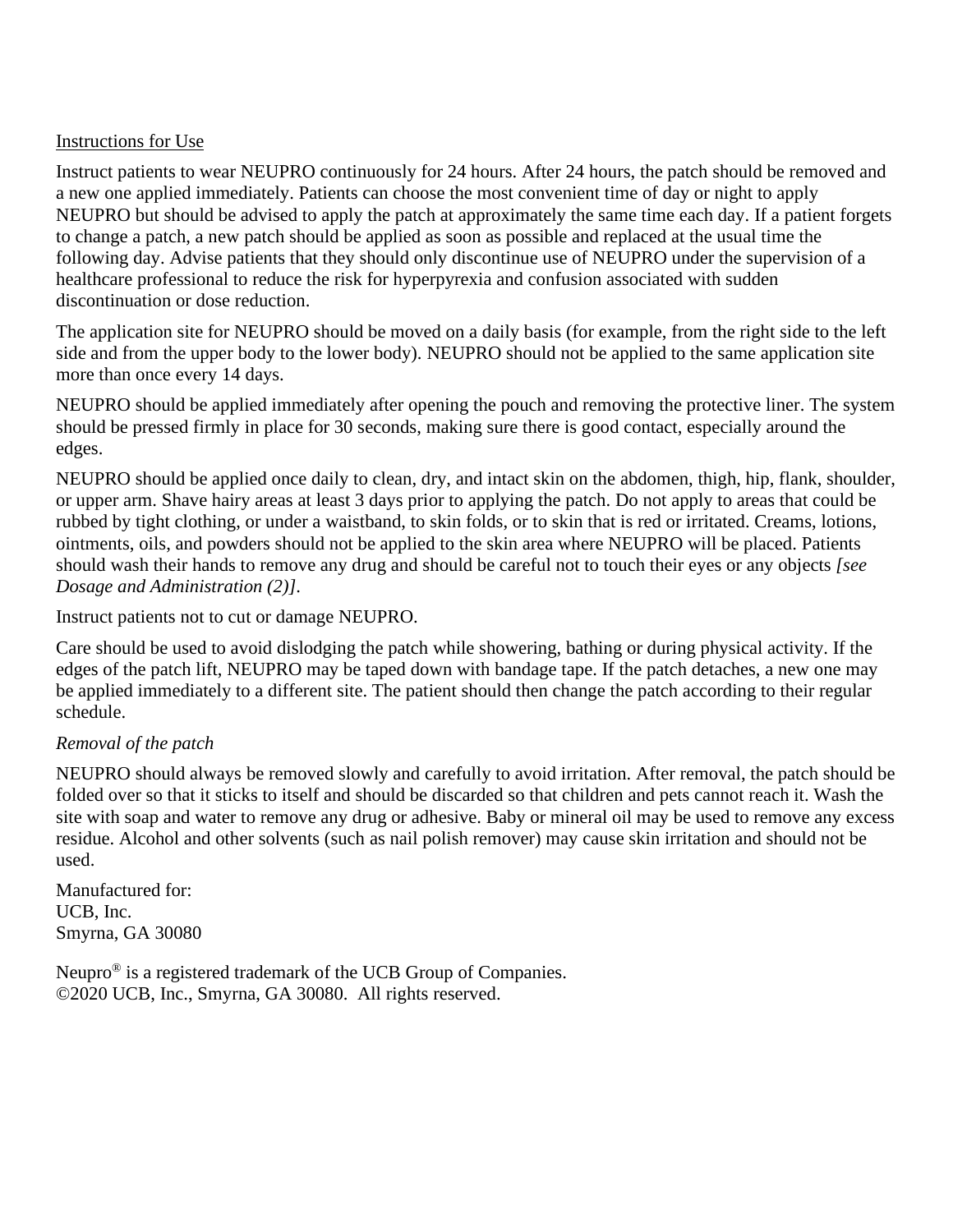Instructions for Use

Instruct patients to wear NEUPRO continuously for 24 hours. After 24 hours, the patch should be removed and a new one applied immediately. Patients can choose the most convenient time of day or night to apply NEUPRO but should be advised to apply the patch at approximately the same time each day. If a patient forgets to change a patch, a new patch should be applied as soon as possible and replaced at the usual time the following day. Advise patients that they should only discontinue use of NEUPRO under the supervision of a healthcare professional to reduce the risk for hyperpyrexia and confusion associated with sudden discontinuation or dose reduction.

The application site for NEUPRO should be moved on a daily basis (for example, from the right side to the left side and from the upper body to the lower body). NEUPRO should not be applied to the same application site more than once every 14 days.

NEUPRO should be applied immediately after opening the pouch and removing the protective liner. The system should be pressed firmly in place for 30 seconds, making sure there is good contact, especially around the edges.

NEUPRO should be applied once daily to clean, dry, and intact skin on the abdomen, thigh, hip, flank, shoulder, or upper arm. Shave hairy areas at least 3 days prior to applying the patch. Do not apply to areas that could be rubbed by tight clothing, or under a waistband, to skin folds, or to skin that is red or irritated. Creams, lotions, ointments, oils, and powders should not be applied to the skin area where NEUPRO will be placed. Patients should wash their hands to remove any drug and should be careful not to touch their eyes or any objects *[see Dosage and Administration (2)]*.

Instruct patients not to cut or damage NEUPRO.

Care should be used to avoid dislodging the patch while showering, bathing or during physical activity. If the edges of the patch lift, NEUPRO may be taped down with bandage tape. If the patch detaches, a new one may be applied immediately to a different site. The patient should then change the patch according to their regular schedule.

*Removal of the patch*

NEUPRO should always be removed slowly and carefully to avoid irritation. After removal, the patch should be folded over so that it sticks to itself and should be discarded so that children and pets cannot reach it. Wash the site with soap and water to remove any drug or adhesive. Baby or mineral oil may be used to remove any excess residue. Alcohol and other solvents (such as nail polish remover) may cause skin irritation and should not be used.

Manufactured for:
UCB, Inc.
Smyrna, GA 30080

Neupro® is a registered trademark of the UCB Group of Companies.
©2020 UCB, Inc., Smyrna, GA 30080. All rights reserved.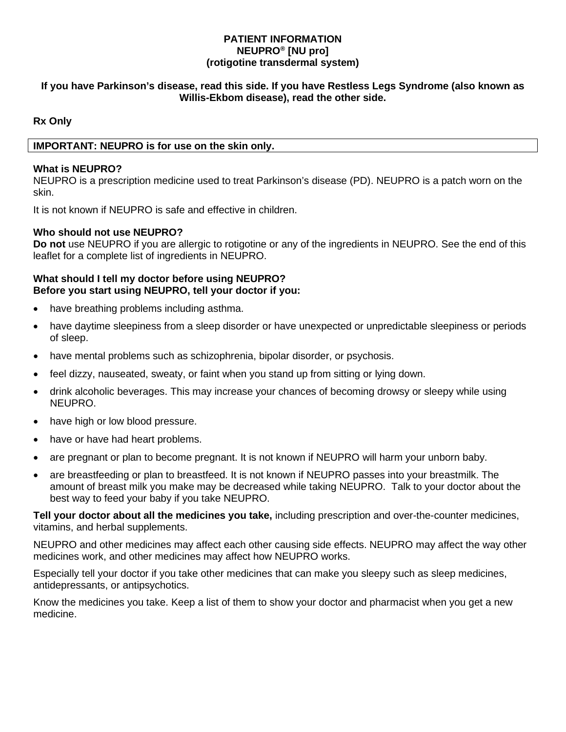**PATIENT INFORMATION**
**NEUPRO® [NU pro]**
**(rotigotine transdermal system)**

**If you have Parkinson's disease, read this side. If you have Restless Legs Syndrome (also known as Willis-Ekbom disease), read the other side.**

**Rx Only**

| **IMPORTANT: NEUPRO is for use on the skin only.** |
|---|

**What is NEUPRO?**
NEUPRO is a prescription medicine used to treat Parkinson's disease (PD). NEUPRO is a patch worn on the skin.

It is not known if NEUPRO is safe and effective in children.

**Who should not use NEUPRO?**
**Do not** use NEUPRO if you are allergic to rotigotine or any of the ingredients in NEUPRO. See the end of this leaflet for a complete list of ingredients in NEUPRO.

**What should I tell my doctor before using NEUPRO?**
**Before you start using NEUPRO, tell your doctor if you:**

- have breathing problems including asthma.
- have daytime sleepiness from a sleep disorder or have unexpected or unpredictable sleepiness or periods of sleep.
- have mental problems such as schizophrenia, bipolar disorder, or psychosis.
- feel dizzy, nauseated, sweaty, or faint when you stand up from sitting or lying down.
- drink alcoholic beverages. This may increase your chances of becoming drowsy or sleepy while using NEUPRO.
- have high or low blood pressure.
- have or have had heart problems.
- are pregnant or plan to become pregnant. It is not known if NEUPRO will harm your unborn baby.
- are breastfeeding or plan to breastfeed. It is not known if NEUPRO passes into your breastmilk. The amount of breast milk you make may be decreased while taking NEUPRO. Talk to your doctor about the best way to feed your baby if you take NEUPRO.

**Tell your doctor about all the medicines you take,** including prescription and over-the-counter medicines, vitamins, and herbal supplements.

NEUPRO and other medicines may affect each other causing side effects. NEUPRO may affect the way other medicines work, and other medicines may affect how NEUPRO works.

Especially tell your doctor if you take other medicines that can make you sleepy such as sleep medicines, antidepressants, or antipsychotics.

Know the medicines you take. Keep a list of them to show your doctor and pharmacist when you get a new medicine.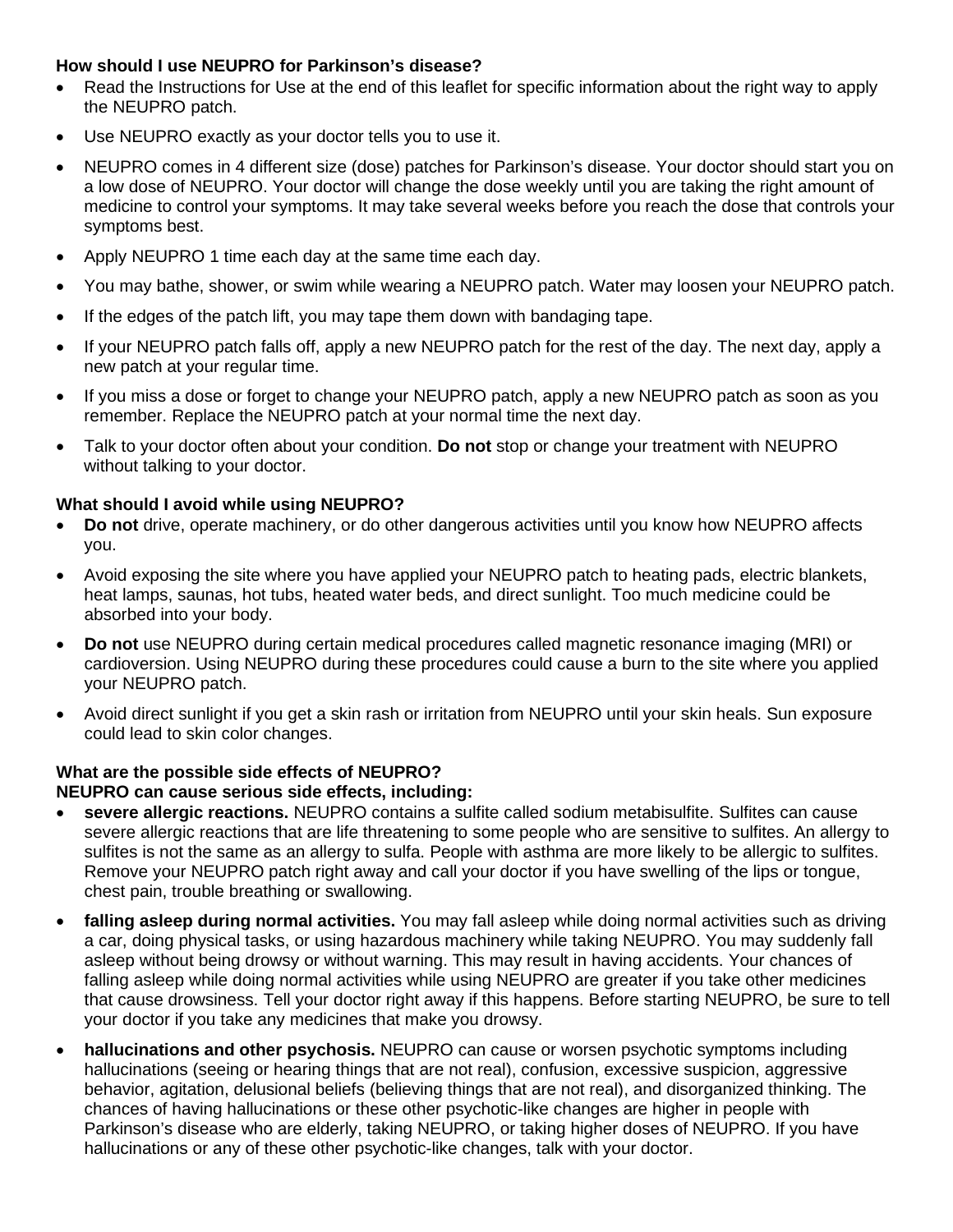**How should I use NEUPRO for Parkinson's disease?**

- Read the Instructions for Use at the end of this leaflet for specific information about the right way to apply the NEUPRO patch.
- Use NEUPRO exactly as your doctor tells you to use it.
- NEUPRO comes in 4 different size (dose) patches for Parkinson's disease. Your doctor should start you on a low dose of NEUPRO. Your doctor will change the dose weekly until you are taking the right amount of medicine to control your symptoms. It may take several weeks before you reach the dose that controls your symptoms best.
- Apply NEUPRO 1 time each day at the same time each day.
- You may bathe, shower, or swim while wearing a NEUPRO patch. Water may loosen your NEUPRO patch.
- If the edges of the patch lift, you may tape them down with bandaging tape.
- If your NEUPRO patch falls off, apply a new NEUPRO patch for the rest of the day. The next day, apply a new patch at your regular time.
- If you miss a dose or forget to change your NEUPRO patch, apply a new NEUPRO patch as soon as you remember. Replace the NEUPRO patch at your normal time the next day.
- Talk to your doctor often about your condition. **Do not** stop or change your treatment with NEUPRO without talking to your doctor.

**What should I avoid while using NEUPRO?**

- **Do not** drive, operate machinery, or do other dangerous activities until you know how NEUPRO affects you.
- Avoid exposing the site where you have applied your NEUPRO patch to heating pads, electric blankets, heat lamps, saunas, hot tubs, heated water beds, and direct sunlight. Too much medicine could be absorbed into your body.
- **Do not** use NEUPRO during certain medical procedures called magnetic resonance imaging (MRI) or cardioversion. Using NEUPRO during these procedures could cause a burn to the site where you applied your NEUPRO patch.
- Avoid direct sunlight if you get a skin rash or irritation from NEUPRO until your skin heals. Sun exposure could lead to skin color changes.

**What are the possible side effects of NEUPRO?**
**NEUPRO can cause serious side effects, including:**

- **severe allergic reactions.** NEUPRO contains a sulfite called sodium metabisulfite. Sulfites can cause severe allergic reactions that are life threatening to some people who are sensitive to sulfites. An allergy to sulfites is not the same as an allergy to sulfa. People with asthma are more likely to be allergic to sulfites. Remove your NEUPRO patch right away and call your doctor if you have swelling of the lips or tongue, chest pain, trouble breathing or swallowing.
- **falling asleep during normal activities.** You may fall asleep while doing normal activities such as driving a car, doing physical tasks, or using hazardous machinery while taking NEUPRO. You may suddenly fall asleep without being drowsy or without warning. This may result in having accidents. Your chances of falling asleep while doing normal activities while using NEUPRO are greater if you take other medicines that cause drowsiness. Tell your doctor right away if this happens. Before starting NEUPRO, be sure to tell your doctor if you take any medicines that make you drowsy.
- **hallucinations and other psychosis.** NEUPRO can cause or worsen psychotic symptoms including hallucinations (seeing or hearing things that are not real), confusion, excessive suspicion, aggressive behavior, agitation, delusional beliefs (believing things that are not real), and disorganized thinking. The chances of having hallucinations or these other psychotic-like changes are higher in people with Parkinson's disease who are elderly, taking NEUPRO, or taking higher doses of NEUPRO. If you have hallucinations or any of these other psychotic-like changes, talk with your doctor.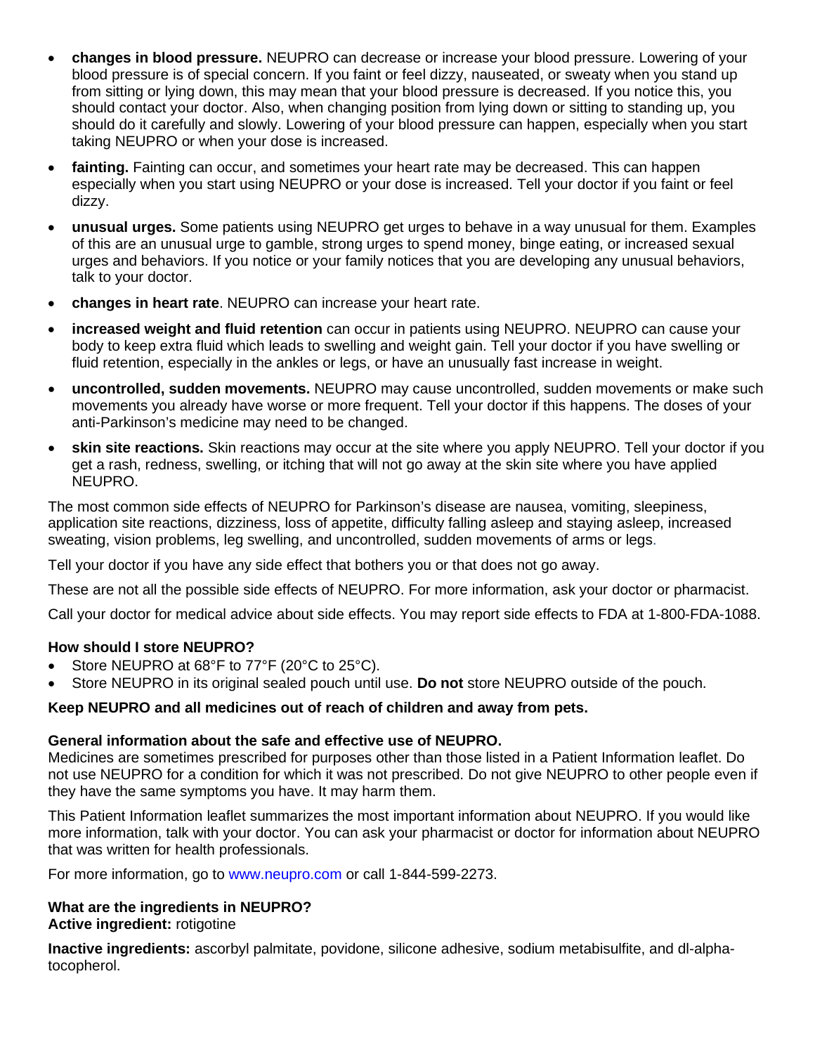- **changes in blood pressure.** NEUPRO can decrease or increase your blood pressure. Lowering of your blood pressure is of special concern. If you faint or feel dizzy, nauseated, or sweaty when you stand up from sitting or lying down, this may mean that your blood pressure is decreased. If you notice this, you should contact your doctor. Also, when changing position from lying down or sitting to standing up, you should do it carefully and slowly. Lowering of your blood pressure can happen, especially when you start taking NEUPRO or when your dose is increased.
- **fainting.** Fainting can occur, and sometimes your heart rate may be decreased. This can happen especially when you start using NEUPRO or your dose is increased. Tell your doctor if you faint or feel dizzy.
- **unusual urges.** Some patients using NEUPRO get urges to behave in a way unusual for them. Examples of this are an unusual urge to gamble, strong urges to spend money, binge eating, or increased sexual urges and behaviors. If you notice or your family notices that you are developing any unusual behaviors, talk to your doctor.
- **changes in heart rate**. NEUPRO can increase your heart rate.
- **increased weight and fluid retention** can occur in patients using NEUPRO. NEUPRO can cause your body to keep extra fluid which leads to swelling and weight gain. Tell your doctor if you have swelling or fluid retention, especially in the ankles or legs, or have an unusually fast increase in weight.
- **uncontrolled, sudden movements.** NEUPRO may cause uncontrolled, sudden movements or make such movements you already have worse or more frequent. Tell your doctor if this happens. The doses of your anti-Parkinson's medicine may need to be changed.
- **skin site reactions.** Skin reactions may occur at the site where you apply NEUPRO. Tell your doctor if you get a rash, redness, swelling, or itching that will not go away at the skin site where you have applied NEUPRO.

The most common side effects of NEUPRO for Parkinson's disease are nausea, vomiting, sleepiness, application site reactions, dizziness, loss of appetite, difficulty falling asleep and staying asleep, increased sweating, vision problems, leg swelling, and uncontrolled, sudden movements of arms or legs.

Tell your doctor if you have any side effect that bothers you or that does not go away.

These are not all the possible side effects of NEUPRO. For more information, ask your doctor or pharmacist.

Call your doctor for medical advice about side effects. You may report side effects to FDA at 1-800-FDA-1088.

**How should I store NEUPRO?**

- Store NEUPRO at 68°F to 77°F (20°C to 25°C).
- Store NEUPRO in its original sealed pouch until use. **Do not** store NEUPRO outside of the pouch.

**Keep NEUPRO and all medicines out of reach of children and away from pets.**

**General information about the safe and effective use of NEUPRO.**

Medicines are sometimes prescribed for purposes other than those listed in a Patient Information leaflet. Do not use NEUPRO for a condition for which it was not prescribed. Do not give NEUPRO to other people even if they have the same symptoms you have. It may harm them.

This Patient Information leaflet summarizes the most important information about NEUPRO. If you would like more information, talk with your doctor. You can ask your pharmacist or doctor for information about NEUPRO that was written for health professionals.

For more information, go to www.neupro.com or call 1-844-599-2273.

**What are the ingredients in NEUPRO?**

**Active ingredient:** rotigotine

**Inactive ingredients:** ascorbyl palmitate, povidone, silicone adhesive, sodium metabisulfite, and dl-alpha-tocopherol.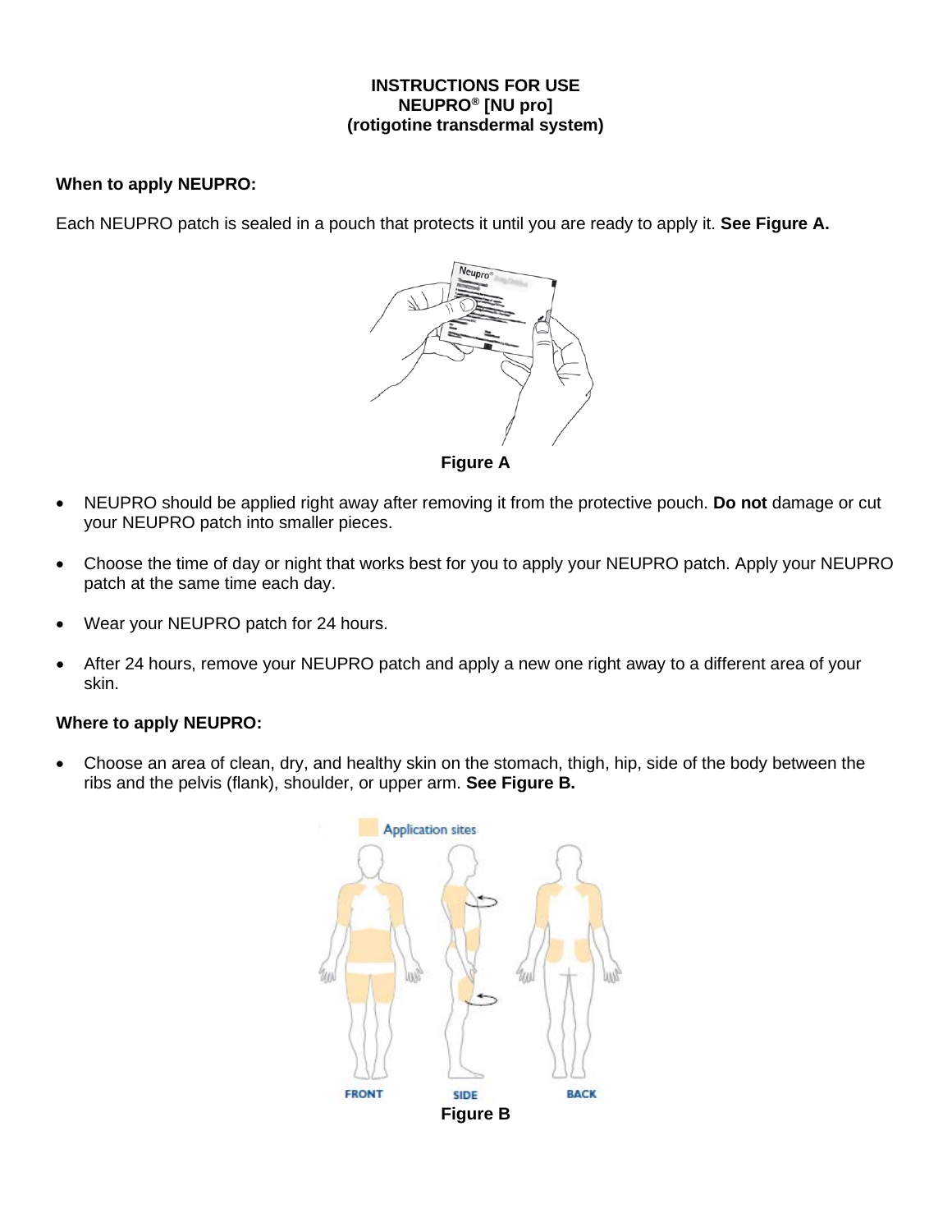# INSTRUCTIONS FOR USE
# NEUPRO® [NU pro]
# (rotigotine transdermal system)

**When to apply NEUPRO:**

Each NEUPRO patch is sealed in a pouch that protects it until you are ready to apply it. **See Figure A.**

**Figure A**

- NEUPRO should be applied right away after removing it from the protective pouch. **Do not** damage or cut your NEUPRO patch into smaller pieces.
- Choose the time of day or night that works best for you to apply your NEUPRO patch. Apply your NEUPRO patch at the same time each day.
- Wear your NEUPRO patch for 24 hours.
- After 24 hours, remove your NEUPRO patch and apply a new one right away to a different area of your skin.

**Where to apply NEUPRO:**

- Choose an area of clean, dry, and healthy skin on the stomach, thigh, hip, side of the body between the ribs and the pelvis (flank), shoulder, or upper arm. **See Figure B.**

**Figure B**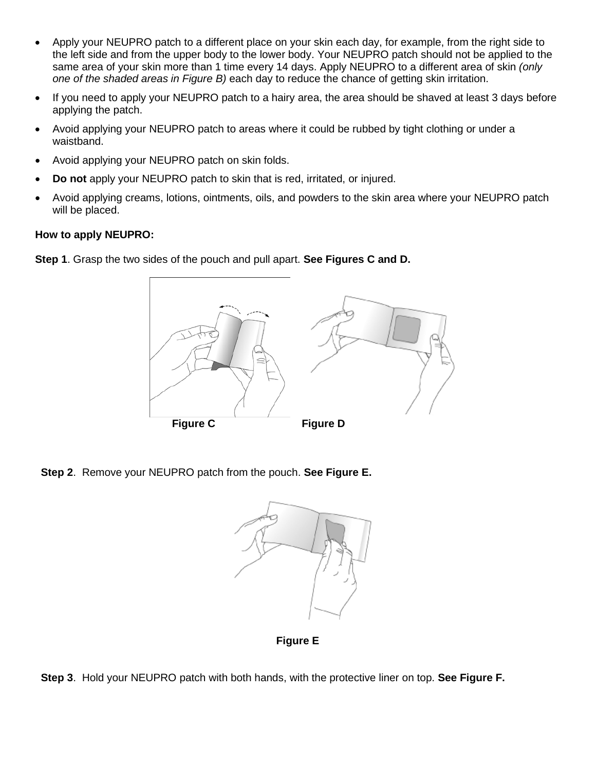- Apply your NEUPRO patch to a different place on your skin each day, for example, from the right side to the left side and from the upper body to the lower body. Your NEUPRO patch should not be applied to the same area of your skin more than 1 time every 14 days. Apply NEUPRO to a different area of skin *(only one of the shaded areas in Figure B)* each day to reduce the chance of getting skin irritation.
- If you need to apply your NEUPRO patch to a hairy area, the area should be shaved at least 3 days before applying the patch.
- Avoid applying your NEUPRO patch to areas where it could be rubbed by tight clothing or under a waistband.
- Avoid applying your NEUPRO patch on skin folds.
- **Do not** apply your NEUPRO patch to skin that is red, irritated, or injured.
- Avoid applying creams, lotions, ointments, oils, and powders to the skin area where your NEUPRO patch will be placed.

**How to apply NEUPRO:**

**Step 1**. Grasp the two sides of the pouch and pull apart. **See Figures C and D.**

**Figure C** **Figure D**

**Step 2**. Remove your NEUPRO patch from the pouch. **See Figure E.**

**Figure E**

**Step 3**. Hold your NEUPRO patch with both hands, with the protective liner on top. **See Figure F.**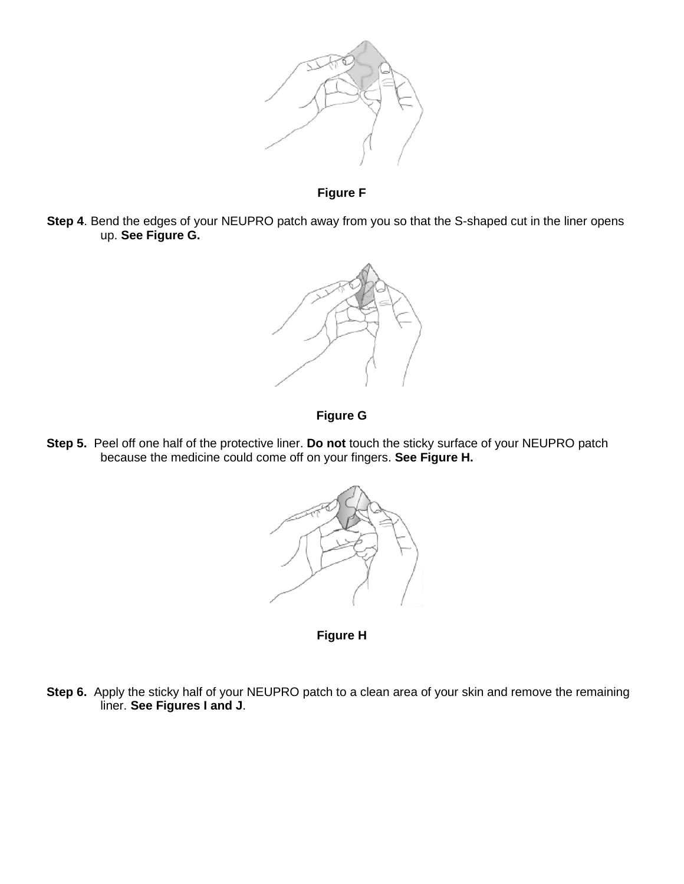**Figure F**

**Step 4**. Bend the edges of your NEUPRO patch away from you so that the S-shaped cut in the liner opens up. **See Figure G.**

**Figure G**

**Step 5.** Peel off one half of the protective liner. **Do not** touch the sticky surface of your NEUPRO patch because the medicine could come off on your fingers. **See Figure H.**

**Figure H**

**Step 6.** Apply the sticky half of your NEUPRO patch to a clean area of your skin and remove the remaining liner. **See Figures I and J**.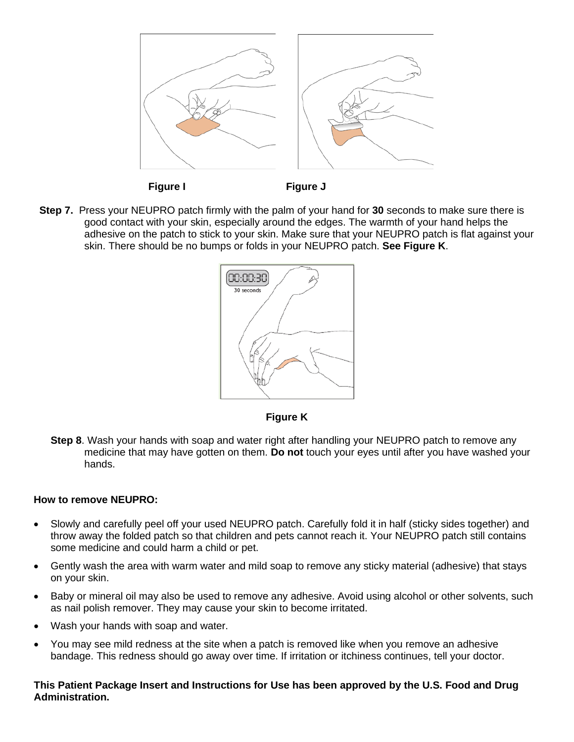Figure I Figure J

**Step 7.** Press your NEUPRO patch firmly with the palm of your hand for **30** seconds to make sure there is good contact with your skin, especially around the edges. The warmth of your hand helps the adhesive on the patch to stick to your skin. Make sure that your NEUPRO patch is flat against your skin. There should be no bumps or folds in your NEUPRO patch. **See Figure K**.

**Figure K**

**Step 8**. Wash your hands with soap and water right after handling your NEUPRO patch to remove any medicine that may have gotten on them. **Do not** touch your eyes until after you have washed your hands.

**How to remove NEUPRO:**

- Slowly and carefully peel off your used NEUPRO patch. Carefully fold it in half (sticky sides together) and throw away the folded patch so that children and pets cannot reach it. Your NEUPRO patch still contains some medicine and could harm a child or pet.
- Gently wash the area with warm water and mild soap to remove any sticky material (adhesive) that stays on your skin.
- Baby or mineral oil may also be used to remove any adhesive. Avoid using alcohol or other solvents, such as nail polish remover. They may cause your skin to become irritated.
- Wash your hands with soap and water.
- You may see mild redness at the site when a patch is removed like when you remove an adhesive bandage. This redness should go away over time. If irritation or itchiness continues, tell your doctor.

**This Patient Package Insert and Instructions for Use has been approved by the U.S. Food and Drug Administration.**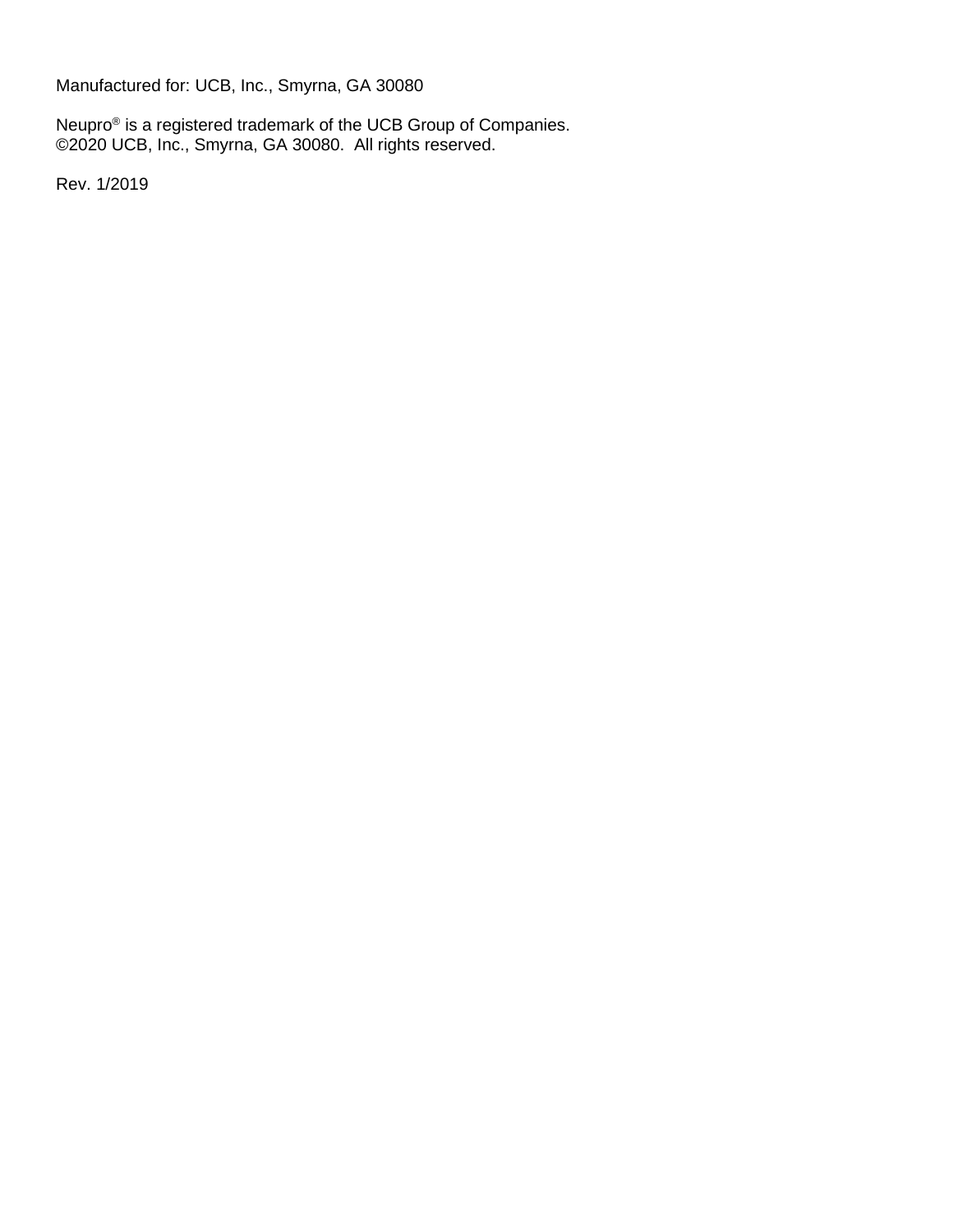Manufactured for: UCB, Inc., Smyrna, GA 30080

Neupro® is a registered trademark of the UCB Group of Companies.
©2020 UCB, Inc., Smyrna, GA 30080. All rights reserved.

Rev. 1/2019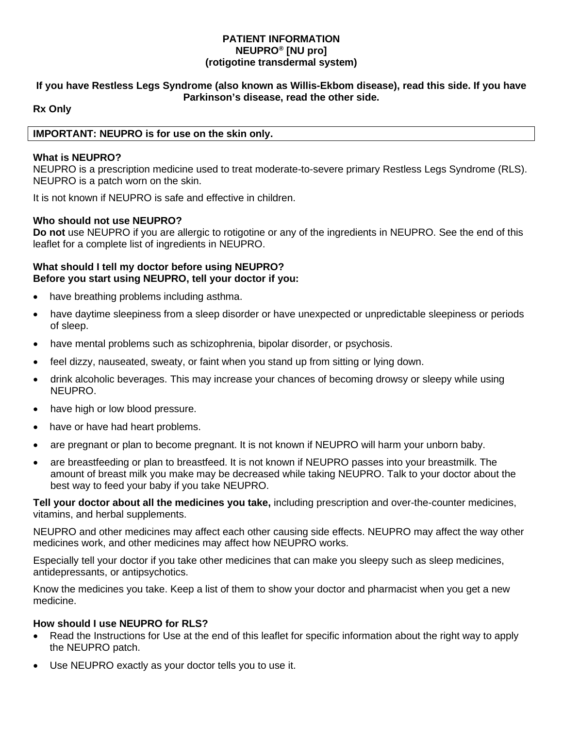**PATIENT INFORMATION**
**NEUPRO® [NU pro]**
**(rotigotine transdermal system)**

**If you have Restless Legs Syndrome (also known as Willis-Ekbom disease), read this side. If you have Parkinson's disease, read the other side.**

**Rx Only**

| **IMPORTANT: NEUPRO is for use on the skin only.** |
|---|

**What is NEUPRO?**

NEUPRO is a prescription medicine used to treat moderate-to-severe primary Restless Legs Syndrome (RLS). NEUPRO is a patch worn on the skin.

It is not known if NEUPRO is safe and effective in children.

**Who should not use NEUPRO?**

**Do not** use NEUPRO if you are allergic to rotigotine or any of the ingredients in NEUPRO. See the end of this leaflet for a complete list of ingredients in NEUPRO.

**What should I tell my doctor before using NEUPRO?**
**Before you start using NEUPRO, tell your doctor if you:**

- have breathing problems including asthma.
- have daytime sleepiness from a sleep disorder or have unexpected or unpredictable sleepiness or periods of sleep.
- have mental problems such as schizophrenia, bipolar disorder, or psychosis.
- feel dizzy, nauseated, sweaty, or faint when you stand up from sitting or lying down.
- drink alcoholic beverages. This may increase your chances of becoming drowsy or sleepy while using NEUPRO.
- have high or low blood pressure.
- have or have had heart problems.
- are pregnant or plan to become pregnant. It is not known if NEUPRO will harm your unborn baby.
- are breastfeeding or plan to breastfeed. It is not known if NEUPRO passes into your breastmilk. The amount of breast milk you make may be decreased while taking NEUPRO. Talk to your doctor about the best way to feed your baby if you take NEUPRO.

**Tell your doctor about all the medicines you take,** including prescription and over-the-counter medicines, vitamins, and herbal supplements.

NEUPRO and other medicines may affect each other causing side effects. NEUPRO may affect the way other medicines work, and other medicines may affect how NEUPRO works.

Especially tell your doctor if you take other medicines that can make you sleepy such as sleep medicines, antidepressants, or antipsychotics.

Know the medicines you take. Keep a list of them to show your doctor and pharmacist when you get a new medicine.

**How should I use NEUPRO for RLS?**

- Read the Instructions for Use at the end of this leaflet for specific information about the right way to apply the NEUPRO patch.
- Use NEUPRO exactly as your doctor tells you to use it.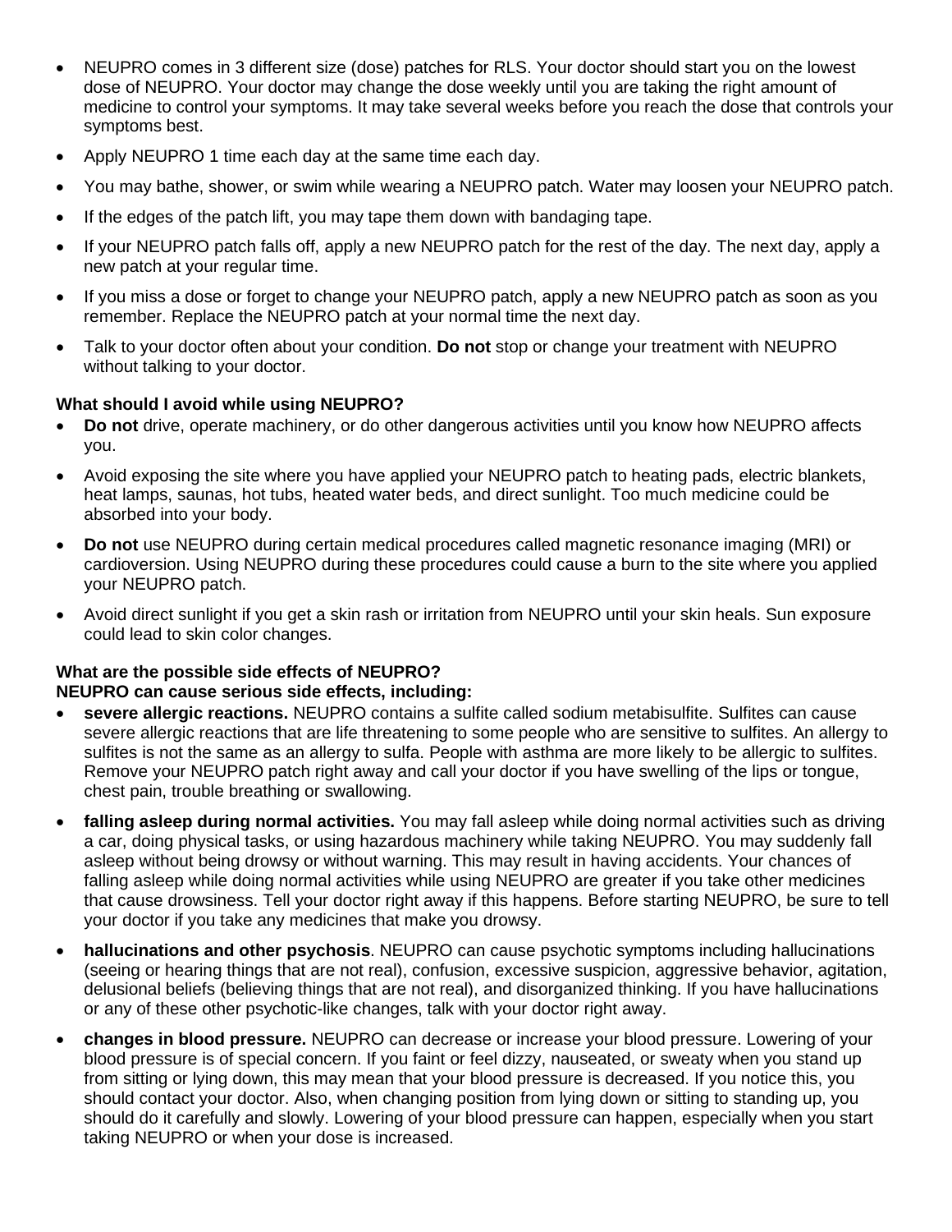- NEUPRO comes in 3 different size (dose) patches for RLS. Your doctor should start you on the lowest dose of NEUPRO. Your doctor may change the dose weekly until you are taking the right amount of medicine to control your symptoms. It may take several weeks before you reach the dose that controls your symptoms best.
- Apply NEUPRO 1 time each day at the same time each day.
- You may bathe, shower, or swim while wearing a NEUPRO patch. Water may loosen your NEUPRO patch.
- If the edges of the patch lift, you may tape them down with bandaging tape.
- If your NEUPRO patch falls off, apply a new NEUPRO patch for the rest of the day. The next day, apply a new patch at your regular time.
- If you miss a dose or forget to change your NEUPRO patch, apply a new NEUPRO patch as soon as you remember. Replace the NEUPRO patch at your normal time the next day.
- Talk to your doctor often about your condition. **Do not** stop or change your treatment with NEUPRO without talking to your doctor.

**What should I avoid while using NEUPRO?**

- **Do not** drive, operate machinery, or do other dangerous activities until you know how NEUPRO affects you.
- Avoid exposing the site where you have applied your NEUPRO patch to heating pads, electric blankets, heat lamps, saunas, hot tubs, heated water beds, and direct sunlight. Too much medicine could be absorbed into your body.
- **Do not** use NEUPRO during certain medical procedures called magnetic resonance imaging (MRI) or cardioversion. Using NEUPRO during these procedures could cause a burn to the site where you applied your NEUPRO patch.
- Avoid direct sunlight if you get a skin rash or irritation from NEUPRO until your skin heals. Sun exposure could lead to skin color changes.

**What are the possible side effects of NEUPRO?**
**NEUPRO can cause serious side effects, including:**

- **severe allergic reactions.** NEUPRO contains a sulfite called sodium metabisulfite. Sulfites can cause severe allergic reactions that are life threatening to some people who are sensitive to sulfites. An allergy to sulfites is not the same as an allergy to sulfa. People with asthma are more likely to be allergic to sulfites. Remove your NEUPRO patch right away and call your doctor if you have swelling of the lips or tongue, chest pain, trouble breathing or swallowing.
- **falling asleep during normal activities.** You may fall asleep while doing normal activities such as driving a car, doing physical tasks, or using hazardous machinery while taking NEUPRO. You may suddenly fall asleep without being drowsy or without warning. This may result in having accidents. Your chances of falling asleep while doing normal activities while using NEUPRO are greater if you take other medicines that cause drowsiness. Tell your doctor right away if this happens. Before starting NEUPRO, be sure to tell your doctor if you take any medicines that make you drowsy.
- **hallucinations and other psychosis**. NEUPRO can cause psychotic symptoms including hallucinations (seeing or hearing things that are not real), confusion, excessive suspicion, aggressive behavior, agitation, delusional beliefs (believing things that are not real), and disorganized thinking. If you have hallucinations or any of these other psychotic-like changes, talk with your doctor right away.
- **changes in blood pressure.** NEUPRO can decrease or increase your blood pressure. Lowering of your blood pressure is of special concern. If you faint or feel dizzy, nauseated, or sweaty when you stand up from sitting or lying down, this may mean that your blood pressure is decreased. If you notice this, you should contact your doctor. Also, when changing position from lying down or sitting to standing up, you should do it carefully and slowly. Lowering of your blood pressure can happen, especially when you start taking NEUPRO or when your dose is increased.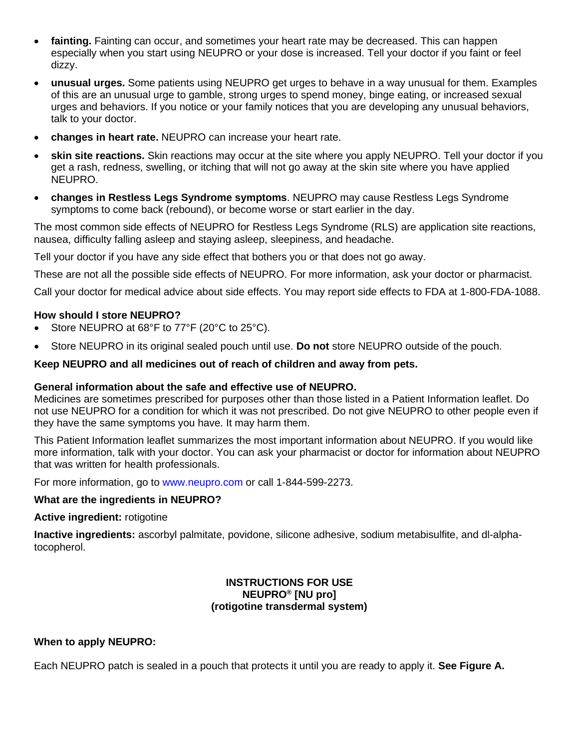- **fainting.** Fainting can occur, and sometimes your heart rate may be decreased. This can happen especially when you start using NEUPRO or your dose is increased. Tell your doctor if you faint or feel dizzy.
- **unusual urges.** Some patients using NEUPRO get urges to behave in a way unusual for them. Examples of this are an unusual urge to gamble, strong urges to spend money, binge eating, or increased sexual urges and behaviors. If you notice or your family notices that you are developing any unusual behaviors, talk to your doctor.
- **changes in heart rate.** NEUPRO can increase your heart rate.
- **skin site reactions.** Skin reactions may occur at the site where you apply NEUPRO. Tell your doctor if you get a rash, redness, swelling, or itching that will not go away at the skin site where you have applied NEUPRO.
- **changes in Restless Legs Syndrome symptoms**. NEUPRO may cause Restless Legs Syndrome symptoms to come back (rebound), or become worse or start earlier in the day.

The most common side effects of NEUPRO for Restless Legs Syndrome (RLS) are application site reactions, nausea, difficulty falling asleep and staying asleep, sleepiness, and headache.

Tell your doctor if you have any side effect that bothers you or that does not go away.

These are not all the possible side effects of NEUPRO. For more information, ask your doctor or pharmacist.

Call your doctor for medical advice about side effects. You may report side effects to FDA at 1-800-FDA-1088.

**How should I store NEUPRO?**

- Store NEUPRO at 68°F to 77°F (20°C to 25°C).
- Store NEUPRO in its original sealed pouch until use. **Do not** store NEUPRO outside of the pouch.

**Keep NEUPRO and all medicines out of reach of children and away from pets.**

**General information about the safe and effective use of NEUPRO.**
Medicines are sometimes prescribed for purposes other than those listed in a Patient Information leaflet. Do not use NEUPRO for a condition for which it was not prescribed. Do not give NEUPRO to other people even if they have the same symptoms you have. It may harm them.

This Patient Information leaflet summarizes the most important information about NEUPRO. If you would like more information, talk with your doctor. You can ask your pharmacist or doctor for information about NEUPRO that was written for health professionals.

For more information, go to www.neupro.com or call 1-844-599-2273.

**What are the ingredients in NEUPRO?**

**Active ingredient:** rotigotine

**Inactive ingredients:** ascorbyl palmitate, povidone, silicone adhesive, sodium metabisulfite, and dl-alpha-tocopherol.

**INSTRUCTIONS FOR USE**
**NEUPRO® [NU pro]**
**(rotigotine transdermal system)**

**When to apply NEUPRO:**

Each NEUPRO patch is sealed in a pouch that protects it until you are ready to apply it. **See Figure A.**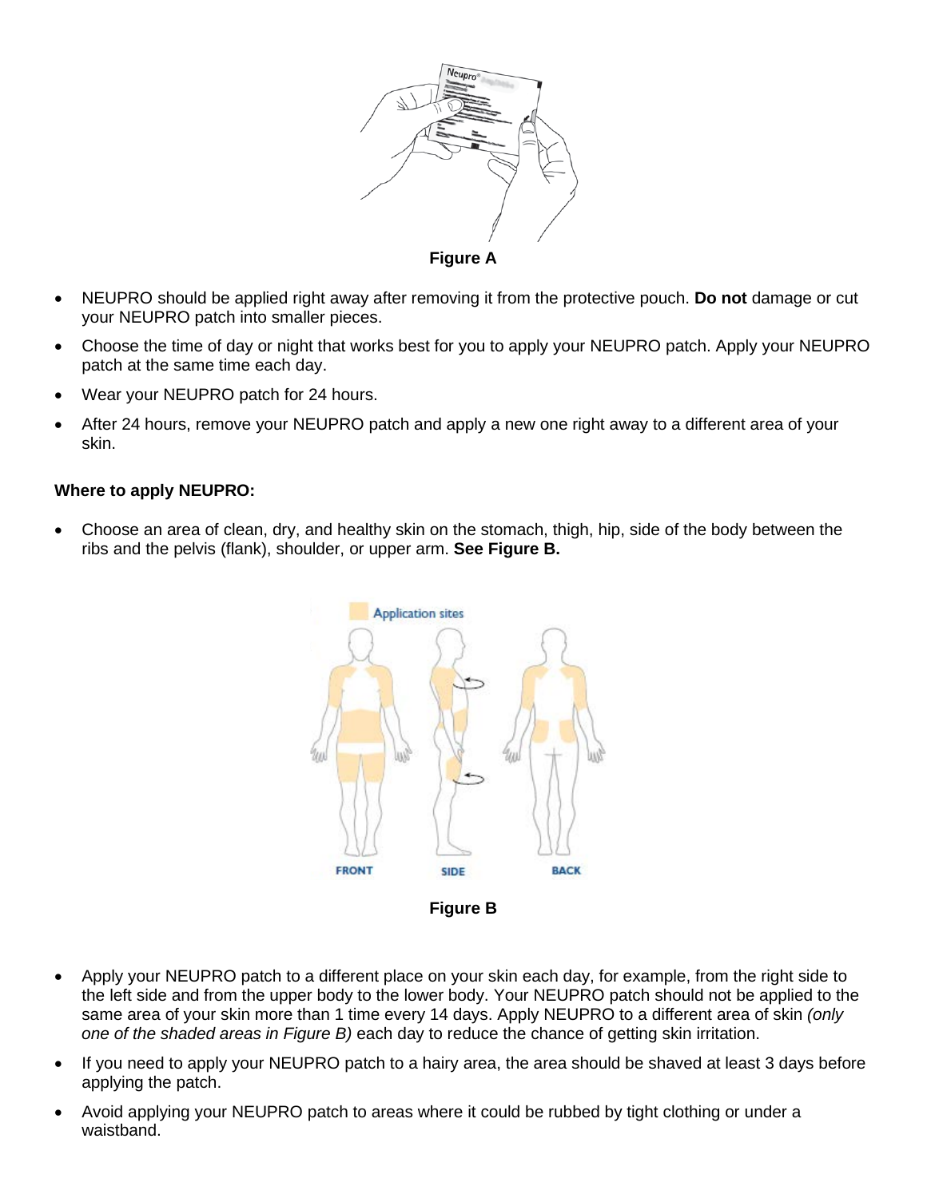Figure A

- NEUPRO should be applied right away after removing it from the protective pouch. **Do not** damage or cut your NEUPRO patch into smaller pieces.
- Choose the time of day or night that works best for you to apply your NEUPRO patch. Apply your NEUPRO patch at the same time each day.
- Wear your NEUPRO patch for 24 hours.
- After 24 hours, remove your NEUPRO patch and apply a new one right away to a different area of your skin.

**Where to apply NEUPRO:**

- Choose an area of clean, dry, and healthy skin on the stomach, thigh, hip, side of the body between the ribs and the pelvis (flank), shoulder, or upper arm. **See Figure B.**

Figure B

- Apply your NEUPRO patch to a different place on your skin each day, for example, from the right side to the left side and from the upper body to the lower body. Your NEUPRO patch should not be applied to the same area of your skin more than 1 time every 14 days. Apply NEUPRO to a different area of skin *(only one of the shaded areas in Figure B)* each day to reduce the chance of getting skin irritation.
- If you need to apply your NEUPRO patch to a hairy area, the area should be shaved at least 3 days before applying the patch.
- Avoid applying your NEUPRO patch to areas where it could be rubbed by tight clothing or under a waistband.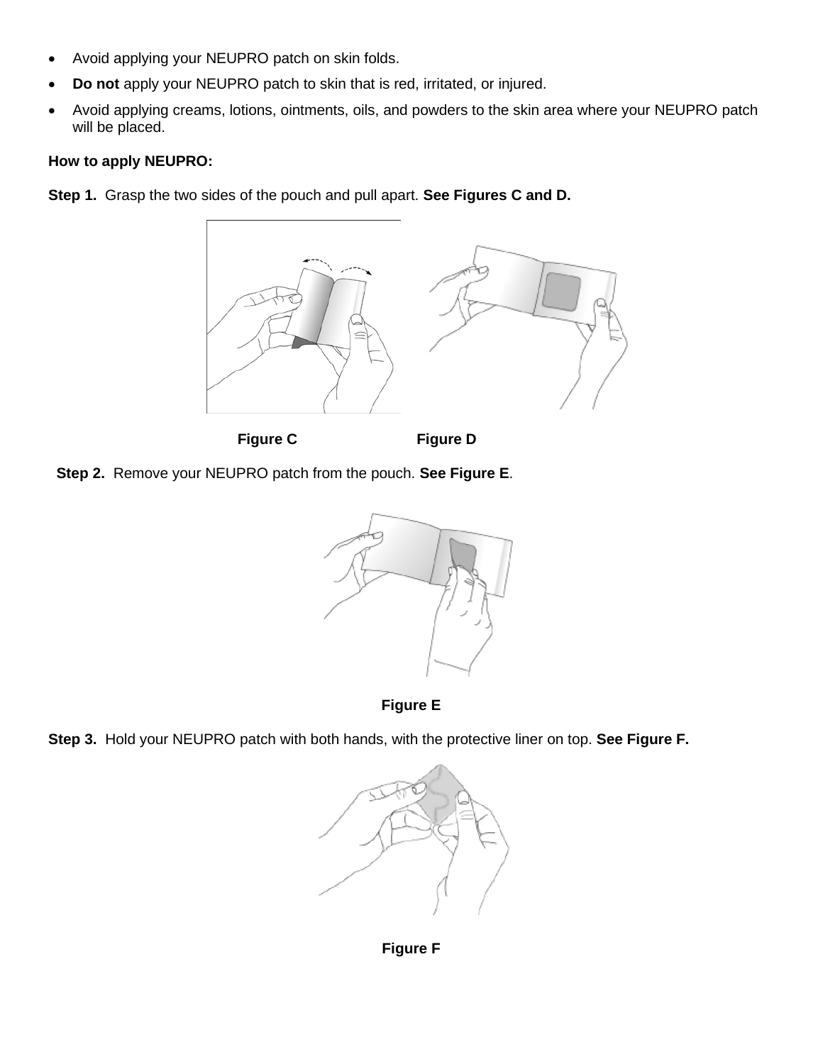- Avoid applying your NEUPRO patch on skin folds.
- **Do not** apply your NEUPRO patch to skin that is red, irritated, or injured.
- Avoid applying creams, lotions, ointments, oils, and powders to the skin area where your NEUPRO patch will be placed.

**How to apply NEUPRO:**

**Step 1.** Grasp the two sides of the pouch and pull apart. **See Figures C and D.**

**Figure C** **Figure D**

**Step 2.** Remove your NEUPRO patch from the pouch. **See Figure E**.

**Figure E**

**Step 3.** Hold your NEUPRO patch with both hands, with the protective liner on top. **See Figure F.**

**Figure F**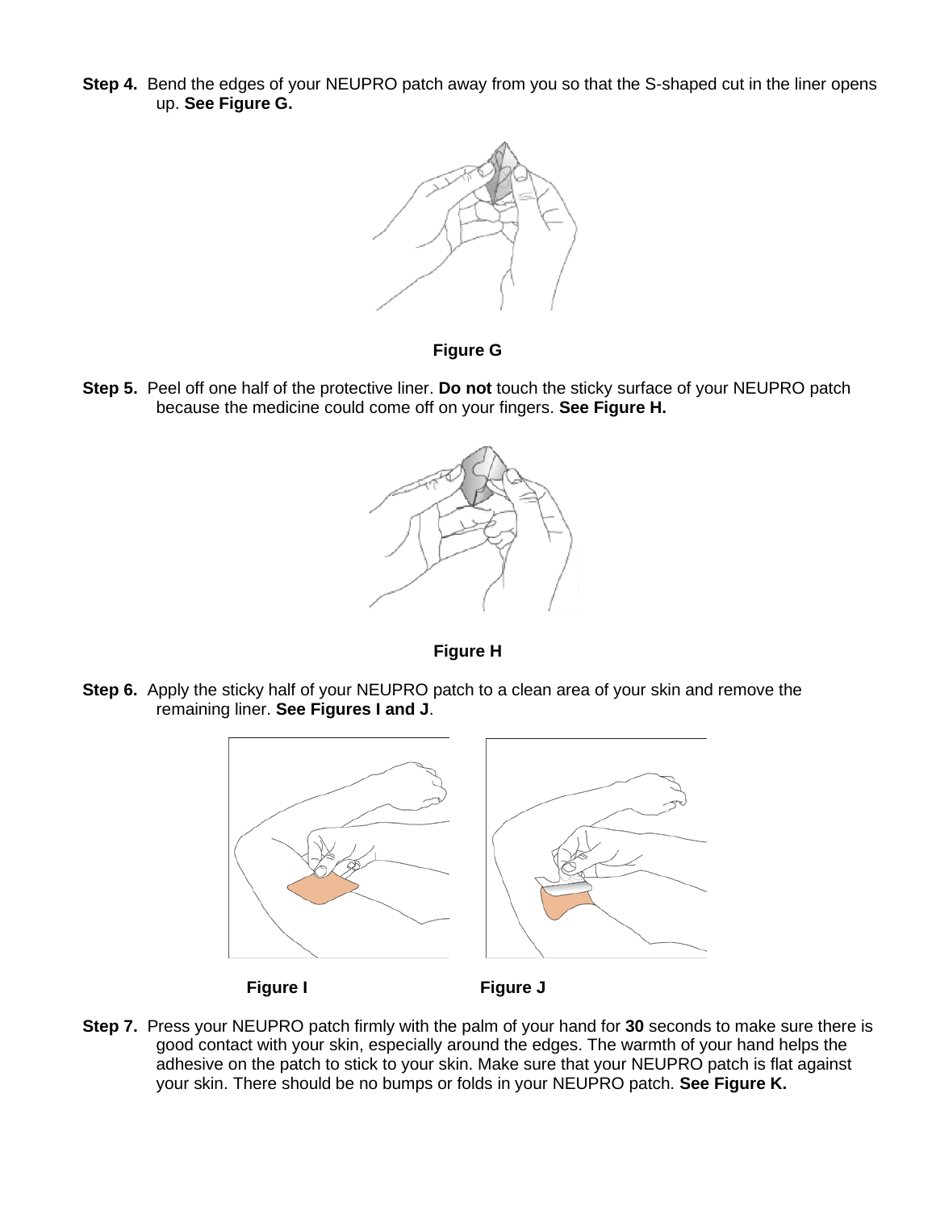**Step 4.** Bend the edges of your NEUPRO patch away from you so that the S-shaped cut in the liner opens up. **See Figure G.**

**Figure G**

**Step 5.** Peel off one half of the protective liner. **Do not** touch the sticky surface of your NEUPRO patch because the medicine could come off on your fingers. **See Figure H.**

**Figure H**

**Step 6.** Apply the sticky half of your NEUPRO patch to a clean area of your skin and remove the remaining liner. **See Figures I and J**.

**Figure I** **Figure J**

**Step 7.** Press your NEUPRO patch firmly with the palm of your hand for **30** seconds to make sure there is good contact with your skin, especially around the edges. The warmth of your hand helps the adhesive on the patch to stick to your skin. Make sure that your NEUPRO patch is flat against your skin. There should be no bumps or folds in your NEUPRO patch. **See Figure K.**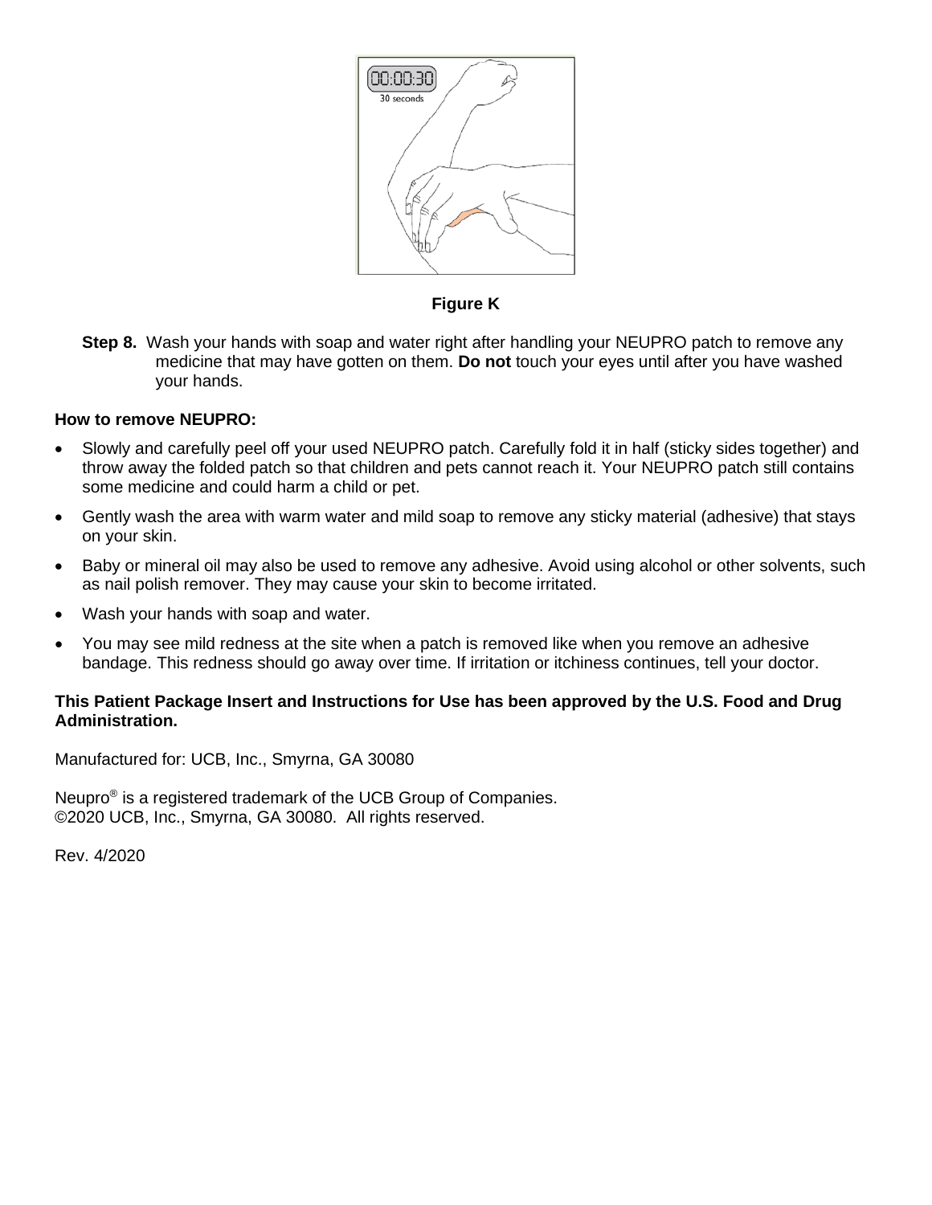00:00:30
30 seconds

**Figure K**

**Step 8.** Wash your hands with soap and water right after handling your NEUPRO patch to remove any medicine that may have gotten on them. **Do not** touch your eyes until after you have washed your hands.

**How to remove NEUPRO:**

- Slowly and carefully peel off your used NEUPRO patch. Carefully fold it in half (sticky sides together) and throw away the folded patch so that children and pets cannot reach it. Your NEUPRO patch still contains some medicine and could harm a child or pet.
- Gently wash the area with warm water and mild soap to remove any sticky material (adhesive) that stays on your skin.
- Baby or mineral oil may also be used to remove any adhesive. Avoid using alcohol or other solvents, such as nail polish remover. They may cause your skin to become irritated.
- Wash your hands with soap and water.
- You may see mild redness at the site when a patch is removed like when you remove an adhesive bandage. This redness should go away over time. If irritation or itchiness continues, tell your doctor.

**This Patient Package Insert and Instructions for Use has been approved by the U.S. Food and Drug Administration.**

Manufactured for: UCB, Inc., Smyrna, GA 30080

Neupro® is a registered trademark of the UCB Group of Companies.
©2020 UCB, Inc., Smyrna, GA 30080. All rights reserved.

Rev. 4/2020